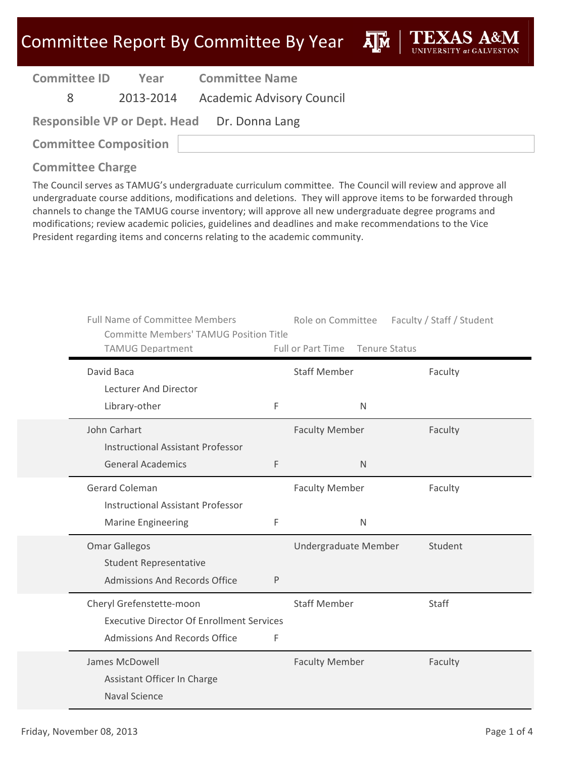# Committee Report By Committee By Year

**Texas A&M University at Galveston**

| Committee ID | Year | Committee Name |
|---|---|---|
| 8 | 2013-2014 | Academic Advisory Council |

**Responsible VP or Dept. Head** Dr. Donna Lang

**Committee Composition**

## Committee Charge

The Council serves as TAMUG's undergraduate curriculum committee. The Council will review and approve all undergraduate course additions, modifications and deletions. They will approve items to be forwarded through channels to change the TAMUG course inventory; will approve all new undergraduate degree programs and modifications; review academic policies, guidelines and deadlines and make recommendations to the Vice President regarding items and concerns relating to the academic community.

| Full Name of Committee Members / Committe Members' TAMUG Position Title / TAMUG Department | Full or Part Time | Tenure Status | Role on Committee | Faculty / Staff / Student |
|---|---|---|---|---|
| David Baca<br>Lecturer And Director<br>Library-other | F | N | Staff Member | Faculty |
| John Carhart<br>Instructional Assistant Professor<br>General Academics | F | N | Faculty Member | Faculty |
| Gerard Coleman<br>Instructional Assistant Professor<br>Marine Engineering | F | N | Faculty Member | Faculty |
| Omar Gallegos<br>Student Representative<br>Admissions And Records Office | P | | Undergraduate Member | Student |
| Cheryl Grefenstette-moon<br>Executive Director Of Enrollment Services<br>Admissions And Records Office | F | | Staff Member | Staff |
| James McDowell<br>Assistant Officer In Charge<br>Naval Science | | | Faculty Member | Faculty |

Friday, November 08, 2013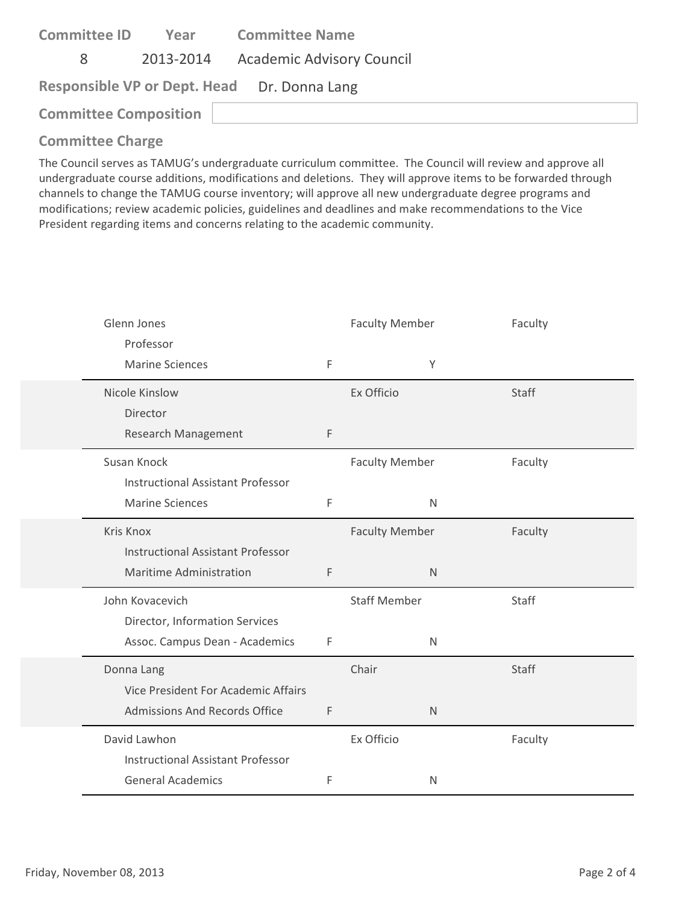| Committee ID | Year | Committee Name |
|---|---|---|
| 8 | 2013-2014 | Academic Advisory Council |

**Responsible VP or Dept. Head** Dr. Donna Lang

**Committee Composition**

**Committee Charge**

The Council serves as TAMUG's undergraduate curriculum committee. The Council will review and approve all undergraduate course additions, modifications and deletions. They will approve items to be forwarded through channels to change the TAMUG course inventory; will approve all new undergraduate degree programs and modifications; review academic policies, guidelines and deadlines and make recommendations to the Vice President regarding items and concerns relating to the academic community.

| Name / Title / Department | | Role | | Type |
|---|---|---|---|---|
| Glenn Jones<br>Professor<br>Marine Sciences | F | Faculty Member | Y | Faculty |
| Nicole Kinslow<br>Director<br>Research Management | F | Ex Officio | | Staff |
| Susan Knock<br>Instructional Assistant Professor<br>Marine Sciences | F | Faculty Member | N | Faculty |
| Kris Knox<br>Instructional Assistant Professor<br>Maritime Administration | F | Faculty Member | N | Faculty |
| John Kovacevich<br>Director, Information Services<br>Assoc. Campus Dean - Academics | F | Staff Member | N | Staff |
| Donna Lang<br>Vice President For Academic Affairs<br>Admissions And Records Office | F | Chair | N | Staff |
| David Lawhon<br>Instructional Assistant Professor<br>General Academics | F | Ex Officio | N | Faculty |

Friday, November 08, 2013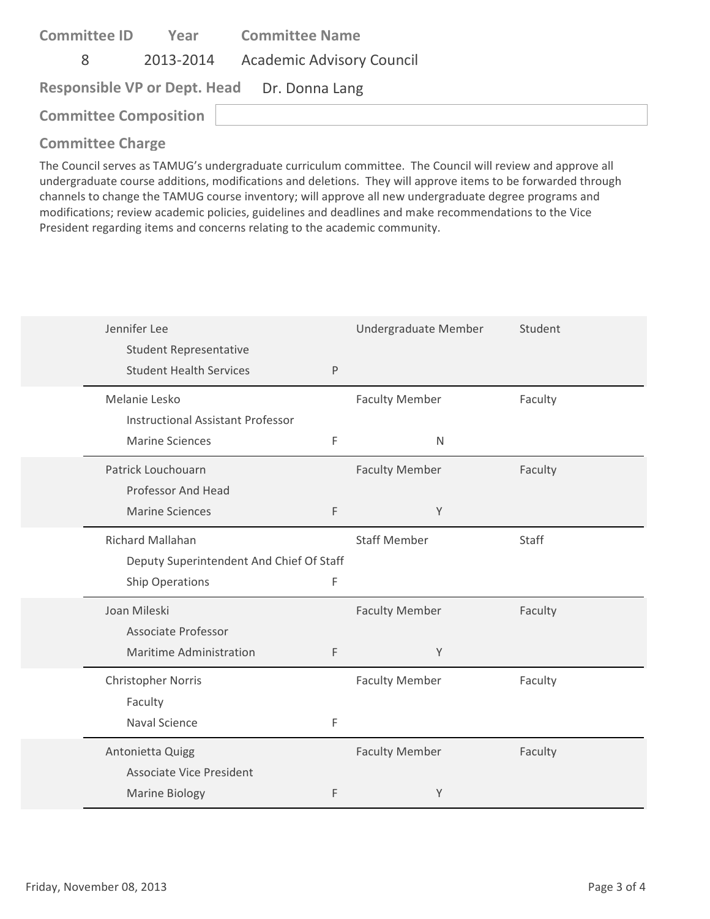| Committee ID | Year | Committee Name |
|---|---|---|
| 8 | 2013-2014 | Academic Advisory Council |

**Responsible VP or Dept. Head** Dr. Donna Lang

**Committee Composition**

**Committee Charge**

The Council serves as TAMUG's undergraduate curriculum committee. The Council will review and approve all undergraduate course additions, modifications and deletions. They will approve items to be forwarded through channels to change the TAMUG course inventory; will approve all new undergraduate degree programs and modifications; review academic policies, guidelines and deadlines and make recommendations to the Vice President regarding items and concerns relating to the academic community.

| Name / Title / Department | | | Role | Type |
|---|---|---|---|---|
| Jennifer Lee<br>Student Representative<br>Student Health Services | P | | Undergraduate Member | Student |
| Melanie Lesko<br>Instructional Assistant Professor<br>Marine Sciences | F | N | Faculty Member | Faculty |
| Patrick Louchouarn<br>Professor And Head<br>Marine Sciences | F | Y | Faculty Member | Faculty |
| Richard Mallahan<br>Deputy Superintendent And Chief Of Staff<br>Ship Operations | F | | Staff Member | Staff |
| Joan Mileski<br>Associate Professor<br>Maritime Administration | F | Y | Faculty Member | Faculty |
| Christopher Norris<br>Faculty<br>Naval Science | F | | Faculty Member | Faculty |
| Antonietta Quigg<br>Associate Vice President<br>Marine Biology | F | Y | Faculty Member | Faculty |

Friday, November 08, 2013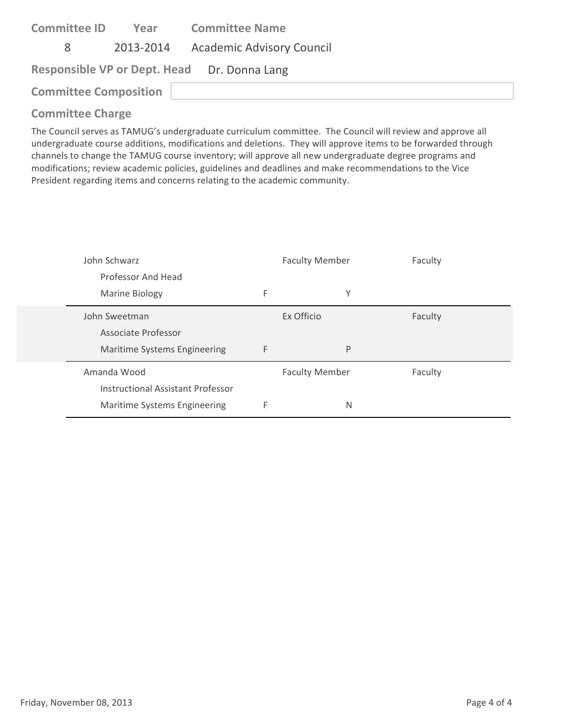**Committee ID** | **Year** | **Committee Name**

8 | 2013-2014 | Academic Advisory Council

**Responsible VP or Dept. Head** Dr. Donna Lang

**Committee Composition**

## Committee Charge

The Council serves as TAMUG's undergraduate curriculum committee. The Council will review and approve all undergraduate course additions, modifications and deletions. They will approve items to be forwarded through channels to change the TAMUG course inventory; will approve all new undergraduate degree programs and modifications; review academic policies, guidelines and deadlines and make recommendations to the Vice President regarding items and concerns relating to the academic community.

| Name / Title / Department | | Role | | Category |
|---|---|---|---|---|
| John Schwarz<br>Professor And Head<br>Marine Biology | F | Faculty Member | Y | Faculty |
| John Sweetman<br>Associate Professor<br>Maritime Systems Engineering | F | Ex Officio | P | Faculty |
| Amanda Wood<br>Instructional Assistant Professor<br>Maritime Systems Engineering | F | Faculty Member | N | Faculty |

Friday, November 08, 2013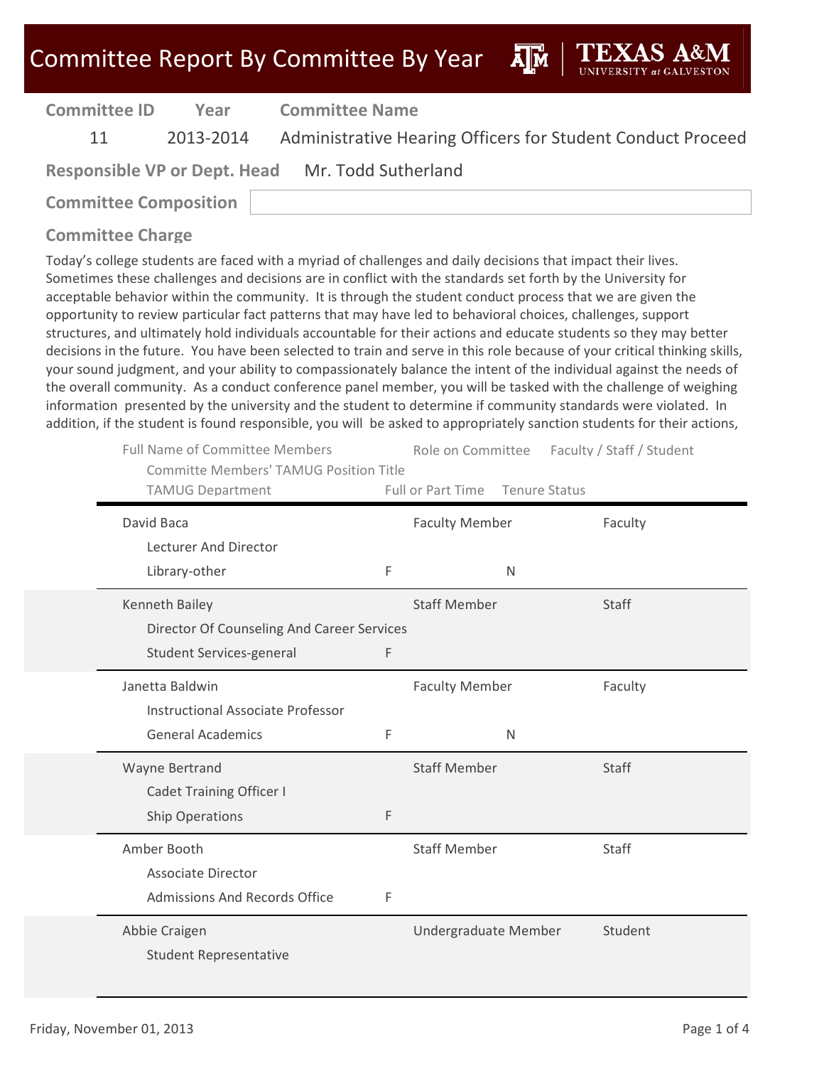# Committee Report By Committee By Year

| Committee ID | Year | Committee Name |
|---|---|---|
| 11 | 2013-2014 | Administrative Hearing Officers for Student Conduct Proceed |

**Responsible VP or Dept. Head** Mr. Todd Sutherland

**Committee Composition**

## Committee Charge

Today's college students are faced with a myriad of challenges and daily decisions that impact their lives. Sometimes these challenges and decisions are in conflict with the standards set forth by the University for acceptable behavior within the community. It is through the student conduct process that we are given the opportunity to review particular fact patterns that may have led to behavioral choices, challenges, support structures, and ultimately hold individuals accountable for their actions and educate students so they may better decisions in the future. You have been selected to train and serve in this role because of your critical thinking skills, your sound judgment, and your ability to compassionately balance the intent of the individual against the needs of the overall community. As a conduct conference panel member, you will be tasked with the challenge of weighing information presented by the university and the student to determine if community standards were violated. In addition, if the student is found responsible, you will be asked to appropriately sanction students for their actions,

| Full Name of Committee Members / Committe Members' TAMUG Position Title / TAMUG Department | Full or Part Time | Tenure Status | Role on Committee | Faculty / Staff / Student |
|---|---|---|---|---|
| David Baca<br>Lecturer And Director<br>Library-other | F | N | Faculty Member | Faculty |
| Kenneth Bailey<br>Director Of Counseling And Career Services<br>Student Services-general | F | | Staff Member | Staff |
| Janetta Baldwin<br>Instructional Associate Professor<br>General Academics | F | N | Faculty Member | Faculty |
| Wayne Bertrand<br>Cadet Training Officer I<br>Ship Operations | F | | Staff Member | Staff |
| Amber Booth<br>Associate Director<br>Admissions And Records Office | F | | Staff Member | Staff |
| Abbie Craigen<br>Student Representative | | | Undergraduate Member | Student |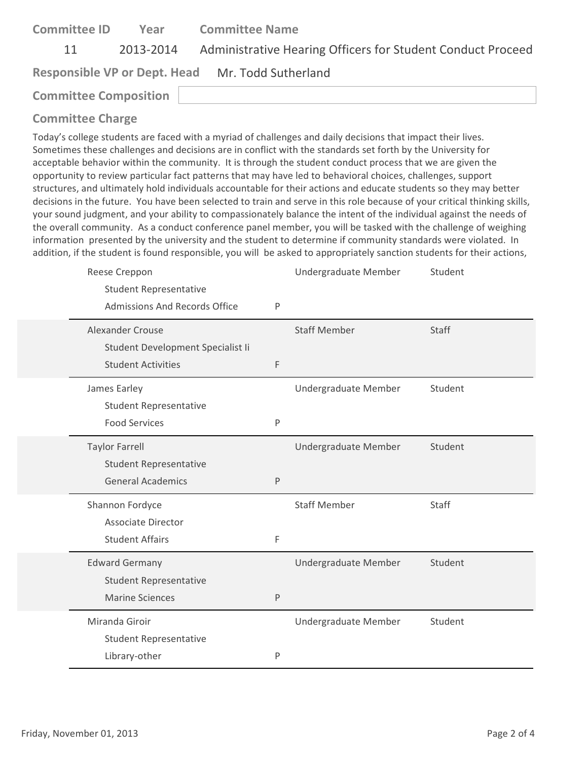| Committee ID | Year | Committee Name |
|---|---|---|
| 11 | 2013-2014 | Administrative Hearing Officers for Student Conduct Proceed |

**Responsible VP or Dept. Head** Mr. Todd Sutherland

**Committee Composition**

## Committee Charge

Today's college students are faced with a myriad of challenges and daily decisions that impact their lives. Sometimes these challenges and decisions are in conflict with the standards set forth by the University for acceptable behavior within the community. It is through the student conduct process that we are given the opportunity to review particular fact patterns that may have led to behavioral choices, challenges, support structures, and ultimately hold individuals accountable for their actions and educate students so they may better decisions in the future. You have been selected to train and serve in this role because of your critical thinking skills, your sound judgment, and your ability to compassionately balance the intent of the individual against the needs of the overall community. As a conduct conference panel member, you will be tasked with the challenge of weighing information presented by the university and the student to determine if community standards were violated. In addition, if the student is found responsible, you will be asked to appropriately sanction students for their actions,

| Name / Title / Department | | Role | Type |
|---|---|---|---|
| Reese Creppon<br>Student Representative<br>Admissions And Records Office | P | Undergraduate Member | Student |
| Alexander Crouse<br>Student Development Specialist Ii<br>Student Activities | F | Staff Member | Staff |
| James Earley<br>Student Representative<br>Food Services | P | Undergraduate Member | Student |
| Taylor Farrell<br>Student Representative<br>General Academics | P | Undergraduate Member | Student |
| Shannon Fordyce<br>Associate Director<br>Student Affairs | F | Staff Member | Staff |
| Edward Germany<br>Student Representative<br>Marine Sciences | P | Undergraduate Member | Student |
| Miranda Giroir<br>Student Representative<br>Library-other | P | Undergraduate Member | Student |

Friday, November 01, 2013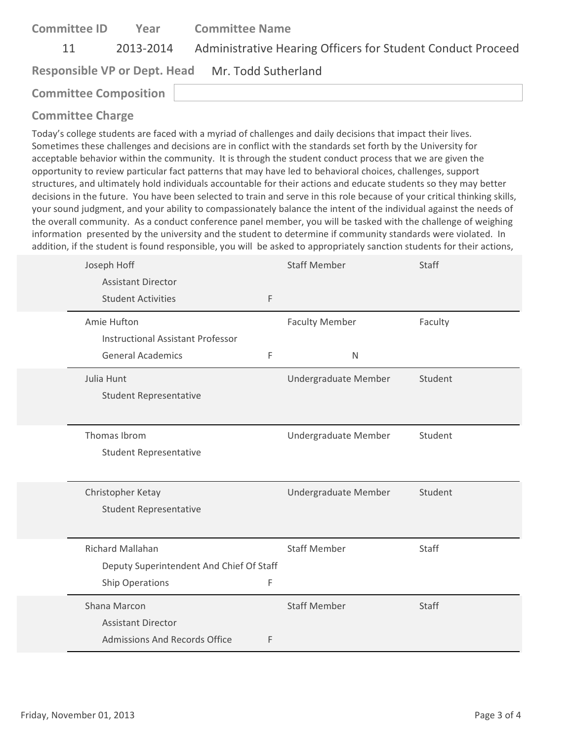| Committee ID | Year | Committee Name |
|---|---|---|
| 11 | 2013-2014 | Administrative Hearing Officers for Student Conduct Proceed |

**Responsible VP or Dept. Head** Mr. Todd Sutherland

**Committee Composition**

### Committee Charge

Today's college students are faced with a myriad of challenges and daily decisions that impact their lives. Sometimes these challenges and decisions are in conflict with the standards set forth by the University for acceptable behavior within the community. It is through the student conduct process that we are given the opportunity to review particular fact patterns that may have led to behavioral choices, challenges, support structures, and ultimately hold individuals accountable for their actions and educate students so they may better decisions in the future. You have been selected to train and serve in this role because of your critical thinking skills, your sound judgment, and your ability to compassionately balance the intent of the individual against the needs of the overall community. As a conduct conference panel member, you will be tasked with the challenge of weighing information presented by the university and the student to determine if community standards were violated. In addition, if the student is found responsible, you will be asked to appropriately sanction students for their actions,

| Name / Title / Department | | Role | | Type |
|---|---|---|---|---|
| Joseph Hoff<br>Assistant Director<br>Student Activities | F | Staff Member | | Staff |
| Amie Hufton<br>Instructional Assistant Professor<br>General Academics | F | Faculty Member | N | Faculty |
| Julia Hunt<br>Student Representative | | Undergraduate Member | | Student |
| Thomas Ibrom<br>Student Representative | | Undergraduate Member | | Student |
| Christopher Ketay<br>Student Representative | | Undergraduate Member | | Student |
| Richard Mallahan<br>Deputy Superintendent And Chief Of Staff<br>Ship Operations | F | Staff Member | | Staff |
| Shana Marcon<br>Assistant Director<br>Admissions And Records Office | F | Staff Member | | Staff |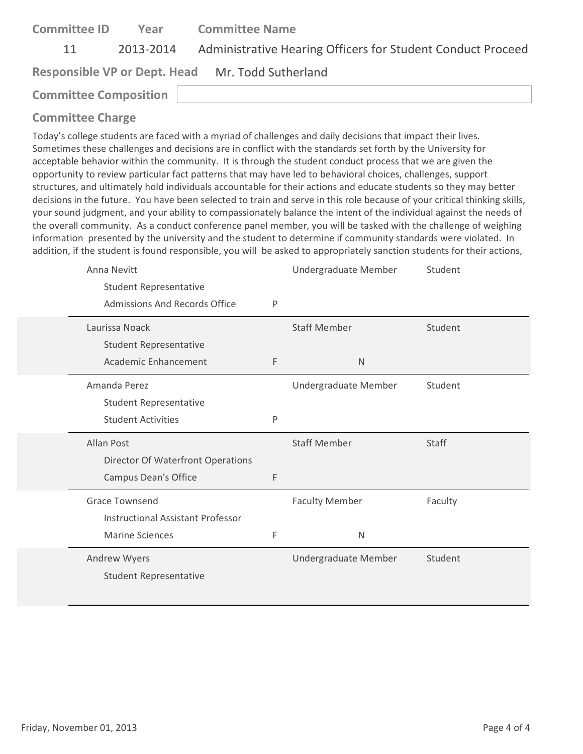**Committee ID** | **Year** | **Committee Name**

11 | 2013-2014 | Administrative Hearing Officers for Student Conduct Proceed

**Responsible VP or Dept. Head** Mr. Todd Sutherland

**Committee Composition**

## Committee Charge

Today's college students are faced with a myriad of challenges and daily decisions that impact their lives. Sometimes these challenges and decisions are in conflict with the standards set forth by the University for acceptable behavior within the community. It is through the student conduct process that we are given the opportunity to review particular fact patterns that may have led to behavioral choices, challenges, support structures, and ultimately hold individuals accountable for their actions and educate students so they may better decisions in the future. You have been selected to train and serve in this role because of your critical thinking skills, your sound judgment, and your ability to compassionately balance the intent of the individual against the needs of the overall community. As a conduct conference panel member, you will be tasked with the challenge of weighing information presented by the university and the student to determine if community standards were violated. In addition, if the student is found responsible, you will be asked to appropriately sanction students for their actions,

| Name / Title / Department | | Role | | Type |
|---|---|---|---|---|
| Anna Nevitt<br>Student Representative<br>Admissions And Records Office | P | Undergraduate Member | | Student |
| Laurissa Noack<br>Student Representative<br>Academic Enhancement | F | Staff Member | N | Student |
| Amanda Perez<br>Student Representative<br>Student Activities | P | Undergraduate Member | | Student |
| Allan Post<br>Director Of Waterfront Operations<br>Campus Dean's Office | F | Staff Member | | Staff |
| Grace Townsend<br>Instructional Assistant Professor<br>Marine Sciences | F | Faculty Member | N | Faculty |
| Andrew Wyers<br>Student Representative | | Undergraduate Member | | Student |

Friday, November 01, 2013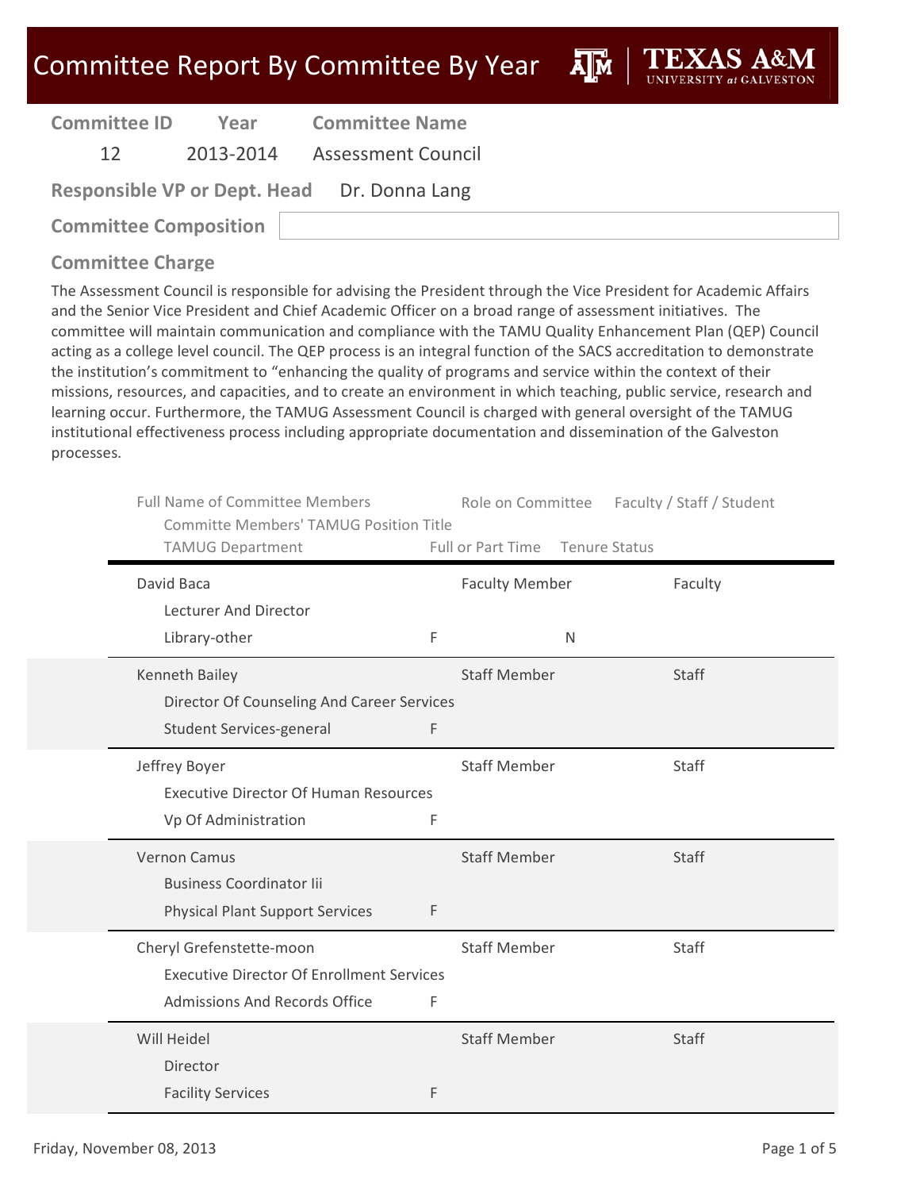# Committee Report By Committee By Year

**TEXAS A&M UNIVERSITY at GALVESTON**

| Committee ID | Year | Committee Name |
|---|---|---|
| 12 | 2013-2014 | Assessment Council |

**Responsible VP or Dept. Head** Dr. Donna Lang

**Committee Composition**

## Committee Charge

The Assessment Council is responsible for advising the President through the Vice President for Academic Affairs and the Senior Vice President and Chief Academic Officer on a broad range of assessment initiatives. The committee will maintain communication and compliance with the TAMU Quality Enhancement Plan (QEP) Council acting as a college level council. The QEP process is an integral function of the SACS accreditation to demonstrate the institution's commitment to "enhancing the quality of programs and service within the context of their missions, resources, and capacities, and to create an environment in which teaching, public service, research and learning occur. Furthermore, the TAMUG Assessment Council is charged with general oversight of the TAMUG institutional effectiveness process including appropriate documentation and dissemination of the Galveston processes.

| Full Name of Committee Members / Committe Members' TAMUG Position Title / TAMUG Department | Full or Part Time | Role on Committee | Tenure Status | Faculty / Staff / Student |
|---|---|---|---|---|
| David Baca<br>Lecturer And Director<br>Library-other | F | Faculty Member | N | Faculty |
| Kenneth Bailey<br>Director Of Counseling And Career Services<br>Student Services-general | F | Staff Member | | Staff |
| Jeffrey Boyer<br>Executive Director Of Human Resources<br>Vp Of Administration | F | Staff Member | | Staff |
| Vernon Camus<br>Business Coordinator Iii<br>Physical Plant Support Services | F | Staff Member | | Staff |
| Cheryl Grefenstette-moon<br>Executive Director Of Enrollment Services<br>Admissions And Records Office | F | Staff Member | | Staff |
| Will Heidel<br>Director<br>Facility Services | F | Staff Member | | Staff |

Friday, November 08, 2013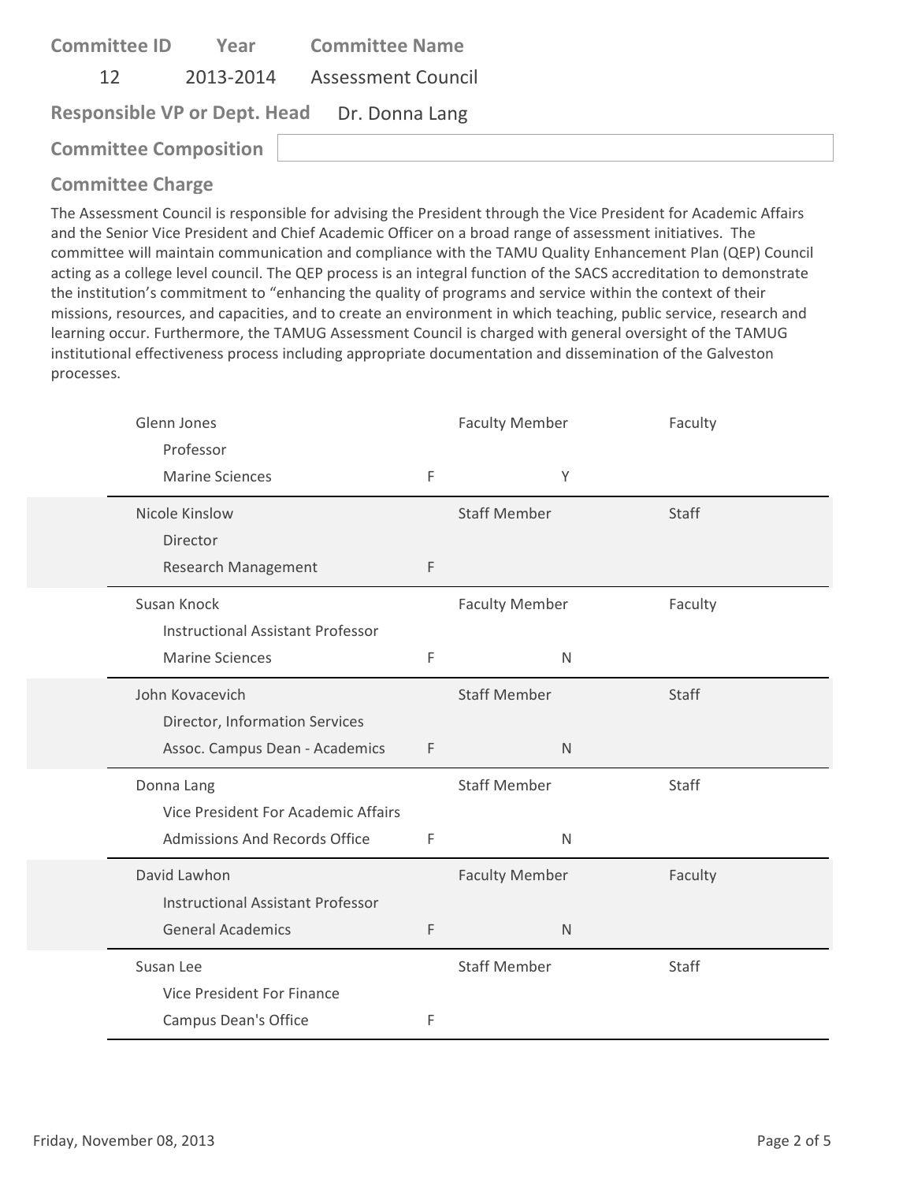| Committee ID | Year | Committee Name |
|---|---|---|
| 12 | 2013-2014 | Assessment Council |

**Responsible VP or Dept. Head** Dr. Donna Lang

**Committee Composition**

**Committee Charge**

The Assessment Council is responsible for advising the President through the Vice President for Academic Affairs and the Senior Vice President and Chief Academic Officer on a broad range of assessment initiatives. The committee will maintain communication and compliance with the TAMU Quality Enhancement Plan (QEP) Council acting as a college level council. The QEP process is an integral function of the SACS accreditation to demonstrate the institution's commitment to "enhancing the quality of programs and service within the context of their missions, resources, and capacities, and to create an environment in which teaching, public service, research and learning occur. Furthermore, the TAMUG Assessment Council is charged with general oversight of the TAMUG institutional effectiveness process including appropriate documentation and dissemination of the Galveston processes.

| Name / Title / Department | | | Role | Type |
|---|---|---|---|---|
| Glenn Jones<br>Professor<br>Marine Sciences | F | Y | Faculty Member | Faculty |
| Nicole Kinslow<br>Director<br>Research Management | F | | Staff Member | Staff |
| Susan Knock<br>Instructional Assistant Professor<br>Marine Sciences | F | N | Faculty Member | Faculty |
| John Kovacevich<br>Director, Information Services<br>Assoc. Campus Dean - Academics | F | N | Staff Member | Staff |
| Donna Lang<br>Vice President For Academic Affairs<br>Admissions And Records Office | F | N | Staff Member | Staff |
| David Lawhon<br>Instructional Assistant Professor<br>General Academics | F | N | Faculty Member | Faculty |
| Susan Lee<br>Vice President For Finance<br>Campus Dean's Office | F | | Staff Member | Staff |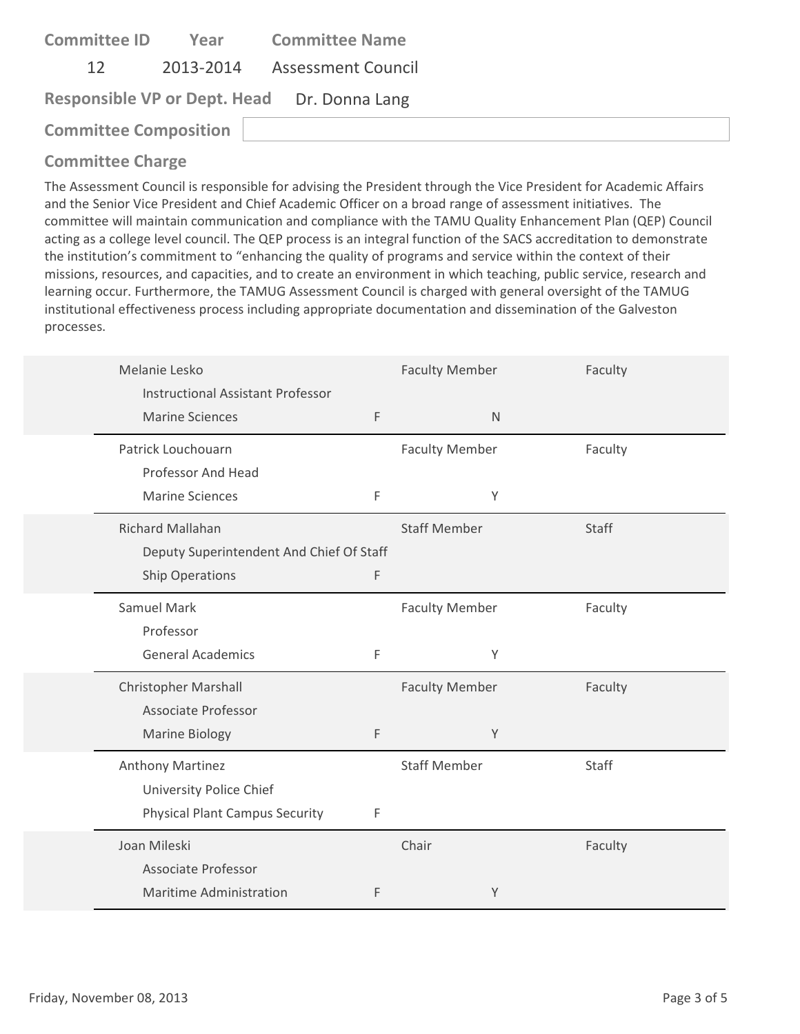| Committee ID | Year | Committee Name |
|---|---|---|
| 12 | 2013-2014 | Assessment Council |

**Responsible VP or Dept. Head** Dr. Donna Lang

**Committee Composition**

## Committee Charge

The Assessment Council is responsible for advising the President through the Vice President for Academic Affairs and the Senior Vice President and Chief Academic Officer on a broad range of assessment initiatives. The committee will maintain communication and compliance with the TAMU Quality Enhancement Plan (QEP) Council acting as a college level council. The QEP process is an integral function of the SACS accreditation to demonstrate the institution's commitment to "enhancing the quality of programs and service within the context of their missions, resources, and capacities, and to create an environment in which teaching, public service, research and learning occur. Furthermore, the TAMUG Assessment Council is charged with general oversight of the TAMUG institutional effectiveness process including appropriate documentation and dissemination of the Galveston processes.

| Name / Title / Department | | Role | | Type |
|---|---|---|---|---|
| Melanie Lesko<br>Instructional Assistant Professor<br>Marine Sciences | F | Faculty Member | N | Faculty |
| Patrick Louchouarn<br>Professor And Head<br>Marine Sciences | F | Faculty Member | Y | Faculty |
| Richard Mallahan<br>Deputy Superintendent And Chief Of Staff<br>Ship Operations | F | Staff Member | | Staff |
| Samuel Mark<br>Professor<br>General Academics | F | Faculty Member | Y | Faculty |
| Christopher Marshall<br>Associate Professor<br>Marine Biology | F | Faculty Member | Y | Faculty |
| Anthony Martinez<br>University Police Chief<br>Physical Plant Campus Security | F | Staff Member | | Staff |
| Joan Mileski<br>Associate Professor<br>Maritime Administration | F | Chair | Y | Faculty |

Friday, November 08, 2013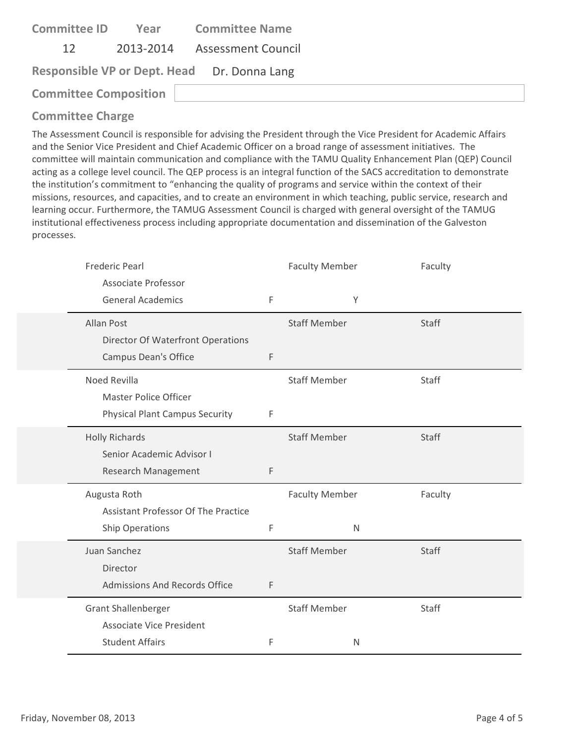**Committee ID** 12 &nbsp;&nbsp; **Year** 2013-2014 &nbsp;&nbsp; **Committee Name** Assessment Council

**Responsible VP or Dept. Head** Dr. Donna Lang

**Committee Composition**

## Committee Charge

The Assessment Council is responsible for advising the President through the Vice President for Academic Affairs and the Senior Vice President and Chief Academic Officer on a broad range of assessment initiatives. The committee will maintain communication and compliance with the TAMU Quality Enhancement Plan (QEP) Council acting as a college level council. The QEP process is an integral function of the SACS accreditation to demonstrate the institution's commitment to "enhancing the quality of programs and service within the context of their missions, resources, and capacities, and to create an environment in which teaching, public service, research and learning occur. Furthermore, the TAMUG Assessment Council is charged with general oversight of the TAMUG institutional effectiveness process including appropriate documentation and dissemination of the Galveston processes.

| Name / Title / Department | | Role | | Type |
|---|---|---|---|---|
| Frederic Pearl<br>Associate Professor<br>General Academics | F | Faculty Member | Y | Faculty |
| Allan Post<br>Director Of Waterfront Operations<br>Campus Dean's Office | F | Staff Member | | Staff |
| Noed Revilla<br>Master Police Officer<br>Physical Plant Campus Security | F | Staff Member | | Staff |
| Holly Richards<br>Senior Academic Advisor I<br>Research Management | F | Staff Member | | Staff |
| Augusta Roth<br>Assistant Professor Of The Practice<br>Ship Operations | F | Faculty Member | N | Faculty |
| Juan Sanchez<br>Director<br>Admissions And Records Office | F | Staff Member | | Staff |
| Grant Shallenberger<br>Associate Vice President<br>Student Affairs | F | Staff Member | N | Staff |

Friday, November 08, 2013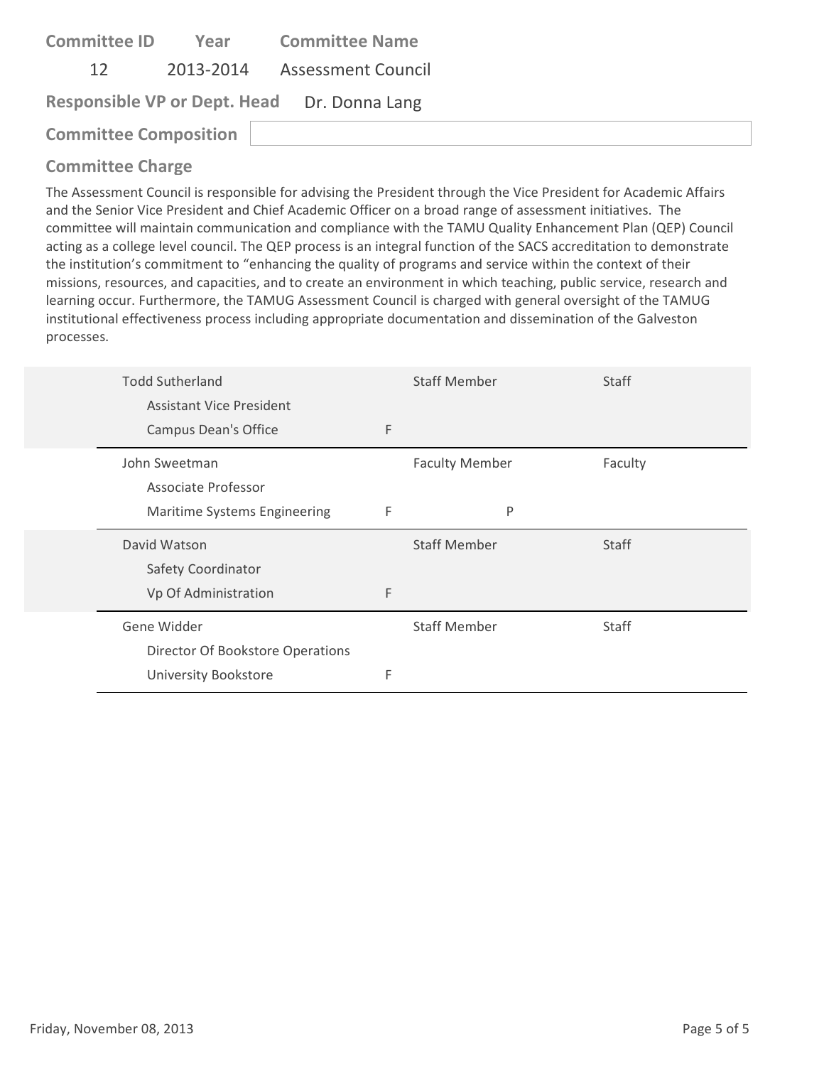**Committee ID** 12 **Year** 2013-2014 **Committee Name** Assessment Council

**Responsible VP or Dept. Head** Dr. Donna Lang

**Committee Composition**

## Committee Charge

The Assessment Council is responsible for advising the President through the Vice President for Academic Affairs and the Senior Vice President and Chief Academic Officer on a broad range of assessment initiatives. The committee will maintain communication and compliance with the TAMU Quality Enhancement Plan (QEP) Council acting as a college level council. The QEP process is an integral function of the SACS accreditation to demonstrate the institution's commitment to "enhancing the quality of programs and service within the context of their missions, resources, and capacities, and to create an environment in which teaching, public service, research and learning occur. Furthermore, the TAMUG Assessment Council is charged with general oversight of the TAMUG institutional effectiveness process including appropriate documentation and dissemination of the Galveston processes.

| Name / Title / Department | | Role | | Type |
|---|---|---|---|---|
| Todd Sutherland<br>Assistant Vice President<br>Campus Dean's Office | F | Staff Member | | Staff |
| John Sweetman<br>Associate Professor<br>Maritime Systems Engineering | F | Faculty Member | P | Faculty |
| David Watson<br>Safety Coordinator<br>Vp Of Administration | F | Staff Member | | Staff |
| Gene Widder<br>Director Of Bookstore Operations<br>University Bookstore | F | Staff Member | | Staff |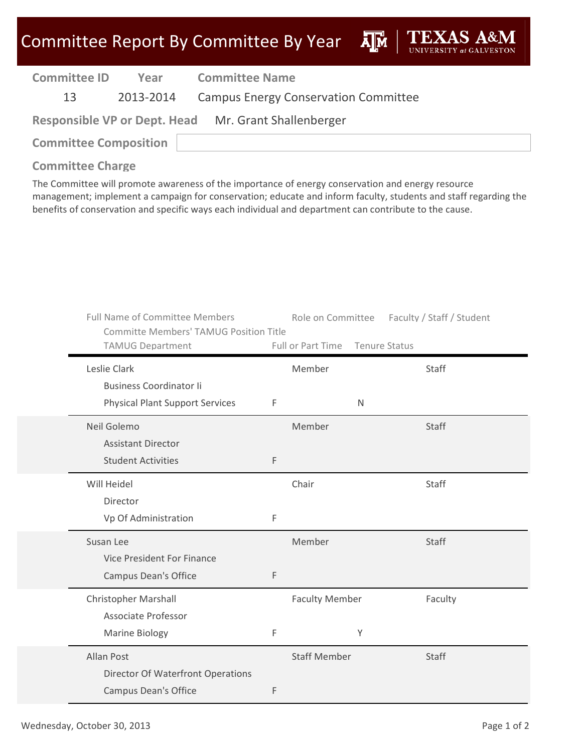# Committee Report By Committee By Year

| Committee ID | Year | Committee Name |
|---|---|---|
| 13 | 2013-2014 | Campus Energy Conservation Committee |

**Responsible VP or Dept. Head** Mr. Grant Shallenberger

**Committee Composition**

**Committee Charge**

The Committee will promote awareness of the importance of energy conservation and energy resource management; implement a campaign for conservation; educate and inform faculty, students and staff regarding the benefits of conservation and specific ways each individual and department can contribute to the cause.

| Full Name of Committee Members / Committe Members' TAMUG Position Title / TAMUG Department | Full or Part Time | Role on Committee | Tenure Status | Faculty / Staff / Student |
|---|---|---|---|---|
| Leslie Clark<br>Business Coordinator Ii<br>Physical Plant Support Services | F | Member | N | Staff |
| Neil Golemo<br>Assistant Director<br>Student Activities | F | Member | | Staff |
| Will Heidel<br>Director<br>Vp Of Administration | F | Chair | | Staff |
| Susan Lee<br>Vice President For Finance<br>Campus Dean's Office | F | Member | | Staff |
| Christopher Marshall<br>Associate Professor<br>Marine Biology | F | Faculty Member | Y | Faculty |
| Allan Post<br>Director Of Waterfront Operations<br>Campus Dean's Office | F | Staff Member | | Staff |

Wednesday, October 30, 2013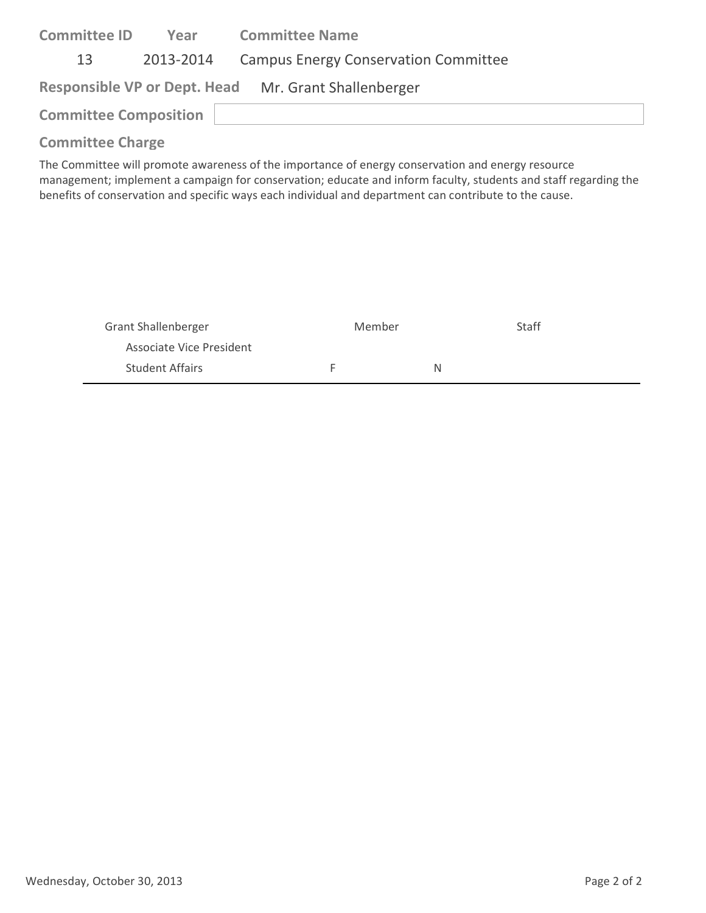| Committee ID | Year | Committee Name |
|---|---|---|
| 13 | 2013-2014 | Campus Energy Conservation Committee |

**Responsible VP or Dept. Head** Mr. Grant Shallenberger

**Committee Composition**

**Committee Charge**

The Committee will promote awareness of the importance of energy conservation and energy resource management; implement a campaign for conservation; educate and inform faculty, students and staff regarding the benefits of conservation and specific ways each individual and department can contribute to the cause.

| | | | |
|---|---|---|---|
| Grant Shallenberger | Member | | Staff |
| Associate Vice President | | | |
| Student Affairs | F | N | |

Wednesday, October 30, 2013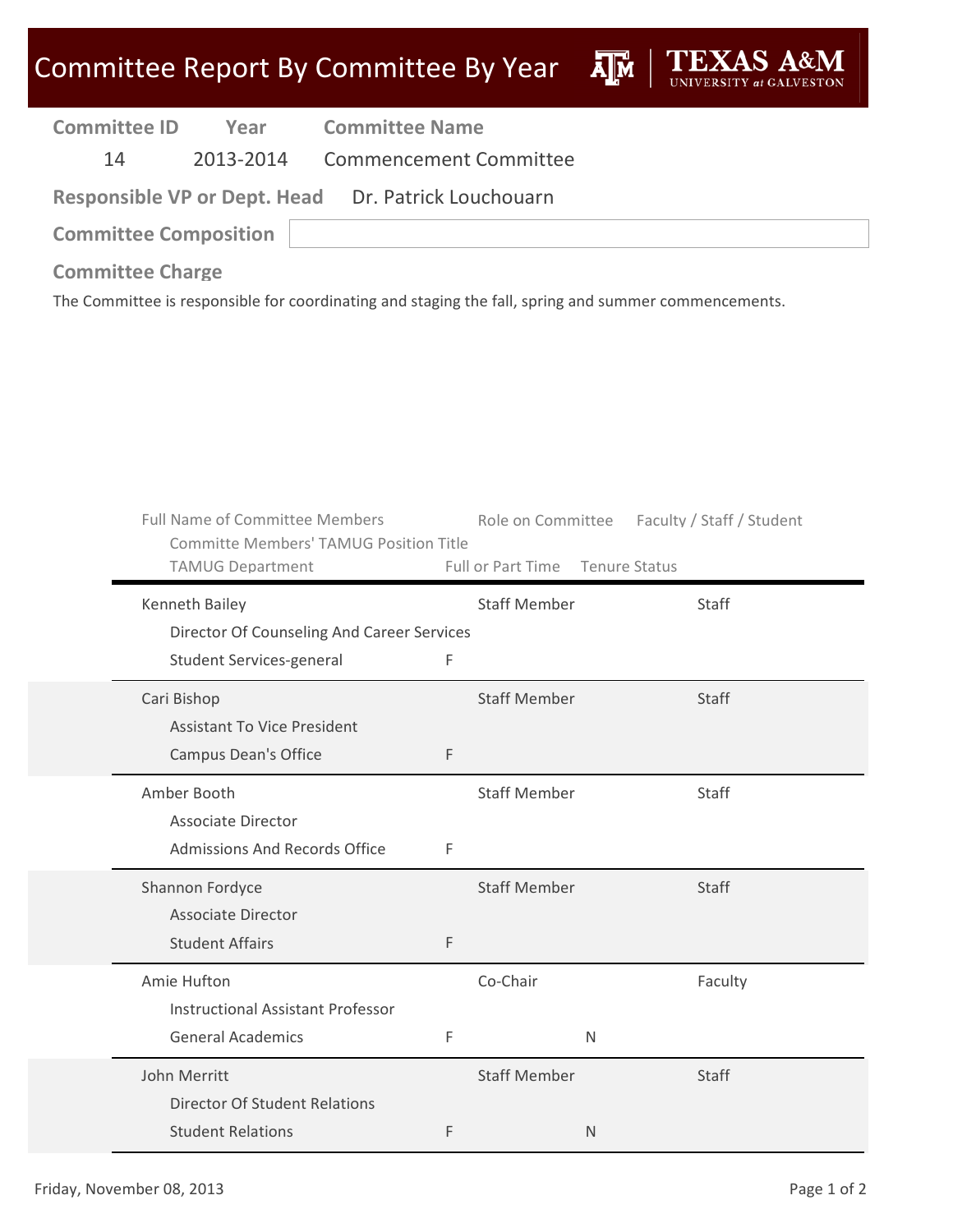# Committee Report By Committee By Year

**Committee ID** 14 &nbsp;&nbsp; **Year** 2013-2014 &nbsp;&nbsp; **Committee Name** Commencement Committee

**Responsible VP or Dept. Head** Dr. Patrick Louchouarn

**Committee Composition**

**Committee Charge**

The Committee is responsible for coordinating and staging the fall, spring and summer commencements.

| Full Name of Committee Members / Committe Members' TAMUG Position Title / TAMUG Department | Full or Part Time | Role on Committee | Tenure Status | Faculty / Staff / Student |
|---|---|---|---|---|
| Kenneth Bailey / Director Of Counseling And Career Services / Student Services-general | F | Staff Member | | Staff |
| Cari Bishop / Assistant To Vice President / Campus Dean's Office | F | Staff Member | | Staff |
| Amber Booth / Associate Director / Admissions And Records Office | F | Staff Member | | Staff |
| Shannon Fordyce / Associate Director / Student Affairs | F | Staff Member | | Staff |
| Amie Hufton / Instructional Assistant Professor / General Academics | F | Co-Chair | N | Faculty |
| John Merritt / Director Of Student Relations / Student Relations | F | Staff Member | N | Staff |

Friday, November 08, 2013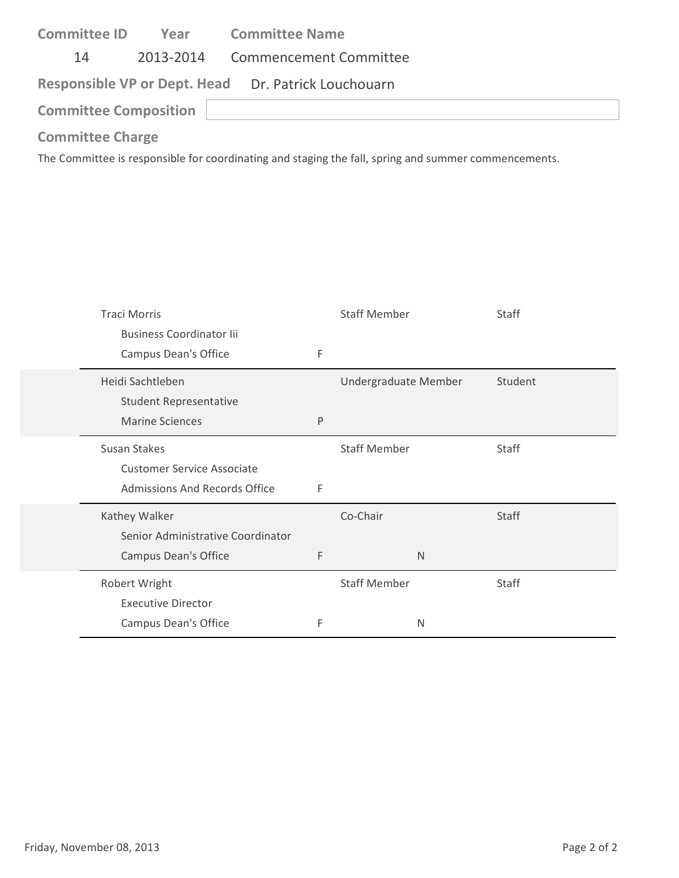**Committee ID** 14 **Year** 2013-2014 **Committee Name** Commencement Committee

**Responsible VP or Dept. Head** Dr. Patrick Louchouarn

**Committee Composition**

**Committee Charge**

The Committee is responsible for coordinating and staging the fall, spring and summer commencements.

| Name / Title / Department | | Role | | Type |
|---|---|---|---|---|
| Traci Morris<br>Business Coordinator Iii<br>Campus Dean's Office | F | Staff Member | | Staff |
| Heidi Sachtleben<br>Student Representative<br>Marine Sciences | P | Undergraduate Member | | Student |
| Susan Stakes<br>Customer Service Associate<br>Admissions And Records Office | F | Staff Member | | Staff |
| Kathey Walker<br>Senior Administrative Coordinator<br>Campus Dean's Office | F | Co-Chair | N | Staff |
| Robert Wright<br>Executive Director<br>Campus Dean's Office | F | Staff Member | N | Staff |

Friday, November 08, 2013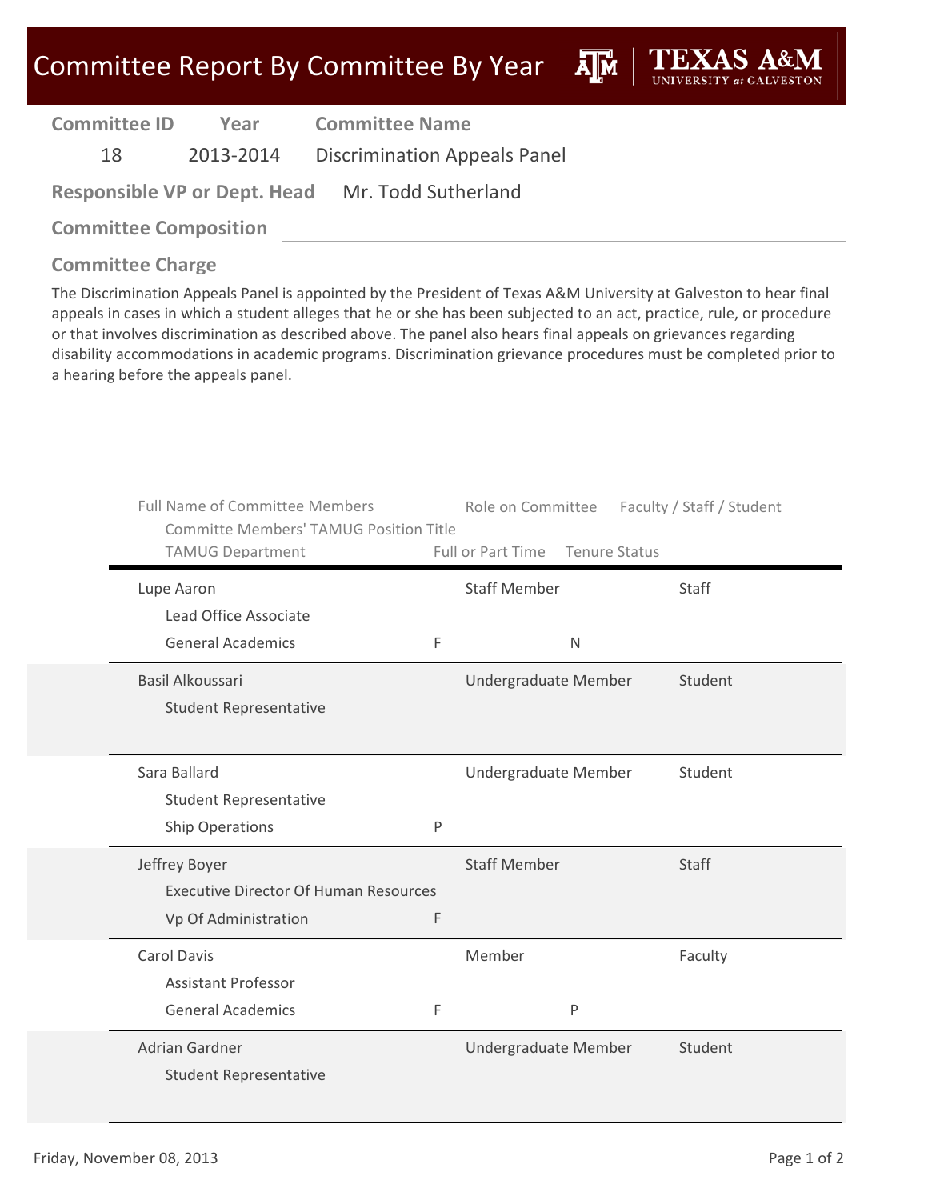# Committee Report By Committee By Year

**TEXAS A&M UNIVERSITY at GALVESTON**

| Committee ID | Year | Committee Name |
|---|---|---|
| 18 | 2013-2014 | Discrimination Appeals Panel |

**Responsible VP or Dept. Head** Mr. Todd Sutherland

**Committee Composition**

## Committee Charge

The Discrimination Appeals Panel is appointed by the President of Texas A&M University at Galveston to hear final appeals in cases in which a student alleges that he or she has been subjected to an act, practice, rule, or procedure or that involves discrimination as described above. The panel also hears final appeals on grievances regarding disability accommodations in academic programs. Discrimination grievance procedures must be completed prior to a hearing before the appeals panel.

| Full Name of Committee Members / Committe Members' TAMUG Position Title / TAMUG Department | Full or Part Time | Role on Committee / Tenure Status | Faculty / Staff / Student |
|---|---|---|---|
| Lupe Aaron<br>Lead Office Associate<br>General Academics | F | Staff Member<br>N | Staff |
| Basil Alkoussari<br>Student Representative | | Undergraduate Member | Student |
| Sara Ballard<br>Student Representative<br>Ship Operations | P | Undergraduate Member | Student |
| Jeffrey Boyer<br>Executive Director Of Human Resources<br>Vp Of Administration | F | Staff Member | Staff |
| Carol Davis<br>Assistant Professor<br>General Academics | F | Member<br>P | Faculty |
| Adrian Gardner<br>Student Representative | | Undergraduate Member | Student |

Friday, November 08, 2013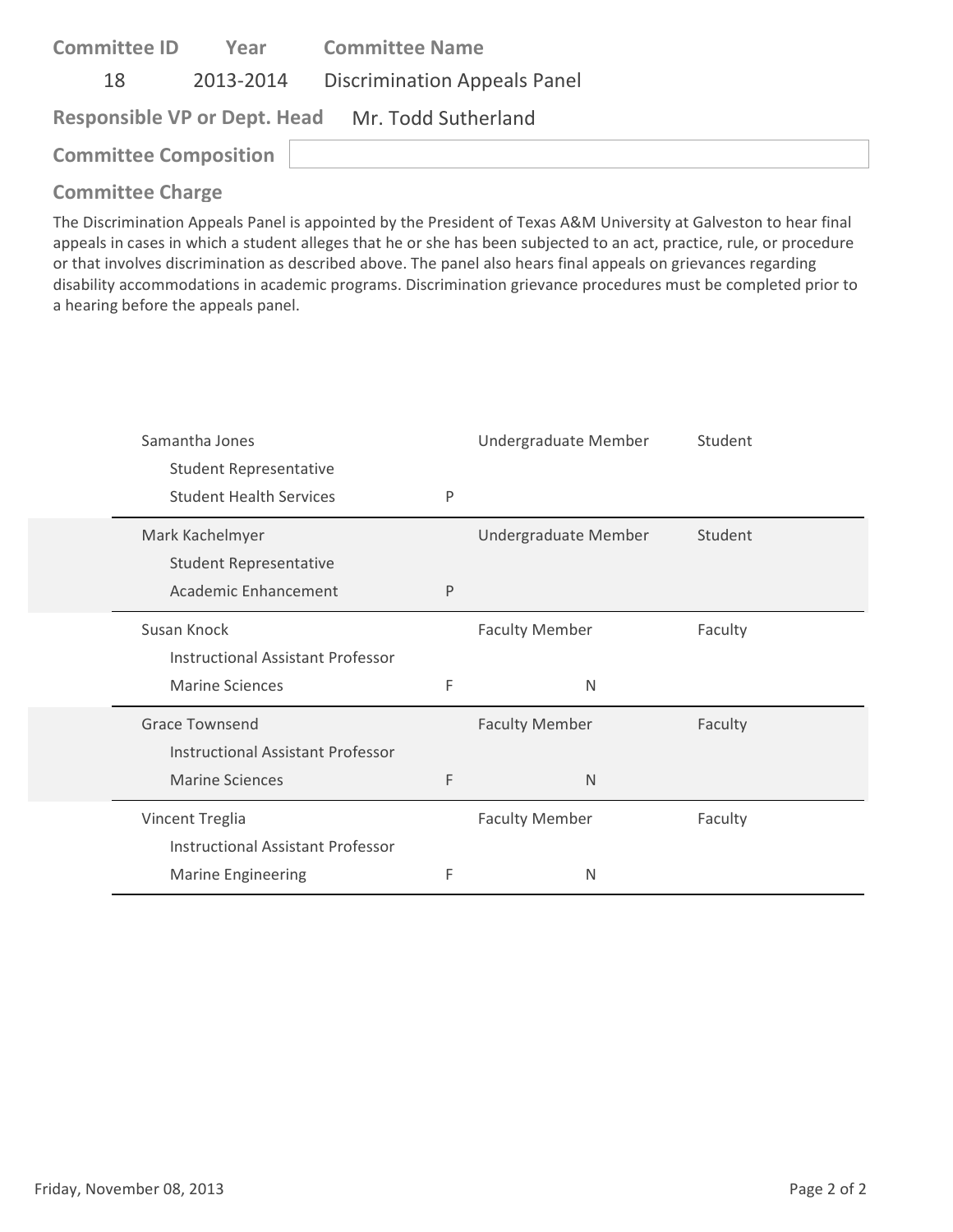**Committee ID** 18 | **Year** 2013-2014 | **Committee Name** Discrimination Appeals Panel

**Responsible VP or Dept. Head** Mr. Todd Sutherland

**Committee Composition**

**Committee Charge**

The Discrimination Appeals Panel is appointed by the President of Texas A&M University at Galveston to hear final appeals in cases in which a student alleges that he or she has been subjected to an act, practice, rule, or procedure or that involves discrimination as described above. The panel also hears final appeals on grievances regarding disability accommodations in academic programs. Discrimination grievance procedures must be completed prior to a hearing before the appeals panel.

| Name / Title / Department | | | Role | Type |
|---|---|---|---|---|
| Samantha Jones<br>Student Representative<br>Student Health Services | P | | Undergraduate Member | Student |
| Mark Kachelmyer<br>Student Representative<br>Academic Enhancement | P | | Undergraduate Member | Student |
| Susan Knock<br>Instructional Assistant Professor<br>Marine Sciences | F | N | Faculty Member | Faculty |
| Grace Townsend<br>Instructional Assistant Professor<br>Marine Sciences | F | N | Faculty Member | Faculty |
| Vincent Treglia<br>Instructional Assistant Professor<br>Marine Engineering | F | N | Faculty Member | Faculty |

Friday, November 08, 2013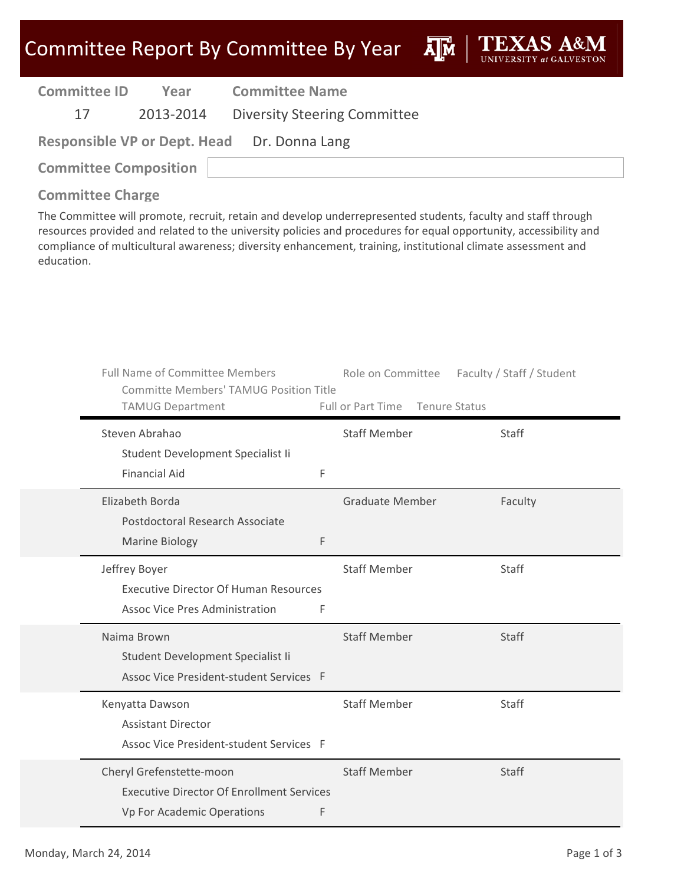# Committee Report By Committee By Year

**TEXAS A&M UNIVERSITY at GALVESTON**

| Committee ID | Year | Committee Name |
|---|---|---|
| 17 | 2013-2014 | Diversity Steering Committee |

**Responsible VP or Dept. Head** Dr. Donna Lang

**Committee Composition**

## Committee Charge

The Committee will promote, recruit, retain and develop underrepresented students, faculty and staff through resources provided and related to the university policies and procedures for equal opportunity, accessibility and compliance of multicultural awareness; diversity enhancement, training, institutional climate assessment and education.

| Full Name of Committee Members / Committe Members' TAMUG Position Title / TAMUG Department | Full or Part Time | Role on Committee | Tenure Status | Faculty / Staff / Student |
|---|---|---|---|---|
| Steven Abrahao<br>Student Development Specialist Ii<br>Financial Aid | F | Staff Member | | Staff |
| Elizabeth Borda<br>Postdoctoral Research Associate<br>Marine Biology | F | Graduate Member | | Faculty |
| Jeffrey Boyer<br>Executive Director Of Human Resources<br>Assoc Vice Pres Administration | F | Staff Member | | Staff |
| Naima Brown<br>Student Development Specialist Ii<br>Assoc Vice President-student Services | F | Staff Member | | Staff |
| Kenyatta Dawson<br>Assistant Director<br>Assoc Vice President-student Services | F | Staff Member | | Staff |
| Cheryl Grefenstette-moon<br>Executive Director Of Enrollment Services<br>Vp For Academic Operations | F | Staff Member | | Staff |

Monday, March 24, 2014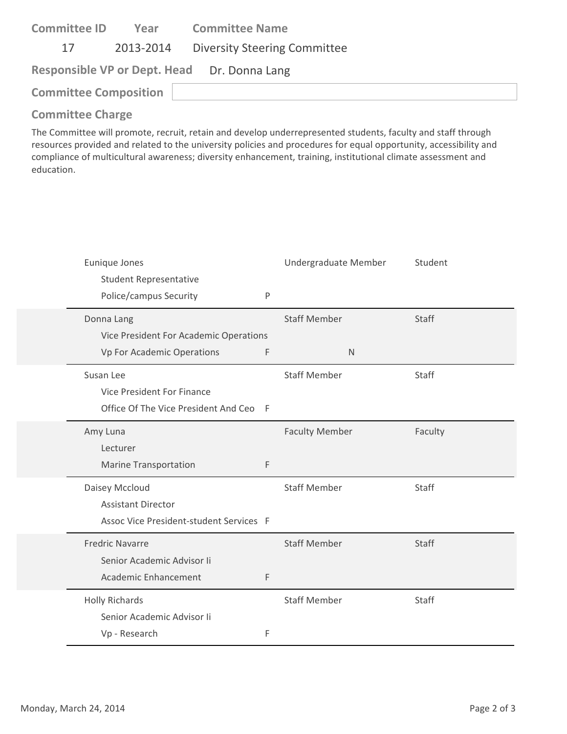| Committee ID | Year | Committee Name |
|---|---|---|
| 17 | 2013-2014 | Diversity Steering Committee |

**Responsible VP or Dept. Head** Dr. Donna Lang

**Committee Composition**

**Committee Charge**

The Committee will promote, recruit, retain and develop underrepresented students, faculty and staff through resources provided and related to the university policies and procedures for equal opportunity, accessibility and compliance of multicultural awareness; diversity enhancement, training, institutional climate assessment and education.

| Name / Title / Department | | Role | | Type |
|---|---|---|---|---|
| Eunique Jones<br>Student Representative<br>Police/campus Security | P | Undergraduate Member | | Student |
| Donna Lang<br>Vice President For Academic Operations<br>Vp For Academic Operations | F | Staff Member | N | Staff |
| Susan Lee<br>Vice President For Finance<br>Office Of The Vice President And Ceo | F | Staff Member | | Staff |
| Amy Luna<br>Lecturer<br>Marine Transportation | F | Faculty Member | | Faculty |
| Daisey Mccloud<br>Assistant Director<br>Assoc Vice President-student Services | F | Staff Member | | Staff |
| Fredric Navarre<br>Senior Academic Advisor Ii<br>Academic Enhancement | F | Staff Member | | Staff |
| Holly Richards<br>Senior Academic Advisor Ii<br>Vp - Research | F | Staff Member | | Staff |

Monday, March 24, 2014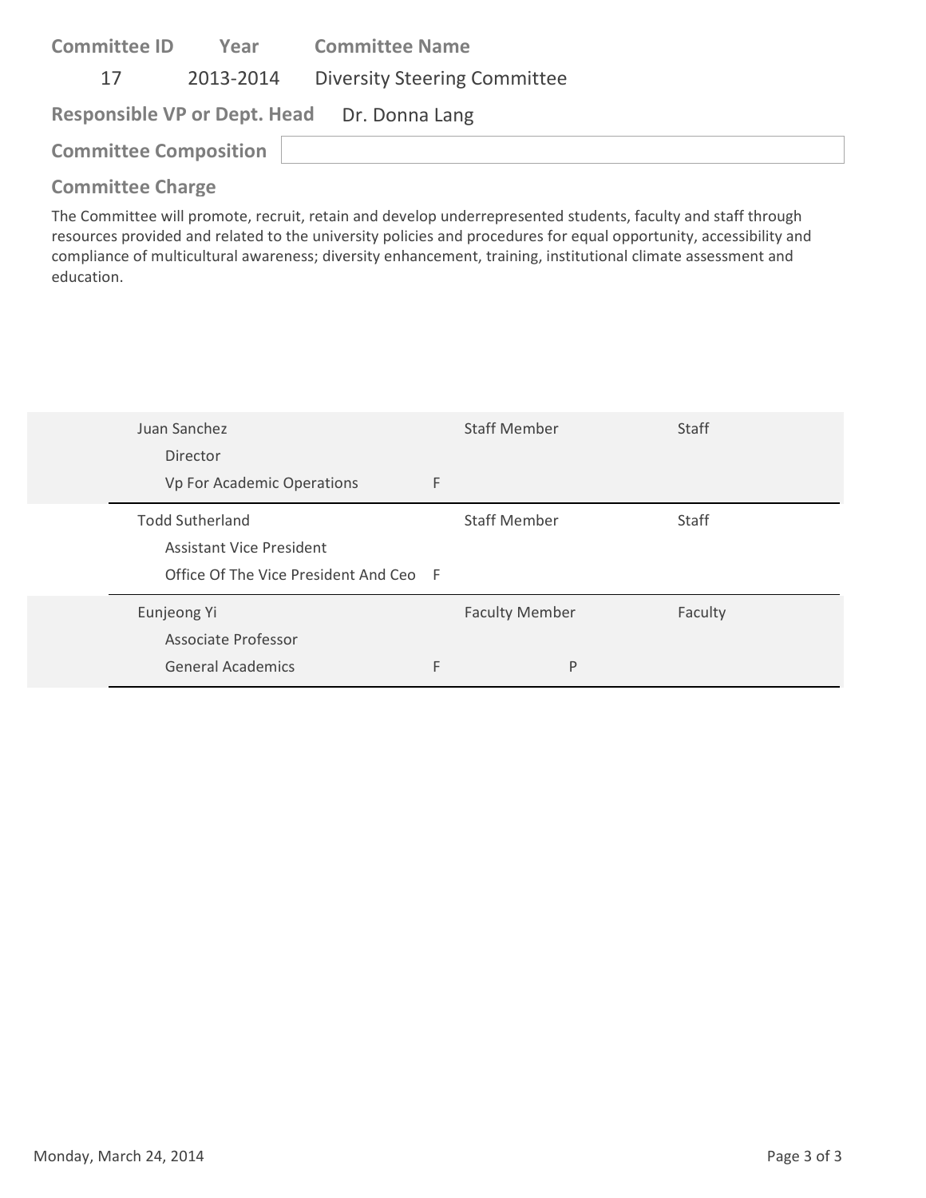| Committee ID | Year | Committee Name |
|---|---|---|
| 17 | 2013-2014 | Diversity Steering Committee |

**Responsible VP or Dept. Head** Dr. Donna Lang

**Committee Composition**

**Committee Charge**

The Committee will promote, recruit, retain and develop underrepresented students, faculty and staff through resources provided and related to the university policies and procedures for equal opportunity, accessibility and compliance of multicultural awareness; diversity enhancement, training, institutional climate assessment and education.

| Name / Title / Department | | | | |
|---|---|---|---|---|
| Juan Sanchez<br>Director<br>Vp For Academic Operations | F | Staff Member | | Staff |
| Todd Sutherland<br>Assistant Vice President<br>Office Of The Vice President And Ceo | F | Staff Member | | Staff |
| Eunjeong Yi<br>Associate Professor<br>General Academics | F | Faculty Member | P | Faculty |

Monday, March 24, 2014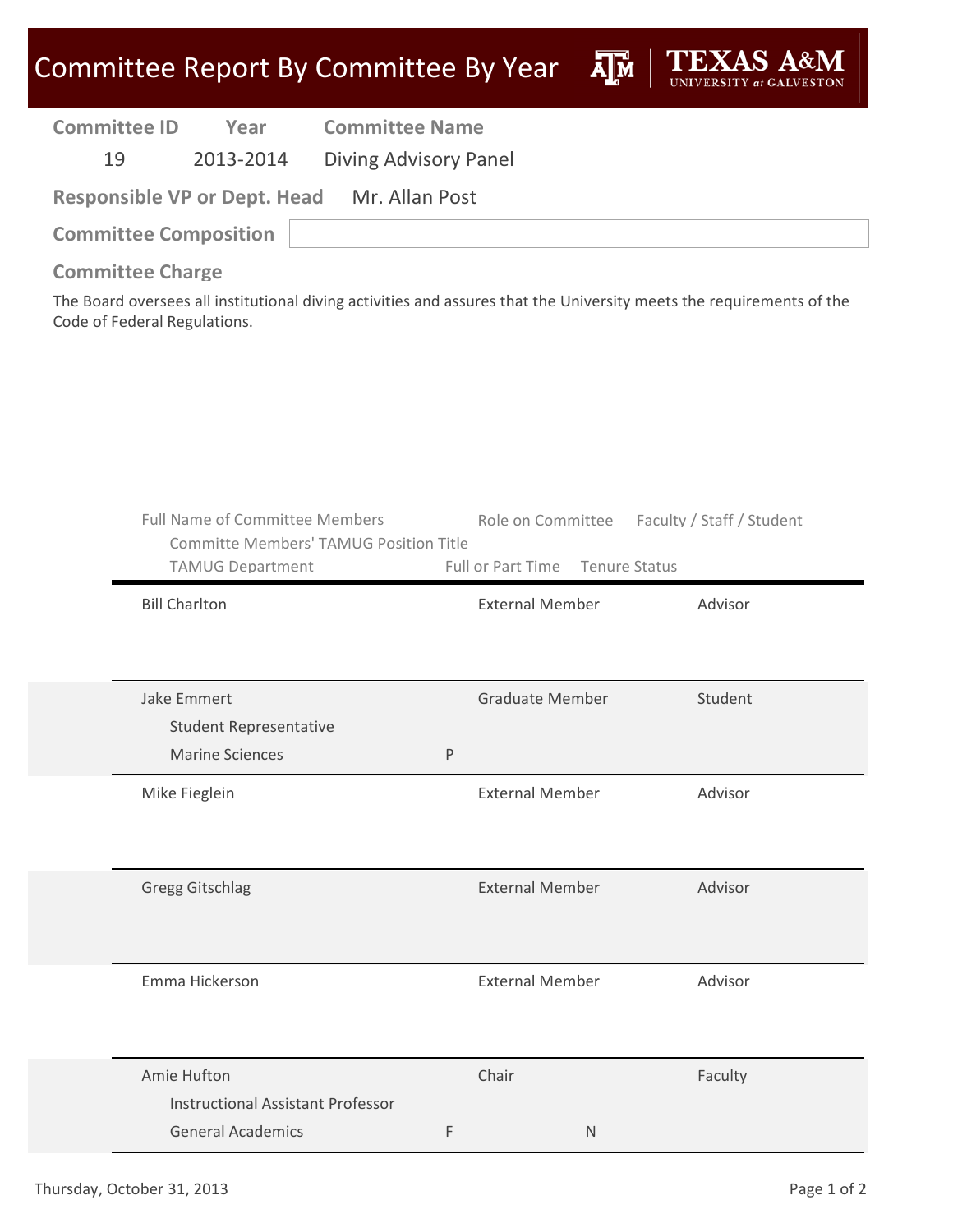# Committee Report By Committee By Year

| Committee ID | Year | Committee Name |
|---|---|---|
| 19 | 2013-2014 | Diving Advisory Panel |

**Responsible VP or Dept. Head** Mr. Allan Post

**Committee Composition**

**Committee Charge**

The Board oversees all institutional diving activities and assures that the University meets the requirements of the Code of Federal Regulations.

| Full Name of Committee Members / Committe Members' TAMUG Position Title / TAMUG Department | Full or Part Time | Tenure Status | Role on Committee | Faculty / Staff / Student |
|---|---|---|---|---|
| Bill Charlton | | | External Member | Advisor |
| Jake Emmert / Student Representative / Marine Sciences | P | | Graduate Member | Student |
| Mike Fieglein | | | External Member | Advisor |
| Gregg Gitschlag | | | External Member | Advisor |
| Emma Hickerson | | | External Member | Advisor |
| Amie Hufton / Instructional Assistant Professor / General Academics | F | N | Chair | Faculty |

Thursday, October 31, 2013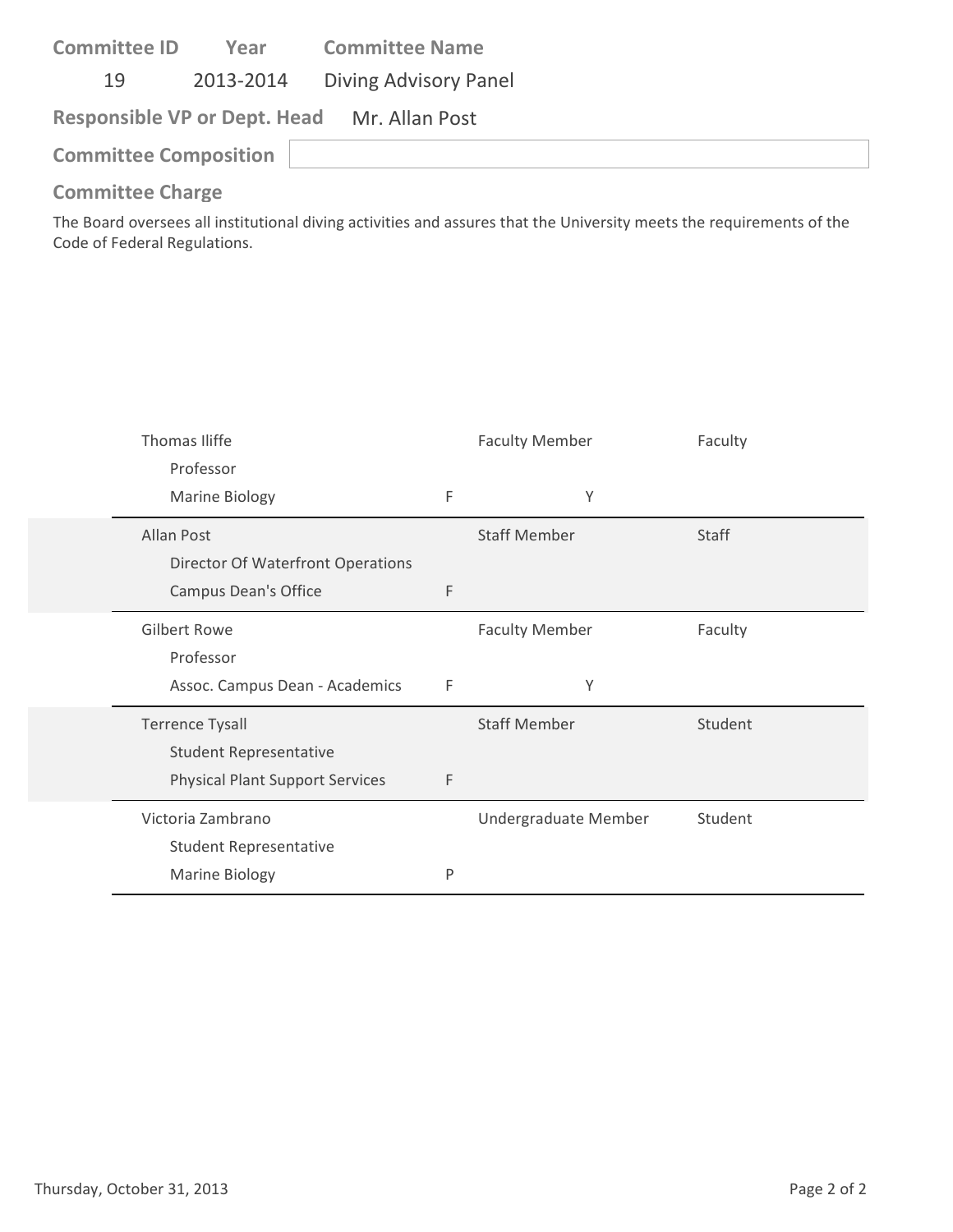**Committee ID** 19 | **Year** 2013-2014 | **Committee Name** Diving Advisory Panel

**Responsible VP or Dept. Head** Mr. Allan Post

**Committee Composition**

**Committee Charge**

The Board oversees all institutional diving activities and assures that the University meets the requirements of the Code of Federal Regulations.

| Name / Title / Department | | | | |
|---|---|---|---|---|
| Thomas Iliffe<br>Professor<br>Marine Biology | F | Faculty Member | Y | Faculty |
| Allan Post<br>Director Of Waterfront Operations<br>Campus Dean's Office | F | Staff Member | | Staff |
| Gilbert Rowe<br>Professor<br>Assoc. Campus Dean - Academics | F | Faculty Member | Y | Faculty |
| Terrence Tysall<br>Student Representative<br>Physical Plant Support Services | F | Staff Member | | Student |
| Victoria Zambrano<br>Student Representative<br>Marine Biology | P | Undergraduate Member | | Student |

Thursday, October 31, 2013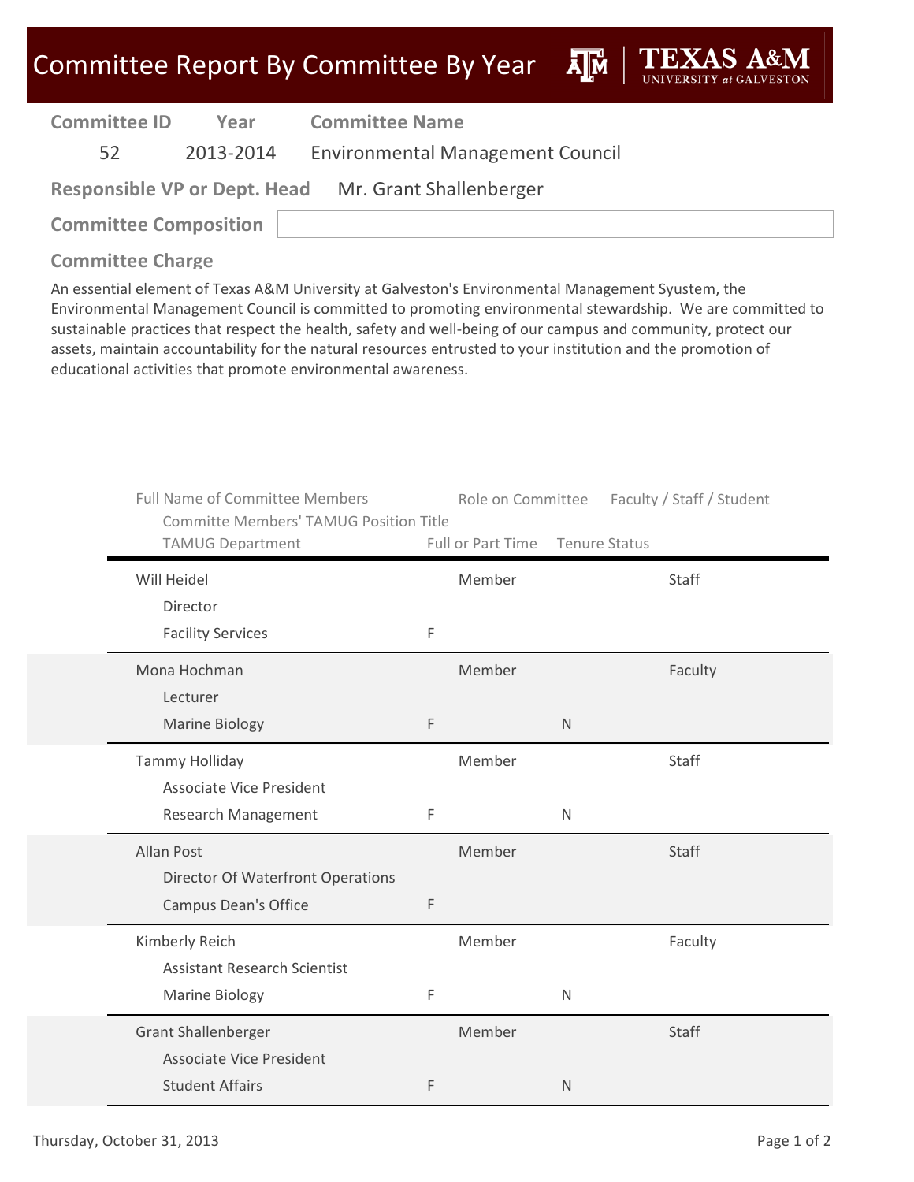# Committee Report By Committee By Year

**Texas A&M University at Galveston**

| Committee ID | Year | Committee Name |
|---|---|---|
| 52 | 2013-2014 | Environmental Management Council |

**Responsible VP or Dept. Head** Mr. Grant Shallenberger

**Committee Composition**

## Committee Charge

An essential element of Texas A&M University at Galveston's Environmental Management Syustem, the Environmental Management Council is committed to promoting environmental stewardship. We are committed to sustainable practices that respect the health, safety and well-being of our campus and community, protect our assets, maintain accountability for the natural resources entrusted to your institution and the promotion of educational activities that promote environmental awareness.

| Full Name of Committee Members / Committe Members' TAMUG Position Title / TAMUG Department | Full or Part Time | Role on Committee | Tenure Status | Faculty / Staff / Student |
|---|---|---|---|---|
| Will Heidel / Director / Facility Services | F | Member | | Staff |
| Mona Hochman / Lecturer / Marine Biology | F | Member | N | Faculty |
| Tammy Holliday / Associate Vice President / Research Management | F | Member | N | Staff |
| Allan Post / Director Of Waterfront Operations / Campus Dean's Office | F | Member | | Staff |
| Kimberly Reich / Assistant Research Scientist / Marine Biology | F | Member | N | Faculty |
| Grant Shallenberger / Associate Vice President / Student Affairs | F | Member | N | Staff |

Thursday, October 31, 2013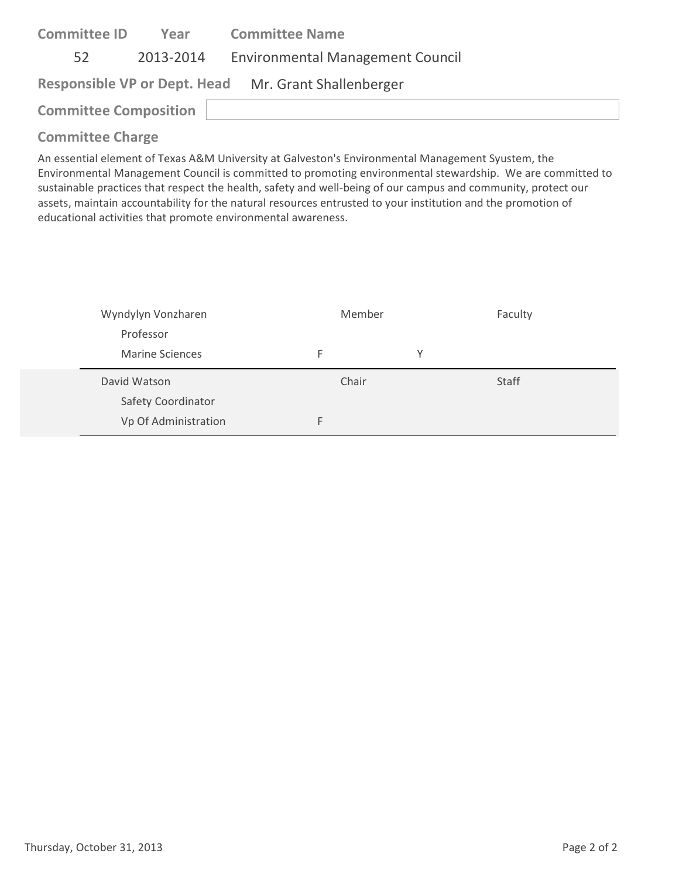| Committee ID | Year | Committee Name |
|---|---|---|
| 52 | 2013-2014 | Environmental Management Council |

**Responsible VP or Dept. Head** Mr. Grant Shallenberger

**Committee Composition**

**Committee Charge**

An essential element of Texas A&M University at Galveston's Environmental Management Syustem, the Environmental Management Council is committed to promoting environmental stewardship. We are committed to sustainable practices that respect the health, safety and well-being of our campus and community, protect our assets, maintain accountability for the natural resources entrusted to your institution and the promotion of educational activities that promote environmental awareness.

| Name / Title / Department | | Role | | Category |
|---|---|---|---|---|
| Wyndylyn Vonzharen | | Member | | Faculty |
| Professor | | | | |
| Marine Sciences | F | | Y | |
| David Watson | | Chair | | Staff |
| Safety Coordinator | | | | |
| Vp Of Administration | F | | | |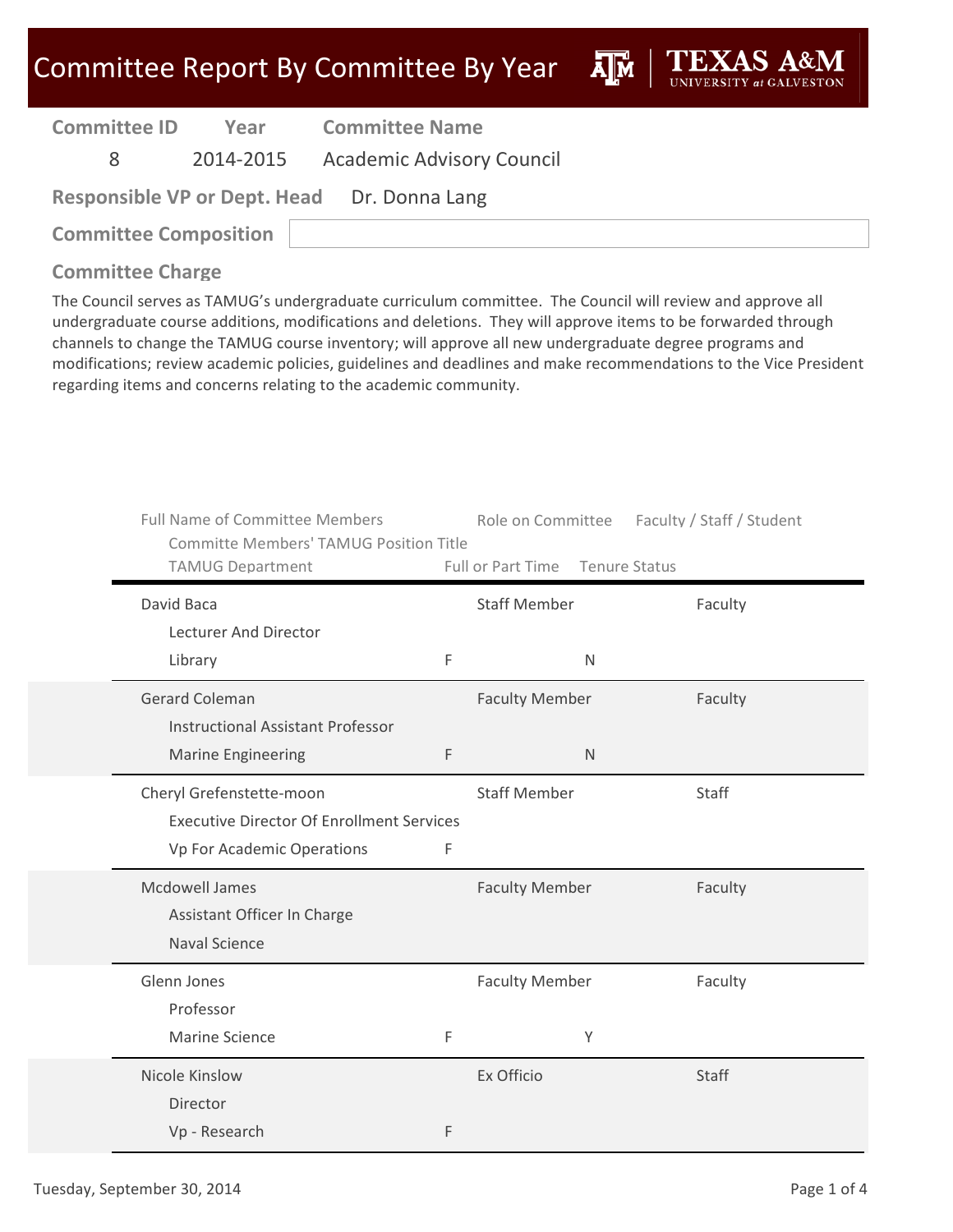# Committee Report By Committee By Year

| Committee ID | Year | Committee Name |
|---|---|---|
| 8 | 2014-2015 | Academic Advisory Council |

**Responsible VP or Dept. Head** Dr. Donna Lang

**Committee Composition**

## Committee Charge

The Council serves as TAMUG's undergraduate curriculum committee. The Council will review and approve all undergraduate course additions, modifications and deletions. They will approve items to be forwarded through channels to change the TAMUG course inventory; will approve all new undergraduate degree programs and modifications; review academic policies, guidelines and deadlines and make recommendations to the Vice President regarding items and concerns relating to the academic community.

| Full Name of Committee Members / Committe Members' TAMUG Position Title / TAMUG Department | Full or Part Time | Role on Committee | Tenure Status | Faculty / Staff / Student |
|---|---|---|---|---|
| David Baca / Lecturer And Director / Library | F | Staff Member | N | Faculty |
| Gerard Coleman / Instructional Assistant Professor / Marine Engineering | F | Faculty Member | N | Faculty |
| Cheryl Grefenstette-moon / Executive Director Of Enrollment Services / Vp For Academic Operations | F | Staff Member | | Staff |
| Mcdowell James / Assistant Officer In Charge / Naval Science | | Faculty Member | | Faculty |
| Glenn Jones / Professor / Marine Science | F | Faculty Member | Y | Faculty |
| Nicole Kinslow / Director / Vp - Research | F | Ex Officio | | Staff |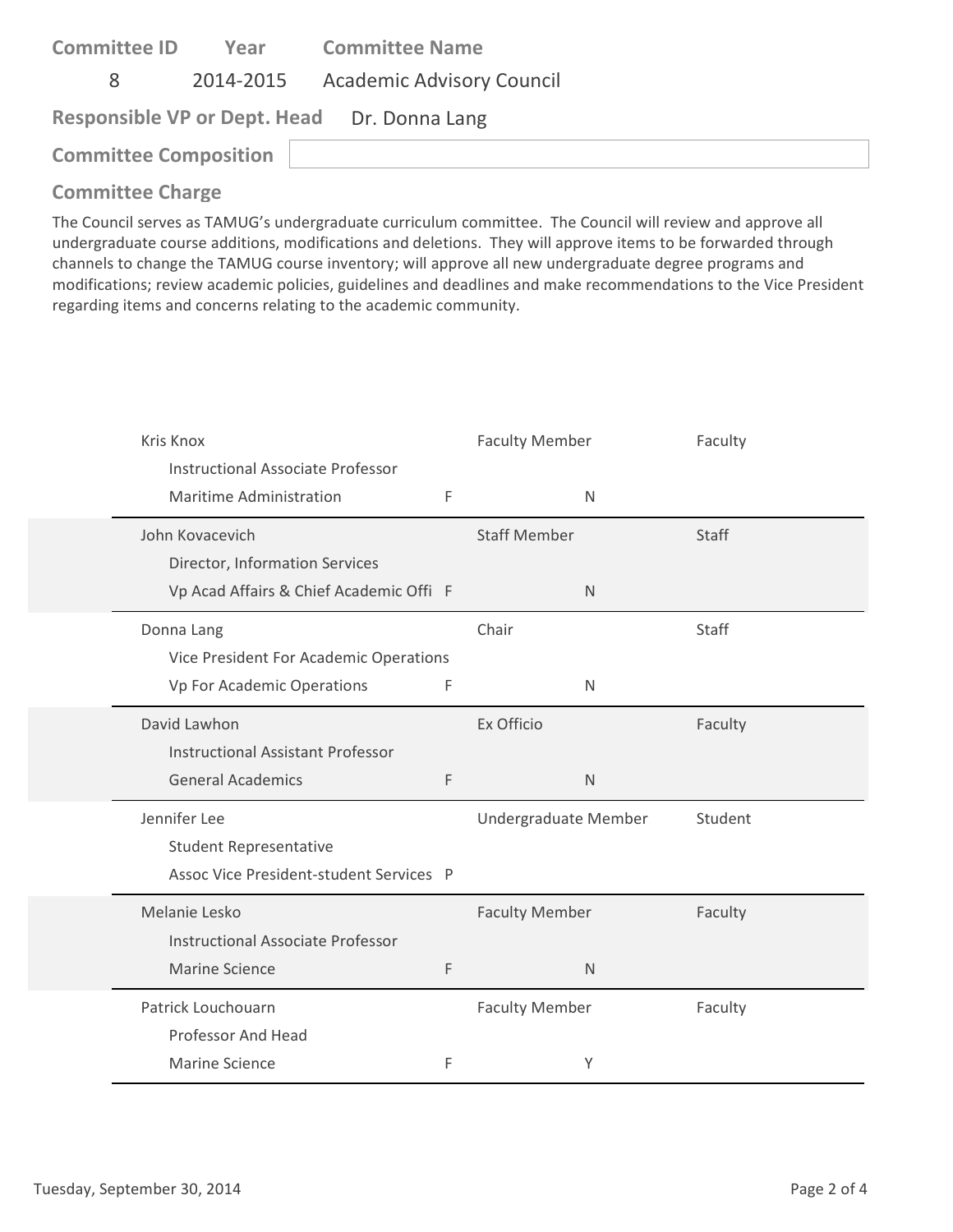| Committee ID | Year | Committee Name |
|---|---|---|
| 8 | 2014-2015 | Academic Advisory Council |

**Responsible VP or Dept. Head** Dr. Donna Lang

**Committee Composition**

**Committee Charge**

The Council serves as TAMUG's undergraduate curriculum committee. The Council will review and approve all undergraduate course additions, modifications and deletions. They will approve items to be forwarded through channels to change the TAMUG course inventory; will approve all new undergraduate degree programs and modifications; review academic policies, guidelines and deadlines and make recommendations to the Vice President regarding items and concerns relating to the academic community.

| Name / Title / Department | | Role | | Type |
|---|---|---|---|---|
| Kris Knox<br>Instructional Associate Professor<br>Maritime Administration | F | Faculty Member | N | Faculty |
| John Kovacevich<br>Director, Information Services<br>Vp Acad Affairs & Chief Academic Offi | F | Staff Member | N | Staff |
| Donna Lang<br>Vice President For Academic Operations<br>Vp For Academic Operations | F | Chair | N | Staff |
| David Lawhon<br>Instructional Assistant Professor<br>General Academics | F | Ex Officio | N | Faculty |
| Jennifer Lee<br>Student Representative<br>Assoc Vice President-student Services | P | Undergraduate Member | | Student |
| Melanie Lesko<br>Instructional Associate Professor<br>Marine Science | F | Faculty Member | N | Faculty |
| Patrick Louchouarn<br>Professor And Head<br>Marine Science | F | Faculty Member | Y | Faculty |

Tuesday, September 30, 2014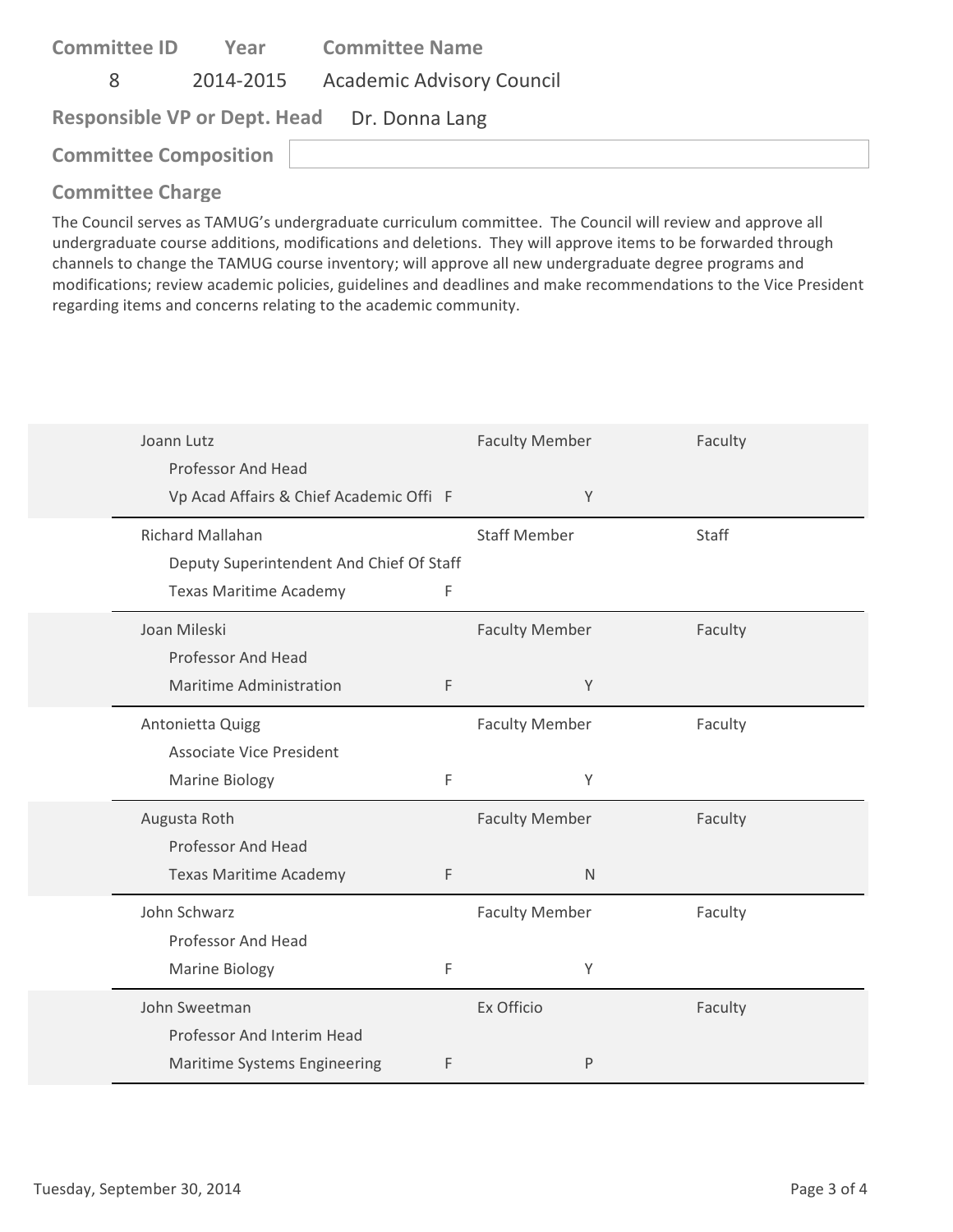| Committee ID | Year | Committee Name |
|---|---|---|
| 8 | 2014-2015 | Academic Advisory Council |

**Responsible VP or Dept. Head** Dr. Donna Lang

**Committee Composition**

## Committee Charge

The Council serves as TAMUG's undergraduate curriculum committee. The Council will review and approve all undergraduate course additions, modifications and deletions. They will approve items to be forwarded through channels to change the TAMUG course inventory; will approve all new undergraduate degree programs and modifications; review academic policies, guidelines and deadlines and make recommendations to the Vice President regarding items and concerns relating to the academic community.

| Name / Title / Department | | Role | | Type |
|---|---|---|---|---|
| Joann Lutz<br>Professor And Head<br>Vp Acad Affairs & Chief Academic Offi | F | Faculty Member | Y | Faculty |
| Richard Mallahan<br>Deputy Superintendent And Chief Of Staff<br>Texas Maritime Academy | F | Staff Member | | Staff |
| Joan Mileski<br>Professor And Head<br>Maritime Administration | F | Faculty Member | Y | Faculty |
| Antonietta Quigg<br>Associate Vice President<br>Marine Biology | F | Faculty Member | Y | Faculty |
| Augusta Roth<br>Professor And Head<br>Texas Maritime Academy | F | Faculty Member | N | Faculty |
| John Schwarz<br>Professor And Head<br>Marine Biology | F | Faculty Member | Y | Faculty |
| John Sweetman<br>Professor And Interim Head<br>Maritime Systems Engineering | F | Ex Officio | P | Faculty |

Tuesday, September 30, 2014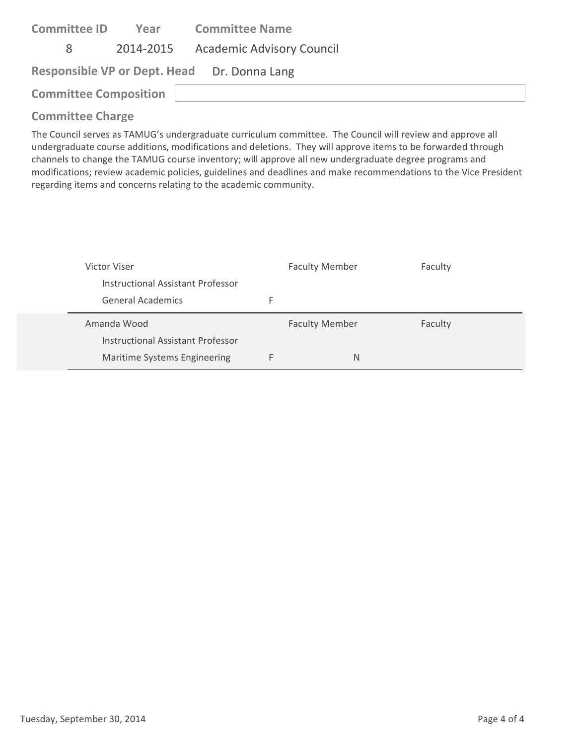| Committee ID | Year | Committee Name |
|---|---|---|
| 8 | 2014-2015 | Academic Advisory Council |

**Responsible VP or Dept. Head** Dr. Donna Lang

**Committee Composition**

## Committee Charge

The Council serves as TAMUG's undergraduate curriculum committee. The Council will review and approve all undergraduate course additions, modifications and deletions. They will approve items to be forwarded through channels to change the TAMUG course inventory; will approve all new undergraduate degree programs and modifications; review academic policies, guidelines and deadlines and make recommendations to the Vice President regarding items and concerns relating to the academic community.

| Name / Title / Department | | | Role | Type |
|---|---|---|---|---|
| Victor Viser<br>Instructional Assistant Professor<br>General Academics | F | | Faculty Member | Faculty |
| Amanda Wood<br>Instructional Assistant Professor<br>Maritime Systems Engineering | F | N | Faculty Member | Faculty |

Tuesday, September 30, 2014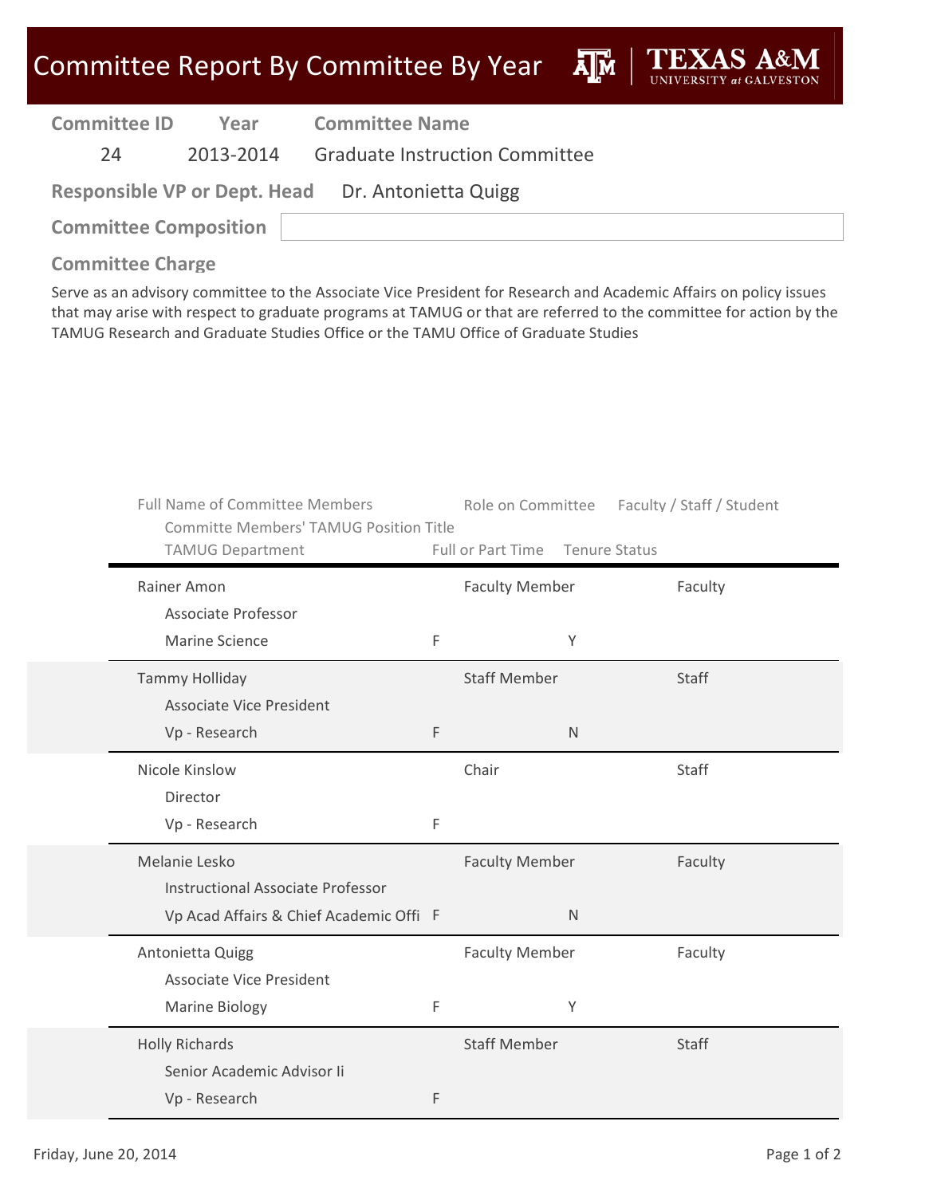# Committee Report By Committee By Year

TEXAS A&M UNIVERSITY at GALVESTON

| Committee ID | Year | Committee Name |
| --- | --- | --- |
| 24 | 2013-2014 | Graduate Instruction Committee |

**Responsible VP or Dept. Head** Dr. Antonietta Quigg

**Committee Composition**

**Committee Charge**

Serve as an advisory committee to the Associate Vice President for Research and Academic Affairs on policy issues that may arise with respect to graduate programs at TAMUG or that are referred to the committee for action by the TAMUG Research and Graduate Studies Office or the TAMU Office of Graduate Studies

| Full Name of Committee Members / Committe Members' TAMUG Position Title / TAMUG Department | Full or Part Time | Role on Committee | Tenure Status | Faculty / Staff / Student |
| --- | --- | --- | --- | --- |
| Rainer Amon / Associate Professor / Marine Science | F | Faculty Member | Y | Faculty |
| Tammy Holliday / Associate Vice President / Vp - Research | F | Staff Member | N | Staff |
| Nicole Kinslow / Director / Vp - Research | F | Chair | | Staff |
| Melanie Lesko / Instructional Associate Professor / Vp Acad Affairs & Chief Academic Offi | F | Faculty Member | N | Faculty |
| Antonietta Quigg / Associate Vice President / Marine Biology | F | Faculty Member | Y | Faculty |
| Holly Richards / Senior Academic Advisor Ii / Vp - Research | F | Staff Member | | Staff |

Friday, June 20, 2014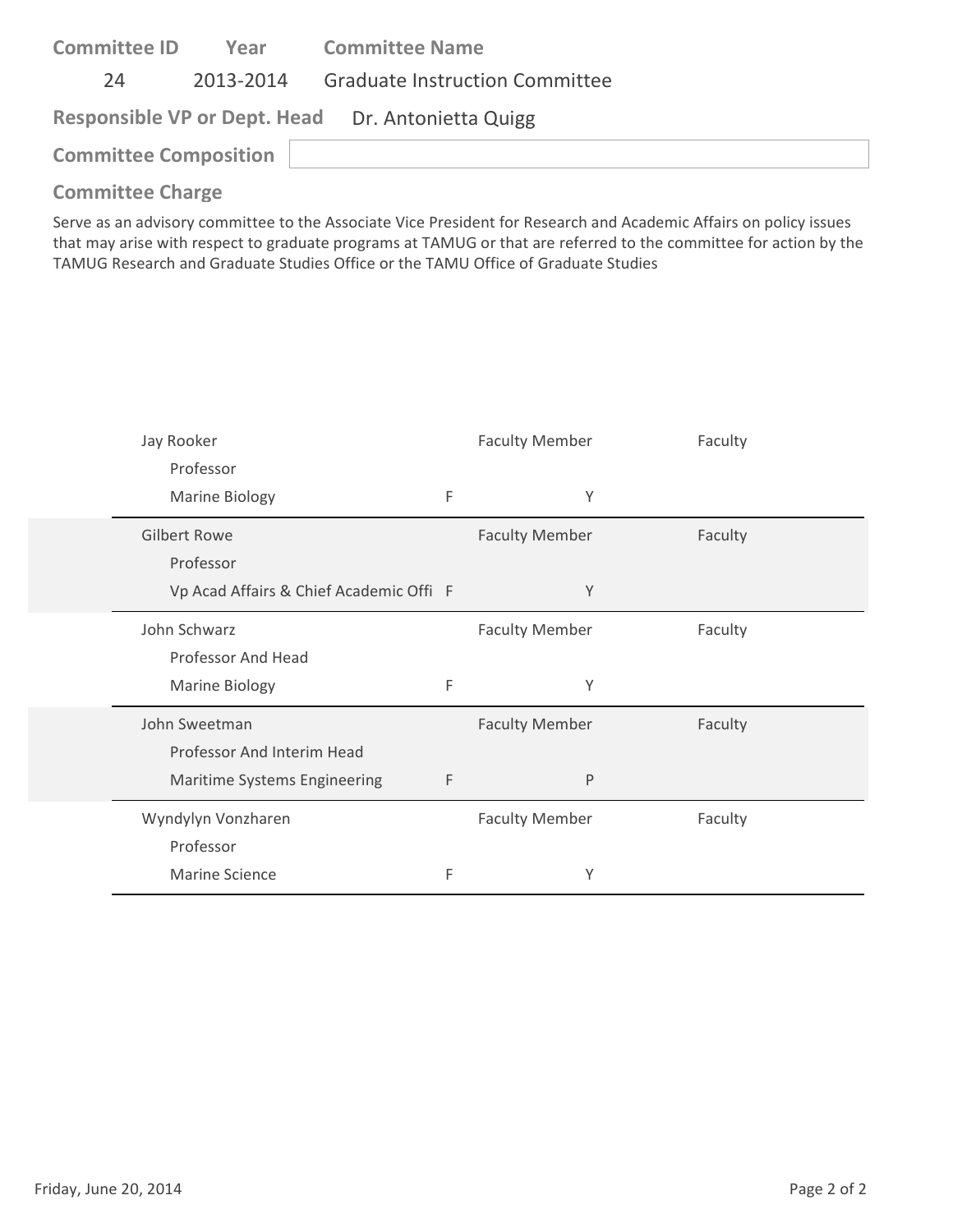**Committee ID** 24 **Year** 2013-2014 **Committee Name** Graduate Instruction Committee

**Responsible VP or Dept. Head** Dr. Antonietta Quigg

**Committee Composition**

**Committee Charge**

Serve as an advisory committee to the Associate Vice President for Research and Academic Affairs on policy issues that may arise with respect to graduate programs at TAMUG or that are referred to the committee for action by the TAMUG Research and Graduate Studies Office or the TAMU Office of Graduate Studies

| Name / Title / Department | | | Role | Type |
|---|---|---|---|---|
| Jay Rooker<br>Professor<br>Marine Biology | F | Y | Faculty Member | Faculty |
| Gilbert Rowe<br>Professor<br>Vp Acad Affairs & Chief Academic Offi | F | Y | Faculty Member | Faculty |
| John Schwarz<br>Professor And Head<br>Marine Biology | F | Y | Faculty Member | Faculty |
| John Sweetman<br>Professor And Interim Head<br>Maritime Systems Engineering | F | P | Faculty Member | Faculty |
| Wyndylyn Vonzharen<br>Professor<br>Marine Science | F | Y | Faculty Member | Faculty |

Friday, June 20, 2014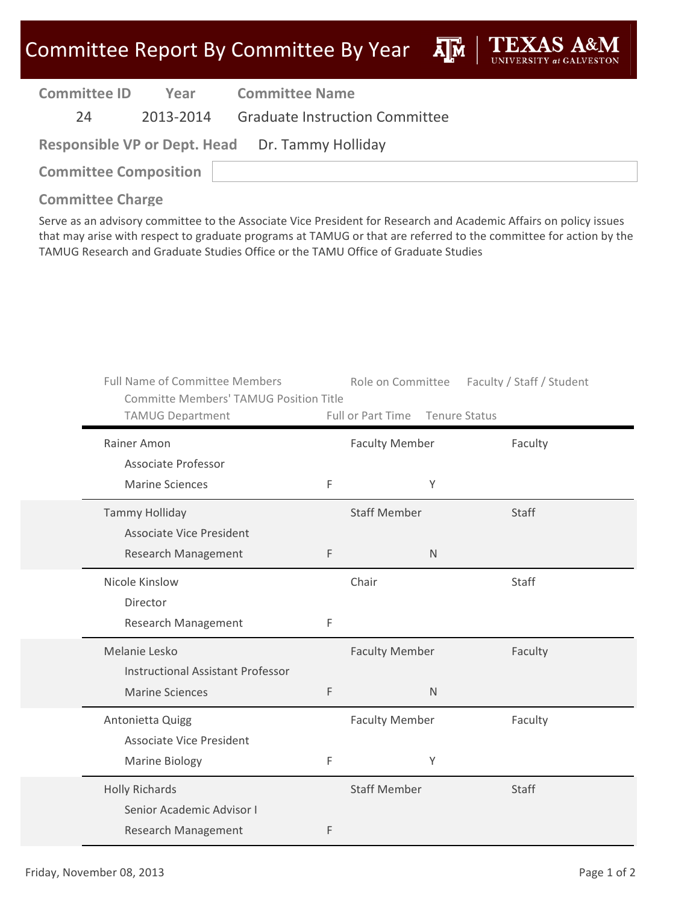# Committee Report By Committee By Year

TEXAS A&M UNIVERSITY at GALVESTON

| Committee ID | Year | Committee Name |
|---|---|---|
| 24 | 2013-2014 | Graduate Instruction Committee |

**Responsible VP or Dept. Head** Dr. Tammy Holliday

**Committee Composition**

**Committee Charge**

Serve as an advisory committee to the Associate Vice President for Research and Academic Affairs on policy issues that may arise with respect to graduate programs at TAMUG or that are referred to the committee for action by the TAMUG Research and Graduate Studies Office or the TAMU Office of Graduate Studies

| Full Name of Committee Members / Committe Members' TAMUG Position Title / TAMUG Department | Full or Part Time | Role on Committee | Tenure Status | Faculty / Staff / Student |
|---|---|---|---|---|
| Rainer Amon<br>Associate Professor<br>Marine Sciences | F | Faculty Member | Y | Faculty |
| Tammy Holliday<br>Associate Vice President<br>Research Management | F | Staff Member | N | Staff |
| Nicole Kinslow<br>Director<br>Research Management | F | Chair | | Staff |
| Melanie Lesko<br>Instructional Assistant Professor<br>Marine Sciences | F | Faculty Member | N | Faculty |
| Antonietta Quigg<br>Associate Vice President<br>Marine Biology | F | Faculty Member | Y | Faculty |
| Holly Richards<br>Senior Academic Advisor I<br>Research Management | F | Staff Member | | Staff |

Friday, November 08, 2013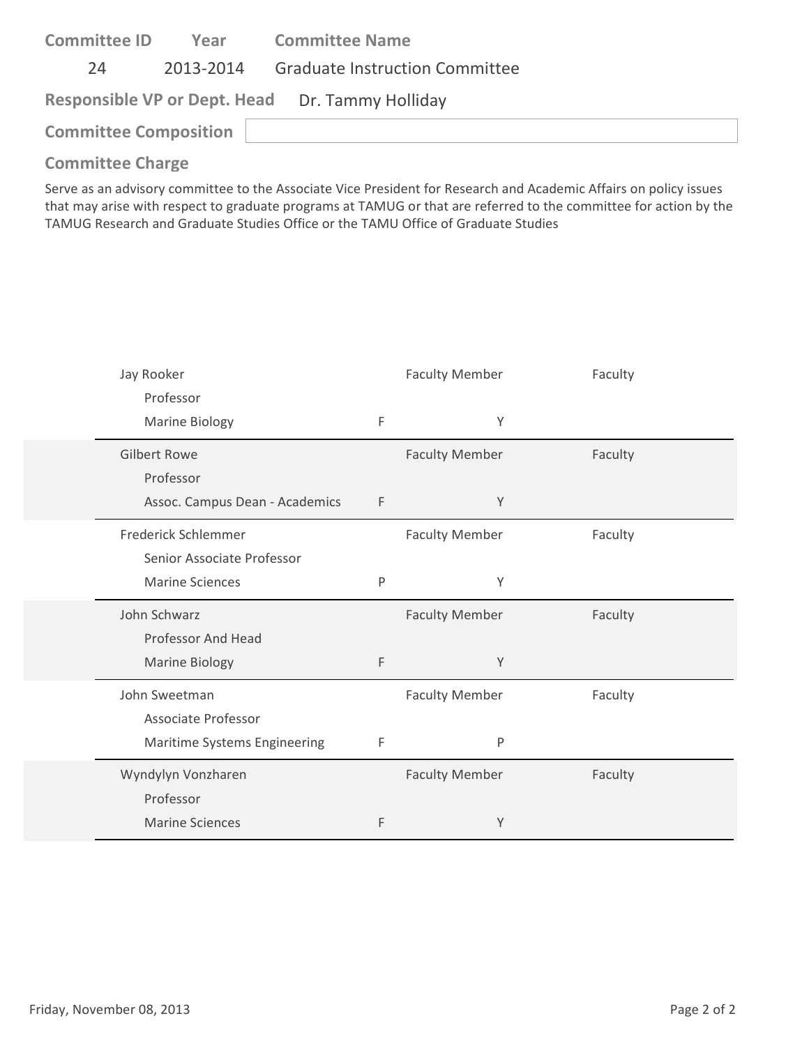| Committee ID | Year | Committee Name |
|---|---|---|
| 24 | 2013-2014 | Graduate Instruction Committee |

**Responsible VP or Dept. Head** Dr. Tammy Holliday

**Committee Composition**

**Committee Charge**

Serve as an advisory committee to the Associate Vice President for Research and Academic Affairs on policy issues that may arise with respect to graduate programs at TAMUG or that are referred to the committee for action by the TAMUG Research and Graduate Studies Office or the TAMU Office of Graduate Studies

| Name / Title / Department | | | |
|---|---|---|---|
| Jay Rooker<br>Professor<br>Marine Biology | F | Faculty Member<br>Y | Faculty |
| Gilbert Rowe<br>Professor<br>Assoc. Campus Dean - Academics | F | Faculty Member<br>Y | Faculty |
| Frederick Schlemmer<br>Senior Associate Professor<br>Marine Sciences | P | Faculty Member<br>Y | Faculty |
| John Schwarz<br>Professor And Head<br>Marine Biology | F | Faculty Member<br>Y | Faculty |
| John Sweetman<br>Associate Professor<br>Maritime Systems Engineering | F | Faculty Member<br>P | Faculty |
| Wyndylyn Vonzharen<br>Professor<br>Marine Sciences | F | Faculty Member<br>Y | Faculty |

Friday, November 08, 2013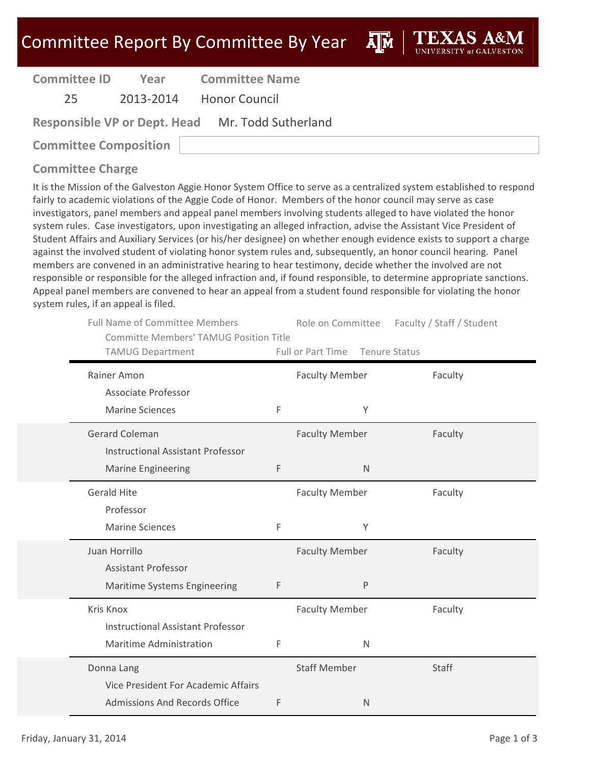# Committee Report By Committee By Year

TEXAS A&M UNIVERSITY at GALVESTON

| Committee ID | Year | Committee Name |
|---|---|---|
| 25 | 2013-2014 | Honor Council |

**Responsible VP or Dept. Head** Mr. Todd Sutherland

**Committee Composition**

## Committee Charge

It is the Mission of the Galveston Aggie Honor System Office to serve as a centralized system established to respond fairly to academic violations of the Aggie Code of Honor. Members of the honor council may serve as case investigators, panel members and appeal panel members involving students alleged to have violated the honor system rules. Case investigators, upon investigating an alleged infraction, advise the Assistant Vice President of Student Affairs and Auxiliary Services (or his/her designee) on whether enough evidence exists to support a charge against the involved student of violating honor system rules and, subsequently, an honor council hearing. Panel members are convened in an administrative hearing to hear testimony, decide whether the involved are not responsible or responsible for the alleged infraction and, if found responsible, to determine appropriate sanctions. Appeal panel members are convened to hear an appeal from a student found responsible for violating the honor system rules, if an appeal is filed.

| Full Name of Committee Members / Committe Members' TAMUG Position Title / TAMUG Department | Full or Part Time | Role on Committee / Tenure Status | Faculty / Staff / Student |
|---|---|---|---|
| Rainer Amon<br>Associate Professor<br>Marine Sciences | F | Faculty Member<br>Y | Faculty |
| Gerard Coleman<br>Instructional Assistant Professor<br>Marine Engineering | F | Faculty Member<br>N | Faculty |
| Gerald Hite<br>Professor<br>Marine Sciences | F | Faculty Member<br>Y | Faculty |
| Juan Horrillo<br>Assistant Professor<br>Maritime Systems Engineering | F | Faculty Member<br>P | Faculty |
| Kris Knox<br>Instructional Assistant Professor<br>Maritime Administration | F | Faculty Member<br>N | Faculty |
| Donna Lang<br>Vice President For Academic Affairs<br>Admissions And Records Office | F | Staff Member<br>N | Staff |

Friday, January 31, 2014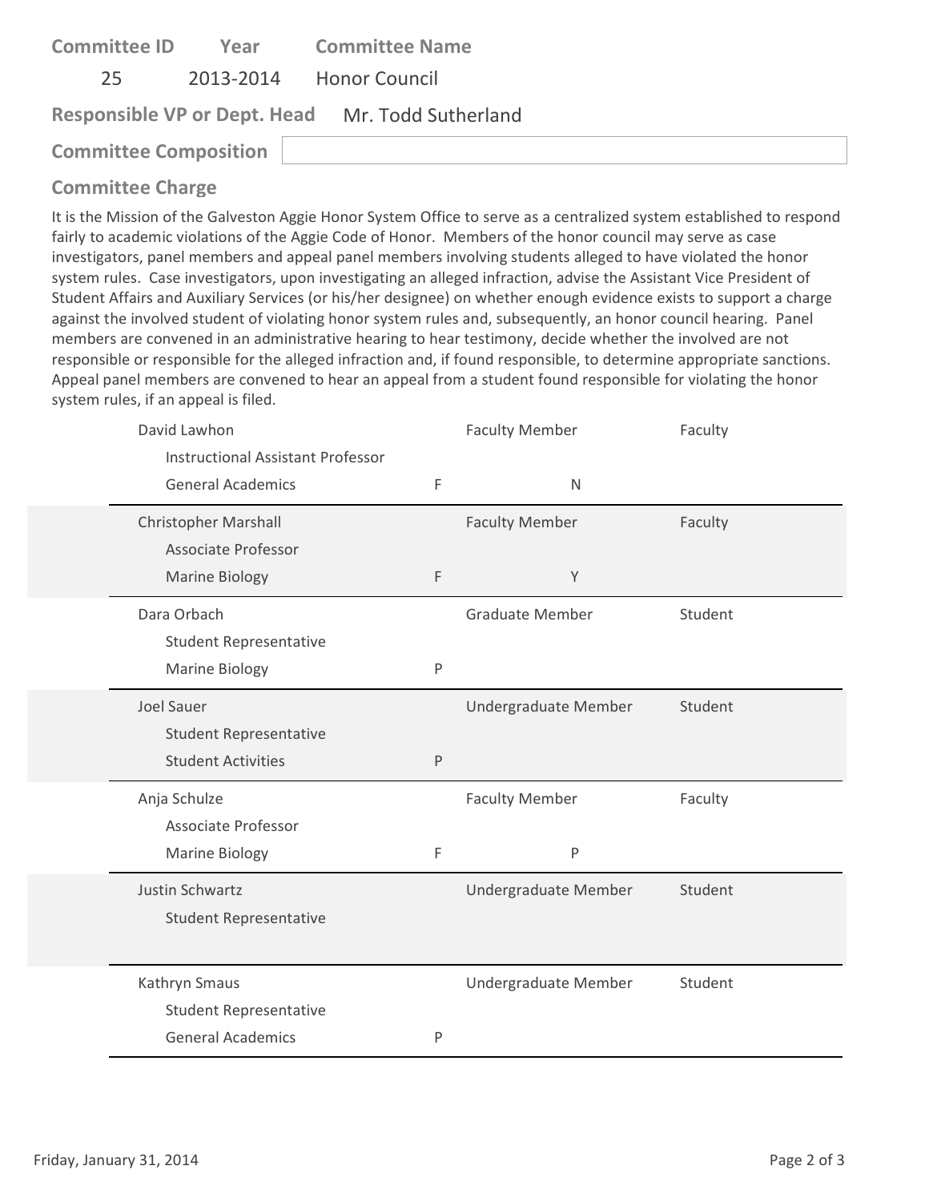| Committee ID | Year | Committee Name |
|---|---|---|
| 25 | 2013-2014 | Honor Council |

**Responsible VP or Dept. Head** Mr. Todd Sutherland

**Committee Composition**

## Committee Charge

It is the Mission of the Galveston Aggie Honor System Office to serve as a centralized system established to respond fairly to academic violations of the Aggie Code of Honor. Members of the honor council may serve as case investigators, panel members and appeal panel members involving students alleged to have violated the honor system rules. Case investigators, upon investigating an alleged infraction, advise the Assistant Vice President of Student Affairs and Auxiliary Services (or his/her designee) on whether enough evidence exists to support a charge against the involved student of violating honor system rules and, subsequently, an honor council hearing. Panel members are convened in an administrative hearing to hear testimony, decide whether the involved are not responsible or responsible for the alleged infraction and, if found responsible, to determine appropriate sanctions. Appeal panel members are convened to hear an appeal from a student found responsible for violating the honor system rules, if an appeal is filed.

| Name / Title / Department | | | Role | Type |
|---|---|---|---|---|
| David Lawhon<br>Instructional Assistant Professor<br>General Academics | F | N | Faculty Member | Faculty |
| Christopher Marshall<br>Associate Professor<br>Marine Biology | F | Y | Faculty Member | Faculty |
| Dara Orbach<br>Student Representative<br>Marine Biology | P | | Graduate Member | Student |
| Joel Sauer<br>Student Representative<br>Student Activities | P | | Undergraduate Member | Student |
| Anja Schulze<br>Associate Professor<br>Marine Biology | F | P | Faculty Member | Faculty |
| Justin Schwartz<br>Student Representative | | | Undergraduate Member | Student |
| Kathryn Smaus<br>Student Representative<br>General Academics | P | | Undergraduate Member | Student |

Friday, January 31, 2014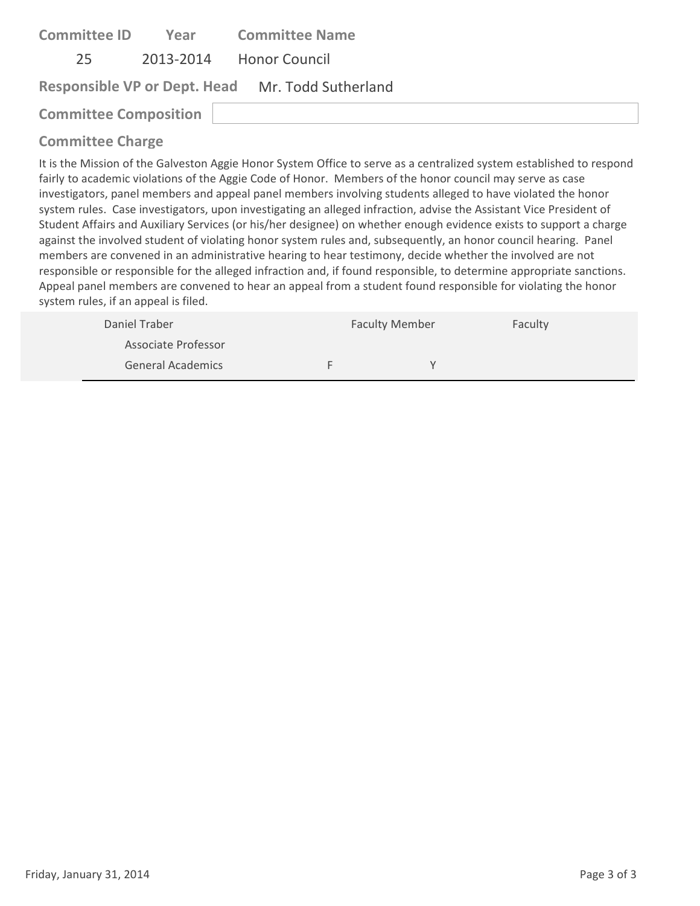| Committee ID | Year | Committee Name |
|---|---|---|
| 25 | 2013-2014 | Honor Council |

**Responsible VP or Dept. Head** Mr. Todd Sutherland

**Committee Composition**

**Committee Charge**

It is the Mission of the Galveston Aggie Honor System Office to serve as a centralized system established to respond fairly to academic violations of the Aggie Code of Honor. Members of the honor council may serve as case investigators, panel members and appeal panel members involving students alleged to have violated the honor system rules. Case investigators, upon investigating an alleged infraction, advise the Assistant Vice President of Student Affairs and Auxiliary Services (or his/her designee) on whether enough evidence exists to support a charge against the involved student of violating honor system rules and, subsequently, an honor council hearing. Panel members are convened in an administrative hearing to hear testimony, decide whether the involved are not responsible or responsible for the alleged infraction and, if found responsible, to determine appropriate sanctions. Appeal panel members are convened to hear an appeal from a student found responsible for violating the honor system rules, if an appeal is filed.

| Name | | | |
|---|---|---|---|
| Daniel Traber | Faculty Member | | Faculty |
| Associate Professor | | | |
| General Academics | F | Y | |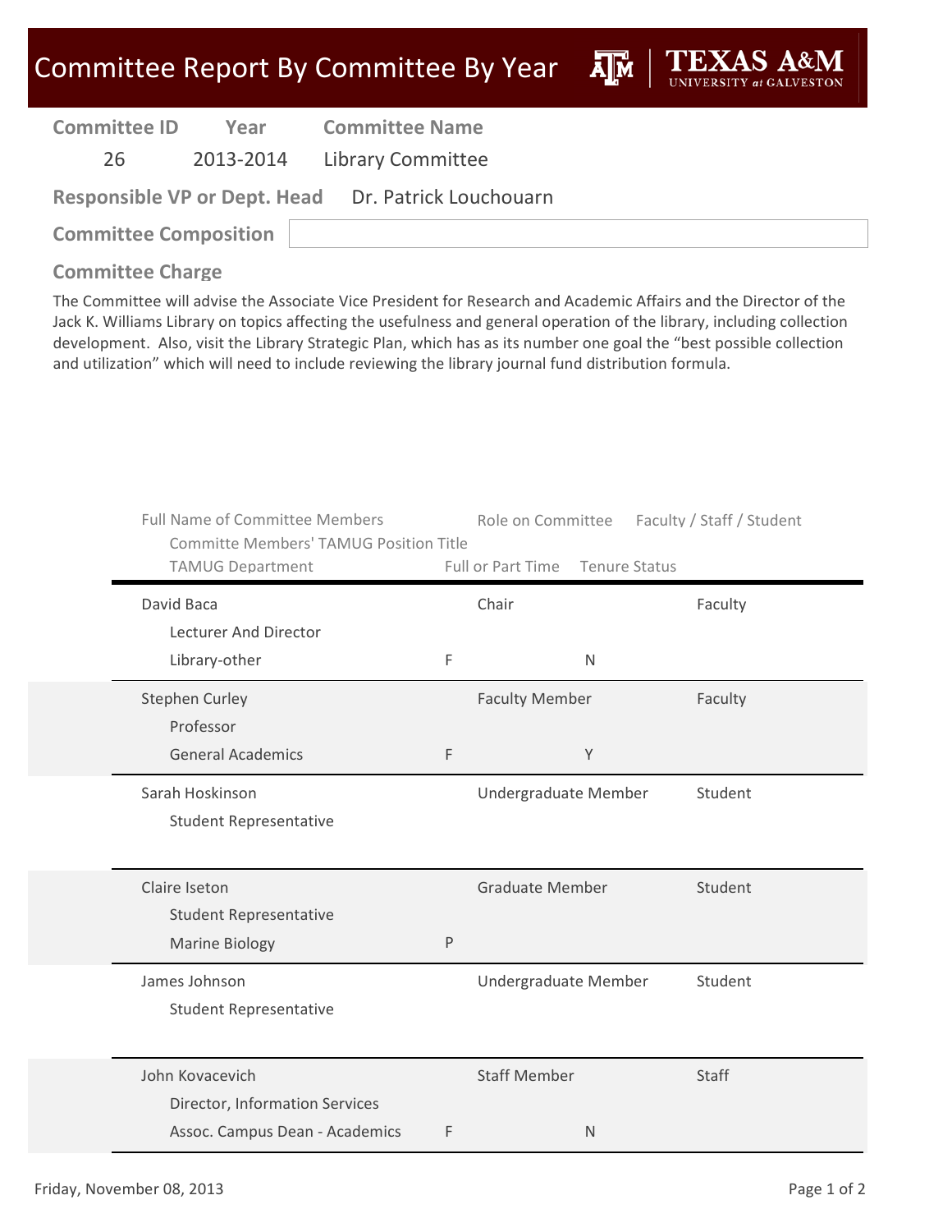# Committee Report By Committee By Year

| Committee ID | Year | Committee Name |
|---|---|---|
| 26 | 2013-2014 | Library Committee |

**Responsible VP or Dept. Head** Dr. Patrick Louchouarn

**Committee Composition**

## Committee Charge

The Committee will advise the Associate Vice President for Research and Academic Affairs and the Director of the Jack K. Williams Library on topics affecting the usefulness and general operation of the library, including collection development. Also, visit the Library Strategic Plan, which has as its number one goal the "best possible collection and utilization" which will need to include reviewing the library journal fund distribution formula.

| Full Name of Committee Members | Committe Members' TAMUG Position Title | TAMUG Department | Full or Part Time | Role on Committee | Tenure Status | Faculty / Staff / Student |
|---|---|---|---|---|---|---|
| David Baca | Lecturer And Director | Library-other | F | Chair | N | Faculty |
| Stephen Curley | Professor | General Academics | F | Faculty Member | Y | Faculty |
| Sarah Hoskinson | Student Representative | | | Undergraduate Member | | Student |
| Claire Iseton | Student Representative | Marine Biology | P | Graduate Member | | Student |
| James Johnson | Student Representative | | | Undergraduate Member | | Student |
| John Kovacevich | Director, Information Services | Assoc. Campus Dean - Academics | F | Staff Member | N | Staff |

Friday, November 08, 2013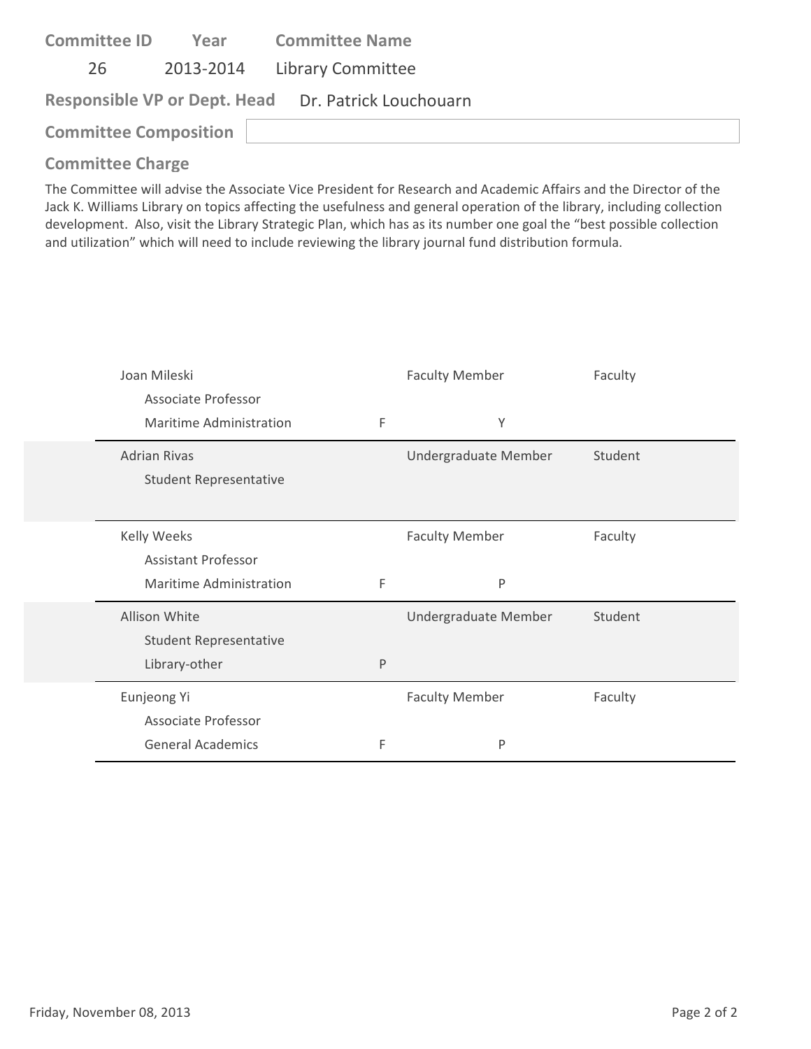**Committee ID** | **Year** | **Committee Name**
---|---|---
26 | 2013-2014 | Library Committee

**Responsible VP or Dept. Head** Dr. Patrick Louchouarn

**Committee Composition**

**Committee Charge**

The Committee will advise the Associate Vice President for Research and Academic Affairs and the Director of the Jack K. Williams Library on topics affecting the usefulness and general operation of the library, including collection development. Also, visit the Library Strategic Plan, which has as its number one goal the "best possible collection and utilization" which will need to include reviewing the library journal fund distribution formula.

| Name / Title / Department | | Role | | Type |
|---|---|---|---|---|
| Joan Mileski<br>Associate Professor<br>Maritime Administration | F | Faculty Member | Y | Faculty |
| Adrian Rivas<br>Student Representative | | Undergraduate Member | | Student |
| Kelly Weeks<br>Assistant Professor<br>Maritime Administration | F | Faculty Member | P | Faculty |
| Allison White<br>Student Representative<br>Library-other | P | Undergraduate Member | | Student |
| Eunjeong Yi<br>Associate Professor<br>General Academics | F | Faculty Member | P | Faculty |

Friday, November 08, 2013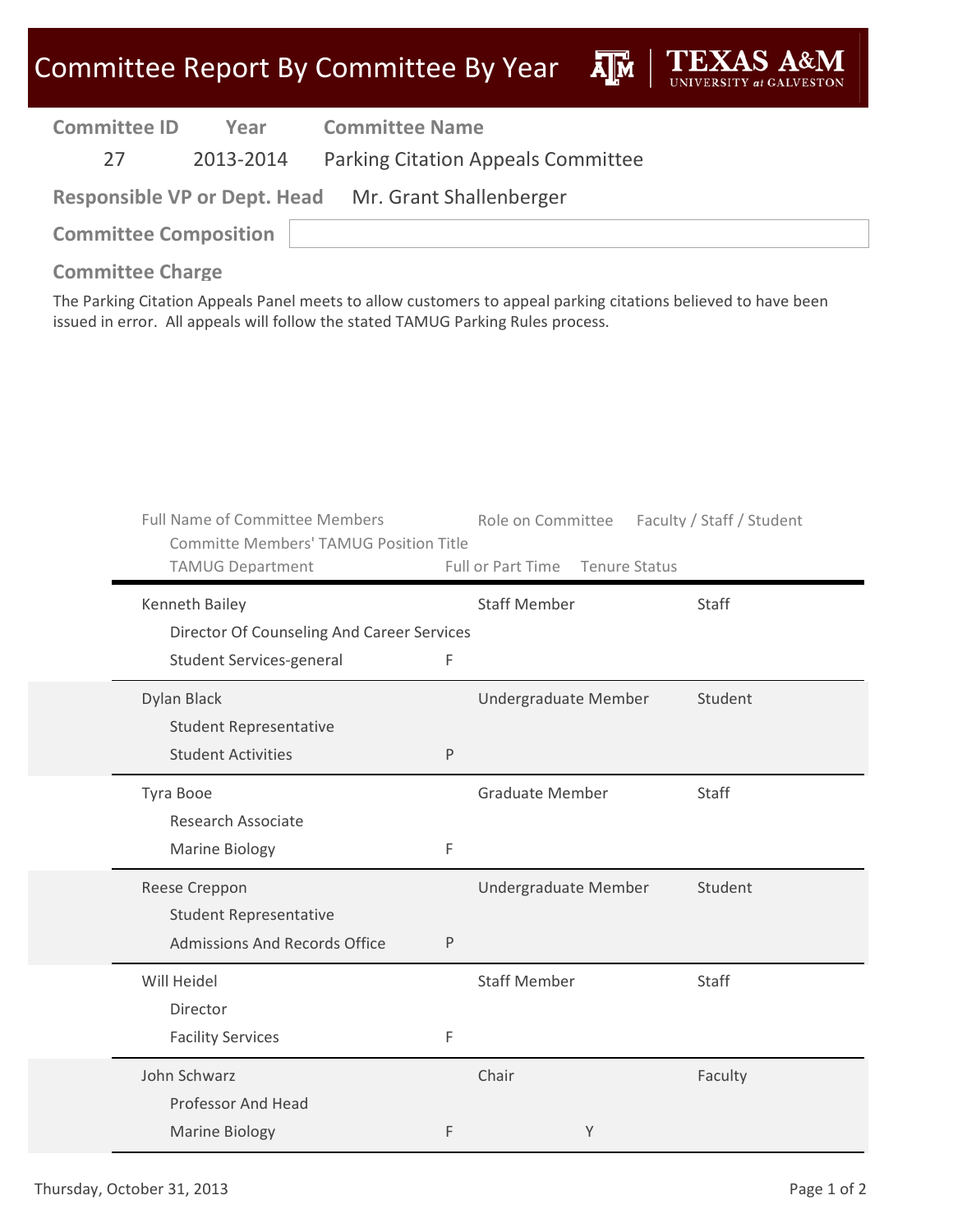# Committee Report By Committee By Year

| Committee ID | Year | Committee Name |
|---|---|---|
| 27 | 2013-2014 | Parking Citation Appeals Committee |

**Responsible VP or Dept. Head** Mr. Grant Shallenberger

**Committee Composition**

## Committee Charge

The Parking Citation Appeals Panel meets to allow customers to appeal parking citations believed to have been issued in error. All appeals will follow the stated TAMUG Parking Rules process.

| Full Name of Committee Members | Committe Members' TAMUG Position Title | TAMUG Department | Full or Part Time | Role on Committee | Tenure Status | Faculty / Staff / Student |
|---|---|---|---|---|---|---|
| Kenneth Bailey | Director Of Counseling And Career Services | Student Services-general | F | Staff Member | | Staff |
| Dylan Black | Student Representative | Student Activities | P | Undergraduate Member | | Student |
| Tyra Booe | Research Associate | Marine Biology | F | Graduate Member | | Staff |
| Reese Creppon | Student Representative | Admissions And Records Office | P | Undergraduate Member | | Student |
| Will Heidel | Director | Facility Services | F | Staff Member | | Staff |
| John Schwarz | Professor And Head | Marine Biology | F | Chair | Y | Faculty |

Thursday, October 31, 2013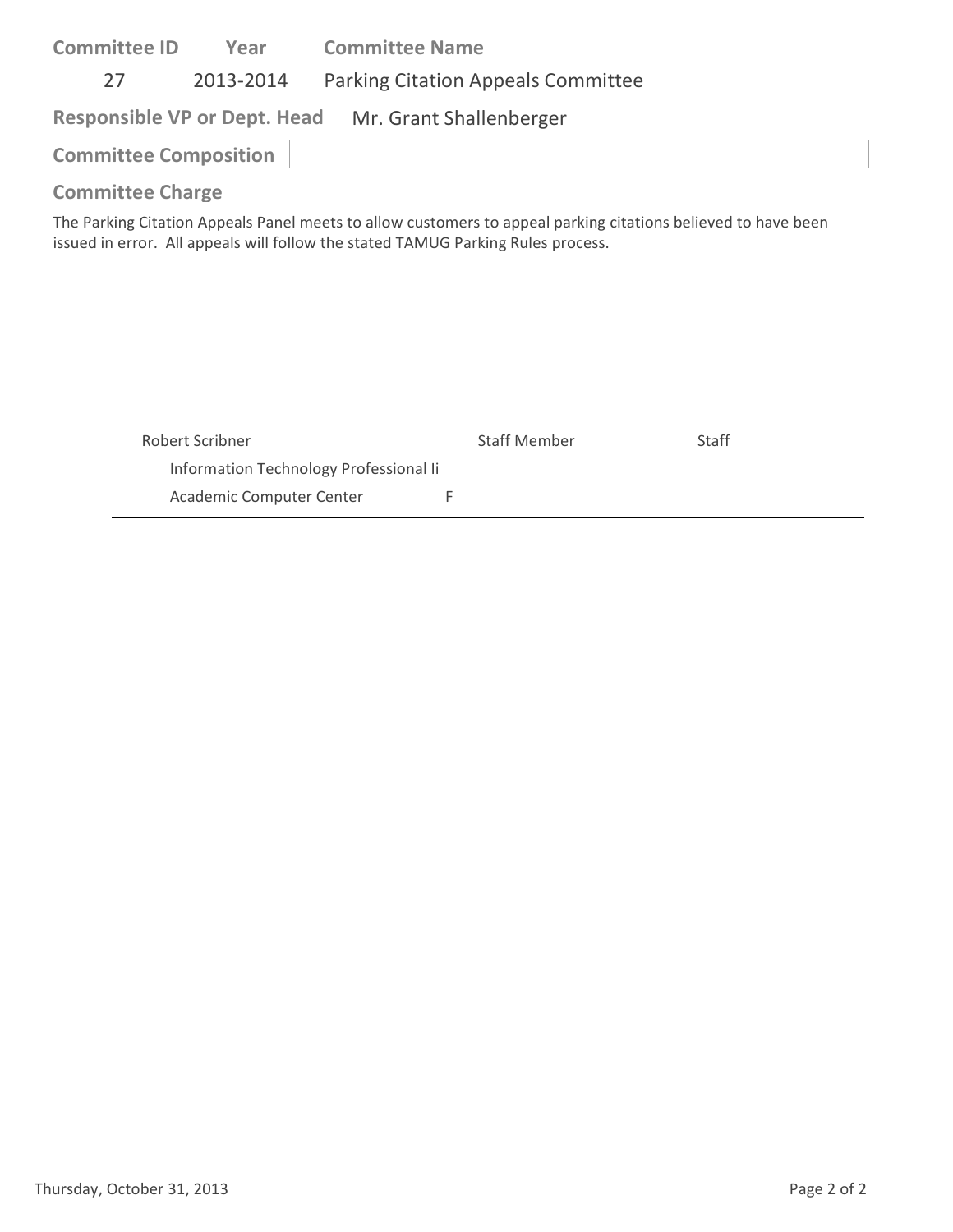**Committee ID** | **Year** | **Committee Name**

27 | 2013-2014 | Parking Citation Appeals Committee

**Responsible VP or Dept. Head** Mr. Grant Shallenberger

**Committee Composition**

**Committee Charge**

The Parking Citation Appeals Panel meets to allow customers to appeal parking citations believed to have been issued in error. All appeals will follow the stated TAMUG Parking Rules process.

| | | |
|---|---|---|
| Robert Scribner | Staff Member | Staff |
| Information Technology Professional Ii | | |
| Academic Computer Center F | | |

Thursday, October 31, 2013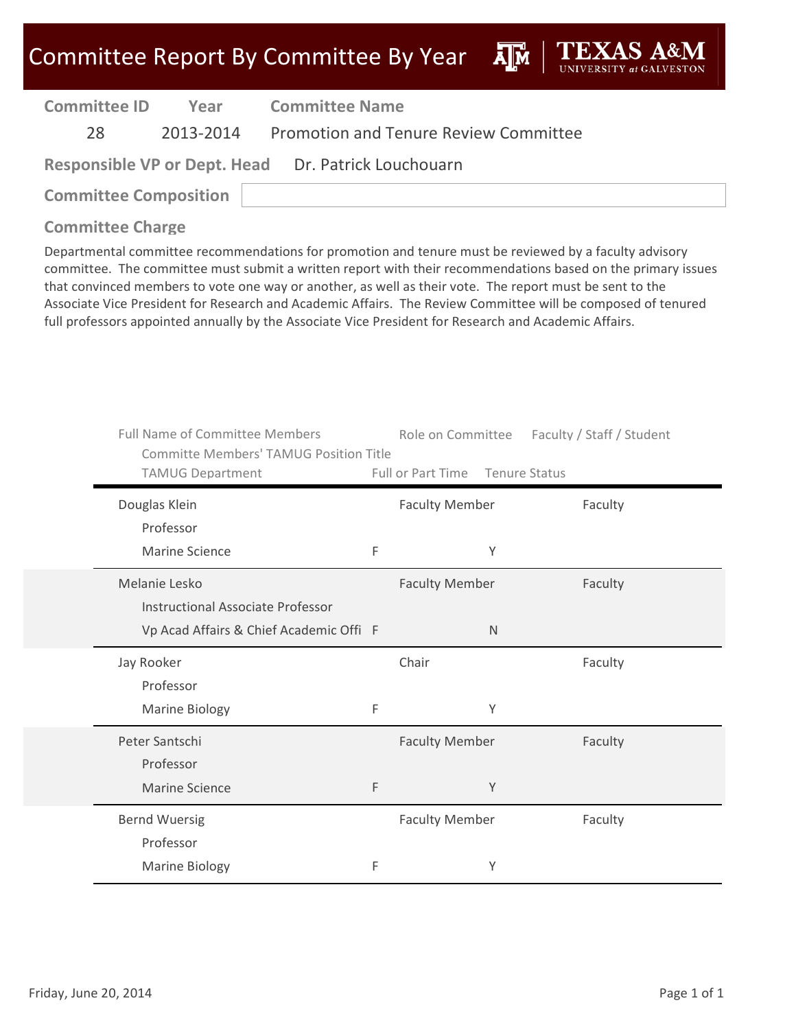# Committee Report By Committee By Year

TEXAS A&M UNIVERSITY at GALVESTON

| Committee ID | Year | Committee Name |
|---|---|---|
| 28 | 2013-2014 | Promotion and Tenure Review Committee |

**Responsible VP or Dept. Head** Dr. Patrick Louchouarn

**Committee Composition**

**Committee Charge**

Departmental committee recommendations for promotion and tenure must be reviewed by a faculty advisory committee. The committee must submit a written report with their recommendations based on the primary issues that convinced members to vote one way or another, as well as their vote. The report must be sent to the Associate Vice President for Research and Academic Affairs. The Review Committee will be composed of tenured full professors appointed annually by the Associate Vice President for Research and Academic Affairs.

| Full Name of Committee Members / Committe Members' TAMUG Position Title / TAMUG Department | Full or Part Time | Role on Committee | Tenure Status | Faculty / Staff / Student |
|---|---|---|---|---|
| Douglas Klein<br>Professor<br>Marine Science | F | Faculty Member | Y | Faculty |
| Melanie Lesko<br>Instructional Associate Professor<br>Vp Acad Affairs & Chief Academic Offi | F | Faculty Member | N | Faculty |
| Jay Rooker<br>Professor<br>Marine Biology | F | Chair | Y | Faculty |
| Peter Santschi<br>Professor<br>Marine Science | F | Faculty Member | Y | Faculty |
| Bernd Wuersig<br>Professor<br>Marine Biology | F | Faculty Member | Y | Faculty |

Friday, June 20, 2014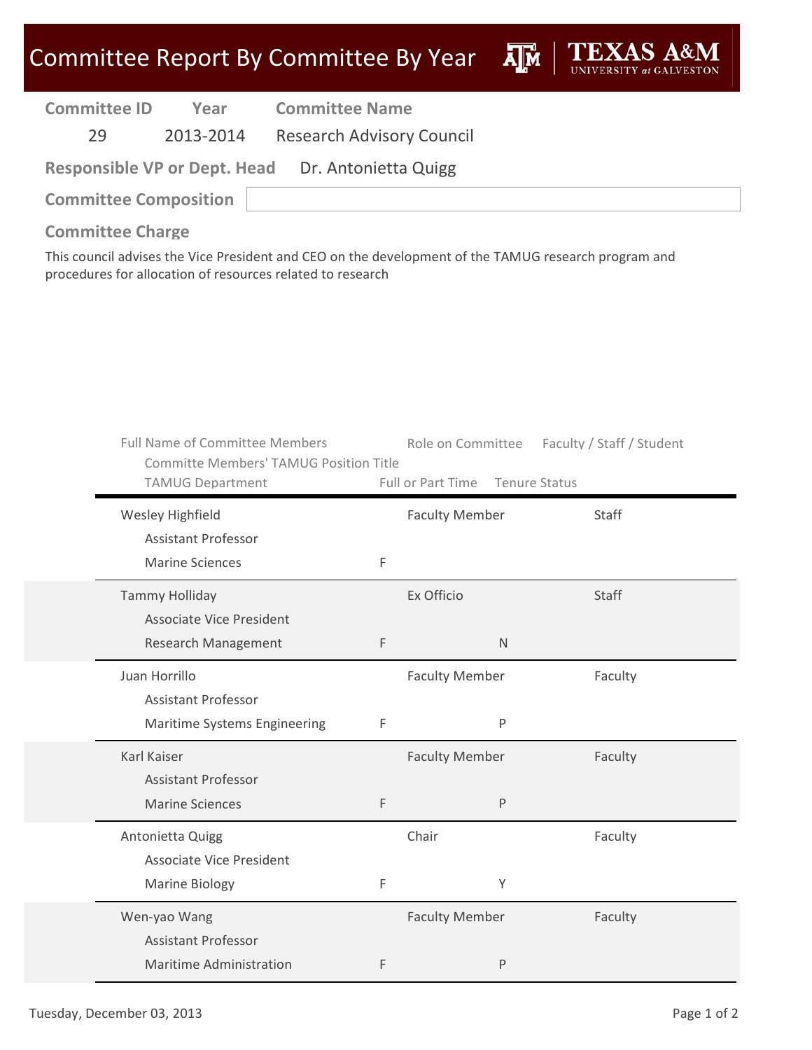# Committee Report By Committee By Year

**TEXAS A&M UNIVERSITY at GALVESTON**

| Committee ID | Year | Committee Name |
|---|---|---|
| 29 | 2013-2014 | Research Advisory Council |

**Responsible VP or Dept. Head** Dr. Antonietta Quigg

**Committee Composition**

**Committee Charge**

This council advises the Vice President and CEO on the development of the TAMUG research program and procedures for allocation of resources related to research

| Full Name of Committee Members / Committe Members' TAMUG Position Title / TAMUG Department | Full or Part Time | Role on Committee | Tenure Status | Faculty / Staff / Student |
|---|---|---|---|---|
| Wesley Highfield<br>Assistant Professor<br>Marine Sciences | F | Faculty Member | | Staff |
| Tammy Holliday<br>Associate Vice President<br>Research Management | F | Ex Officio | N | Staff |
| Juan Horrillo<br>Assistant Professor<br>Maritime Systems Engineering | F | Faculty Member | P | Faculty |
| Karl Kaiser<br>Assistant Professor<br>Marine Sciences | F | Faculty Member | P | Faculty |
| Antonietta Quigg<br>Associate Vice President<br>Marine Biology | F | Chair | Y | Faculty |
| Wen-yao Wang<br>Assistant Professor<br>Maritime Administration | F | Faculty Member | P | Faculty |

Tuesday, December 03, 2013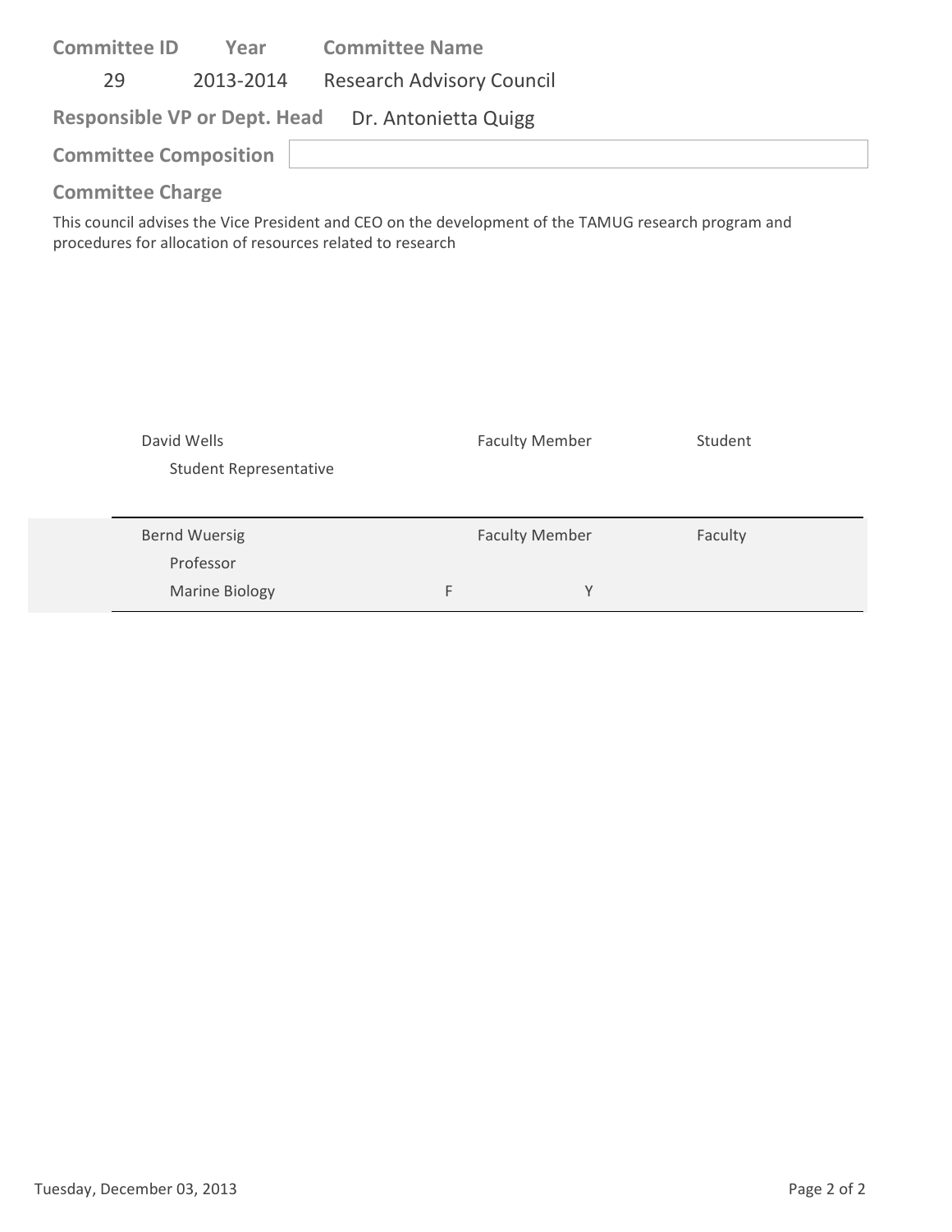| Committee ID | Year | Committee Name |
|---|---|---|
| 29 | 2013-2014 | Research Advisory Council |

**Responsible VP or Dept. Head** Dr. Antonietta Quigg

**Committee Composition**

**Committee Charge**

This council advises the Vice President and CEO on the development of the TAMUG research program and procedures for allocation of resources related to research

| Name | | Role | | Type |
|---|---|---|---|---|
| David Wells<br>Student Representative | | Faculty Member | | Student |
| Bernd Wuersig<br>Professor<br>Marine Biology | F | Faculty Member | Y | Faculty |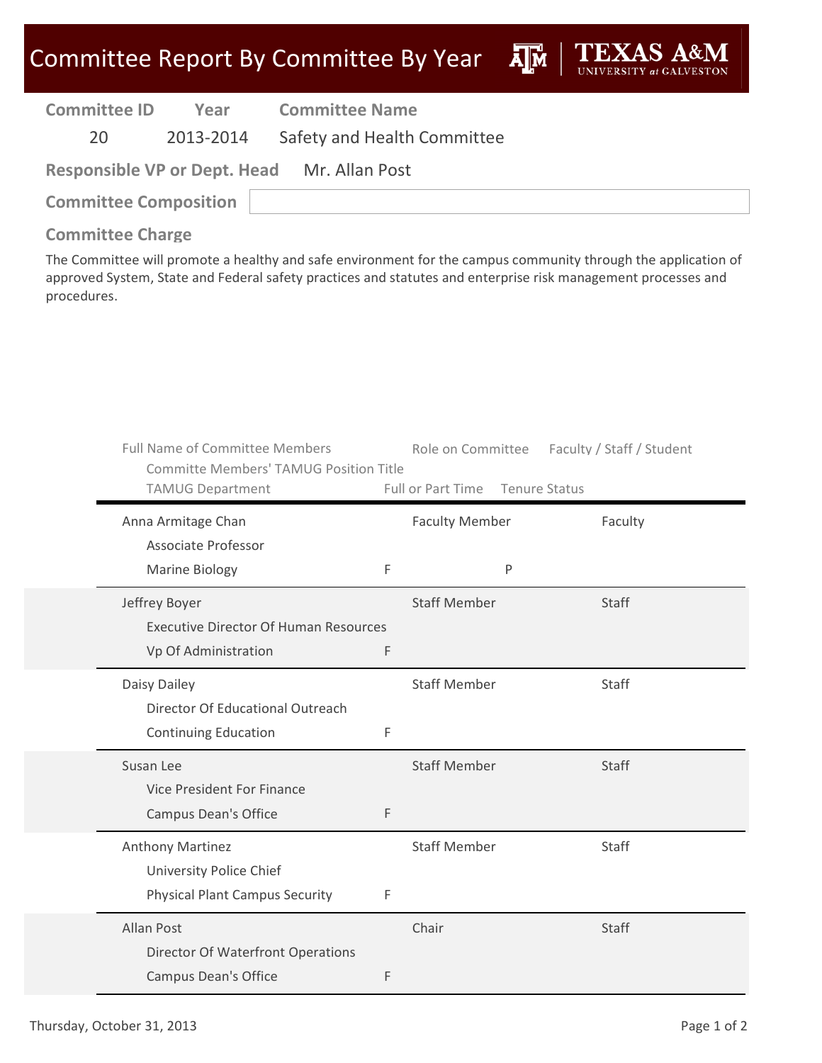# Committee Report By Committee By Year

**Texas A&M University at Galveston**

| Committee ID | Year | Committee Name |
|---|---|---|
| 20 | 2013-2014 | Safety and Health Committee |

**Responsible VP or Dept. Head** Mr. Allan Post

**Committee Composition**

**Committee Charge**

The Committee will promote a healthy and safe environment for the campus community through the application of approved System, State and Federal safety practices and statutes and enterprise risk management processes and procedures.

| Full Name of Committee Members / Committe Members' TAMUG Position Title / TAMUG Department | Full or Part Time | Tenure Status | Role on Committee | Faculty / Staff / Student |
|---|---|---|---|---|
| Anna Armitage Chan<br>Associate Professor<br>Marine Biology | F | P | Faculty Member | Faculty |
| Jeffrey Boyer<br>Executive Director Of Human Resources<br>Vp Of Administration | F | | Staff Member | Staff |
| Daisy Dailey<br>Director Of Educational Outreach<br>Continuing Education | F | | Staff Member | Staff |
| Susan Lee<br>Vice President For Finance<br>Campus Dean's Office | F | | Staff Member | Staff |
| Anthony Martinez<br>University Police Chief<br>Physical Plant Campus Security | F | | Staff Member | Staff |
| Allan Post<br>Director Of Waterfront Operations<br>Campus Dean's Office | F | | Chair | Staff |

Thursday, October 31, 2013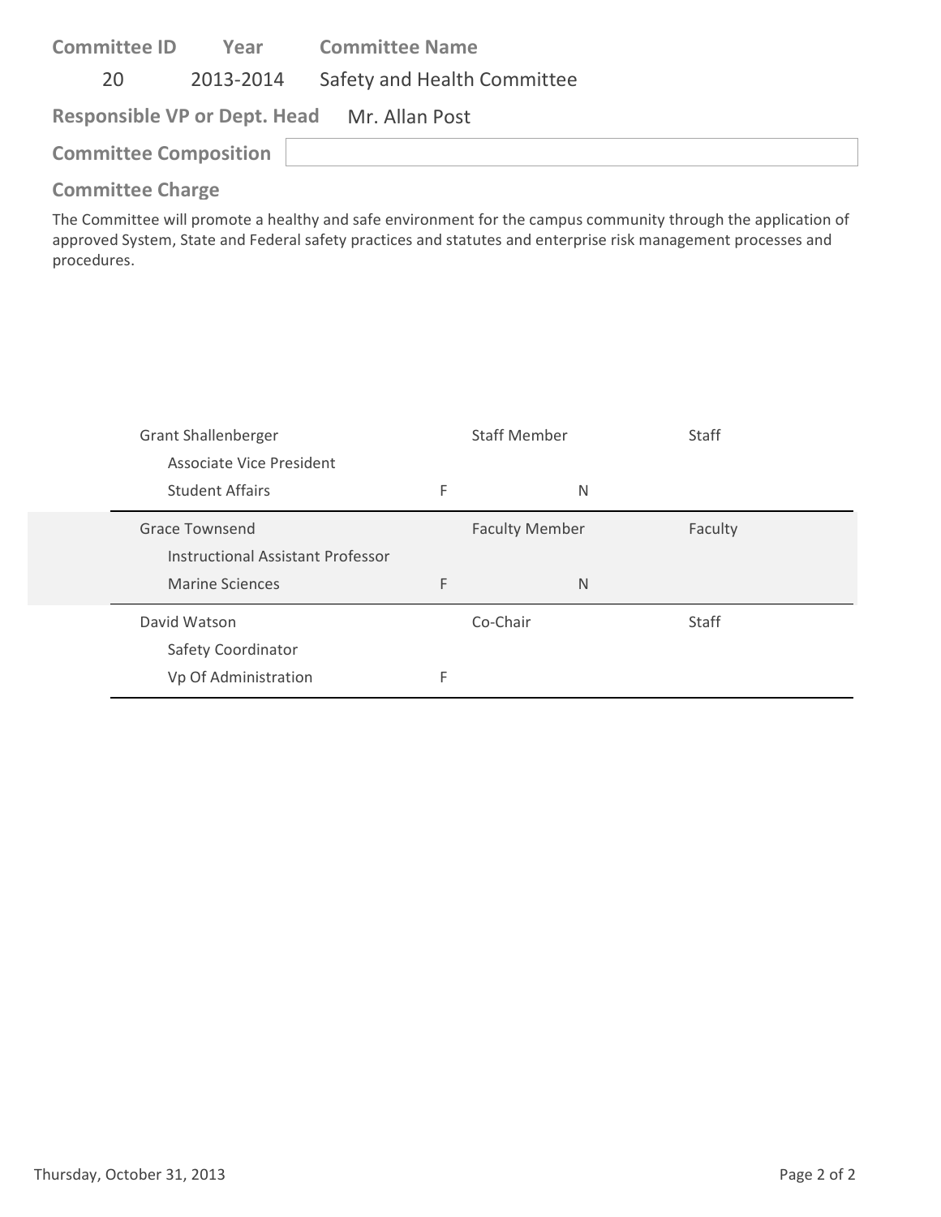**Committee ID** | **Year** | **Committee Name**

20 | 2013-2014 | Safety and Health Committee

**Responsible VP or Dept. Head** Mr. Allan Post

**Committee Composition**

**Committee Charge**

The Committee will promote a healthy and safe environment for the campus community through the application of approved System, State and Federal safety practices and statutes and enterprise risk management processes and procedures.

| Name / Title / Department | | Role | | Type |
|---|---|---|---|---|
| Grant Shallenberger<br>Associate Vice President<br>Student Affairs | F | Staff Member | N | Staff |
| Grace Townsend<br>Instructional Assistant Professor<br>Marine Sciences | F | Faculty Member | N | Faculty |
| David Watson<br>Safety Coordinator<br>Vp Of Administration | F | Co-Chair | | Staff |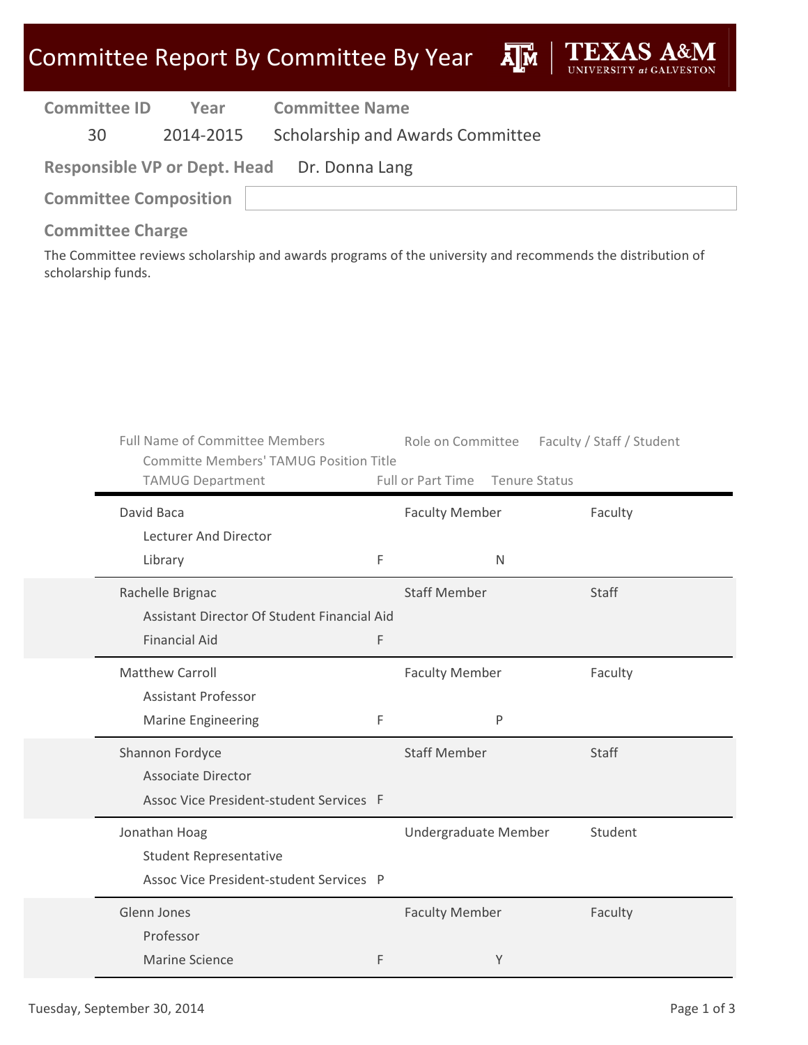# Committee Report By Committee By Year

**TEXAS A&M UNIVERSITY at GALVESTON**

| Committee ID | Year | Committee Name |
|---|---|---|
| 30 | 2014-2015 | Scholarship and Awards Committee |

**Responsible VP or Dept. Head** Dr. Donna Lang

**Committee Composition**

**Committee Charge**

The Committee reviews scholarship and awards programs of the university and recommends the distribution of scholarship funds.

| Full Name of Committee Members | Committe Members' TAMUG Position Title | TAMUG Department | Full or Part Time | Role on Committee | Tenure Status | Faculty / Staff / Student |
|---|---|---|---|---|---|---|
| David Baca | Lecturer And Director | Library | F | Faculty Member | N | Faculty |
| Rachelle Brignac | Assistant Director Of Student Financial Aid | Financial Aid | F | Staff Member | | Staff |
| Matthew Carroll | Assistant Professor | Marine Engineering | F | Faculty Member | P | Faculty |
| Shannon Fordyce | Associate Director | Assoc Vice President-student Services | F | Staff Member | | Staff |
| Jonathan Hoag | Student Representative | Assoc Vice President-student Services | P | Undergraduate Member | | Student |
| Glenn Jones | Professor | Marine Science | F | Faculty Member | Y | Faculty |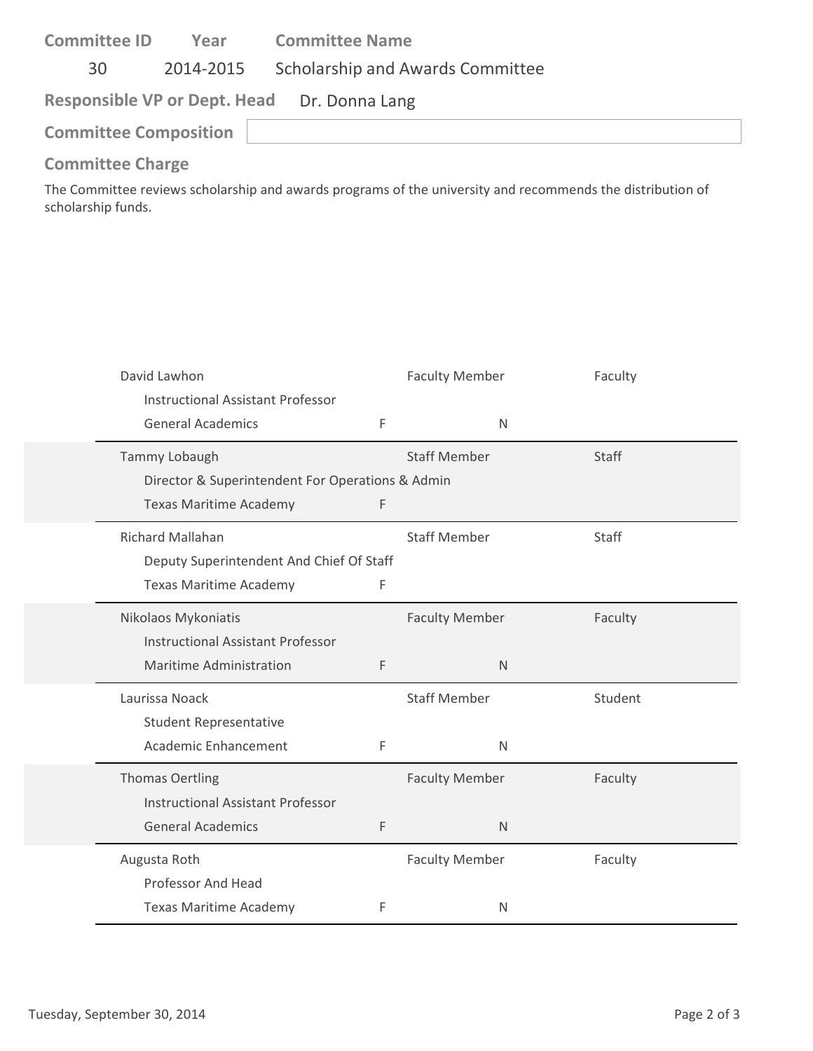| Committee ID | Year | Committee Name |
|---|---|---|
| 30 | 2014-2015 | Scholarship and Awards Committee |

**Responsible VP or Dept. Head** Dr. Donna Lang

**Committee Composition**

**Committee Charge**

The Committee reviews scholarship and awards programs of the university and recommends the distribution of scholarship funds.

| Name / Title / Department | | Role | | Category |
|---|---|---|---|---|
| David Lawhon<br>Instructional Assistant Professor<br>General Academics | F | Faculty Member | N | Faculty |
| Tammy Lobaugh<br>Director & Superintendent For Operations & Admin<br>Texas Maritime Academy | F | Staff Member | | Staff |
| Richard Mallahan<br>Deputy Superintendent And Chief Of Staff<br>Texas Maritime Academy | F | Staff Member | | Staff |
| Nikolaos Mykoniatis<br>Instructional Assistant Professor<br>Maritime Administration | F | Faculty Member | N | Faculty |
| Laurissa Noack<br>Student Representative<br>Academic Enhancement | F | Staff Member | N | Student |
| Thomas Oertling<br>Instructional Assistant Professor<br>General Academics | F | Faculty Member | N | Faculty |
| Augusta Roth<br>Professor And Head<br>Texas Maritime Academy | F | Faculty Member | N | Faculty |

Tuesday, September 30, 2014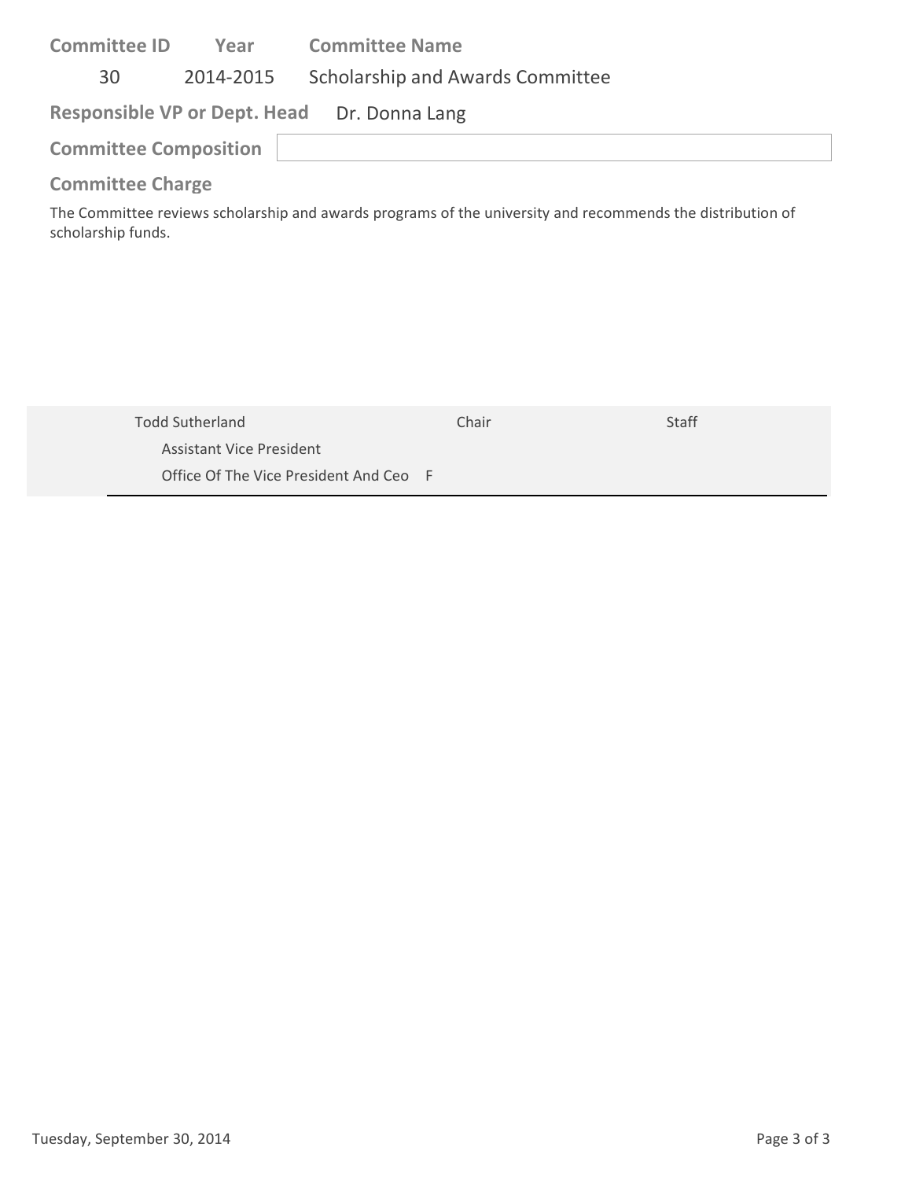| Committee ID | Year | Committee Name |
|---|---|---|
| 30 | 2014-2015 | Scholarship and Awards Committee |

**Responsible VP or Dept. Head** Dr. Donna Lang

**Committee Composition**

**Committee Charge**

The Committee reviews scholarship and awards programs of the university and recommends the distribution of scholarship funds.

| Name | Role | Type |
|---|---|---|
| Todd Sutherland<br>Assistant Vice President<br>Office Of The Vice President And Ceo F | Chair | Staff |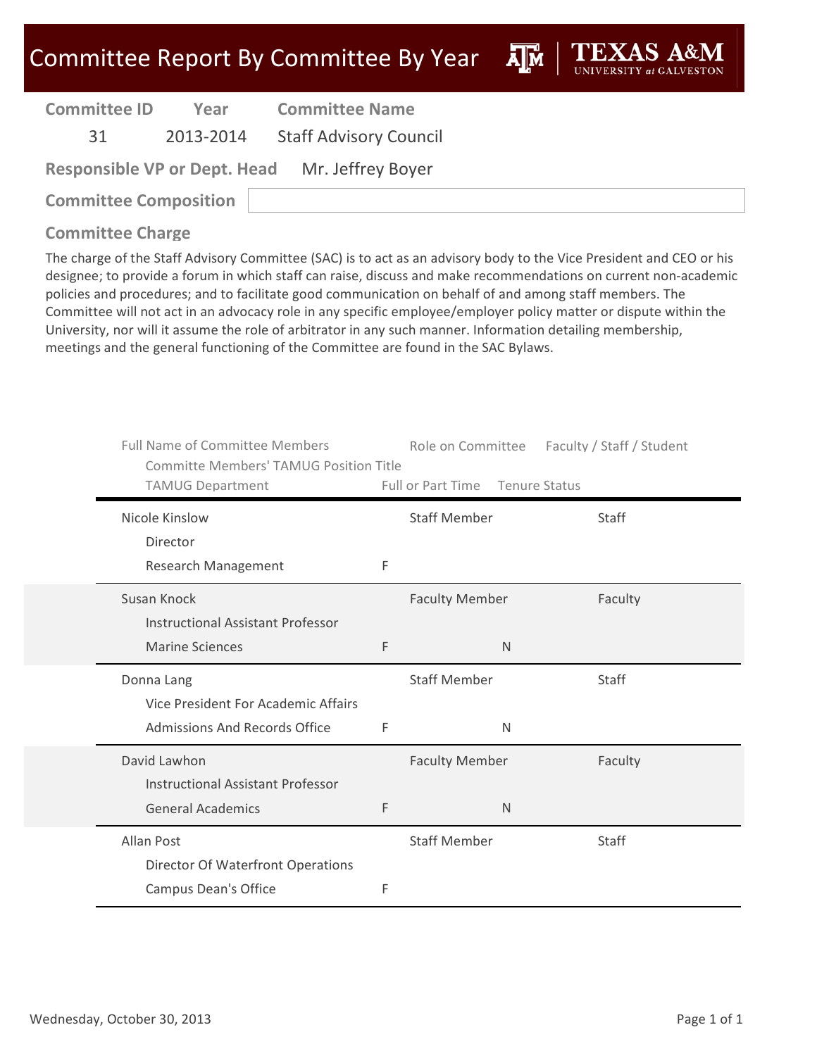# Committee Report By Committee By Year

| Committee ID | Year | Committee Name |
|---|---|---|
| 31 | 2013-2014 | Staff Advisory Council |

**Responsible VP or Dept. Head** Mr. Jeffrey Boyer

**Committee Composition**

## Committee Charge

The charge of the Staff Advisory Committee (SAC) is to act as an advisory body to the Vice President and CEO or his designee; to provide a forum in which staff can raise, discuss and make recommendations on current non-academic policies and procedures; and to facilitate good communication on behalf of and among staff members. The Committee will not act in an advocacy role in any specific employee/employer policy matter or dispute within the University, nor will it assume the role of arbitrator in any such manner. Information detailing membership, meetings and the general functioning of the Committee are found in the SAC Bylaws.

| Full Name of Committee Members / Committe Members' TAMUG Position Title / TAMUG Department | Full or Part Time | Role on Committee | Tenure Status | Faculty / Staff / Student |
|---|---|---|---|---|
| Nicole Kinslow<br>Director<br>Research Management | F | Staff Member | | Staff |
| Susan Knock<br>Instructional Assistant Professor<br>Marine Sciences | F | Faculty Member | N | Faculty |
| Donna Lang<br>Vice President For Academic Affairs<br>Admissions And Records Office | F | Staff Member | N | Staff |
| David Lawhon<br>Instructional Assistant Professor<br>General Academics | F | Faculty Member | N | Faculty |
| Allan Post<br>Director Of Waterfront Operations<br>Campus Dean's Office | F | Staff Member | | Staff |

Wednesday, October 30, 2013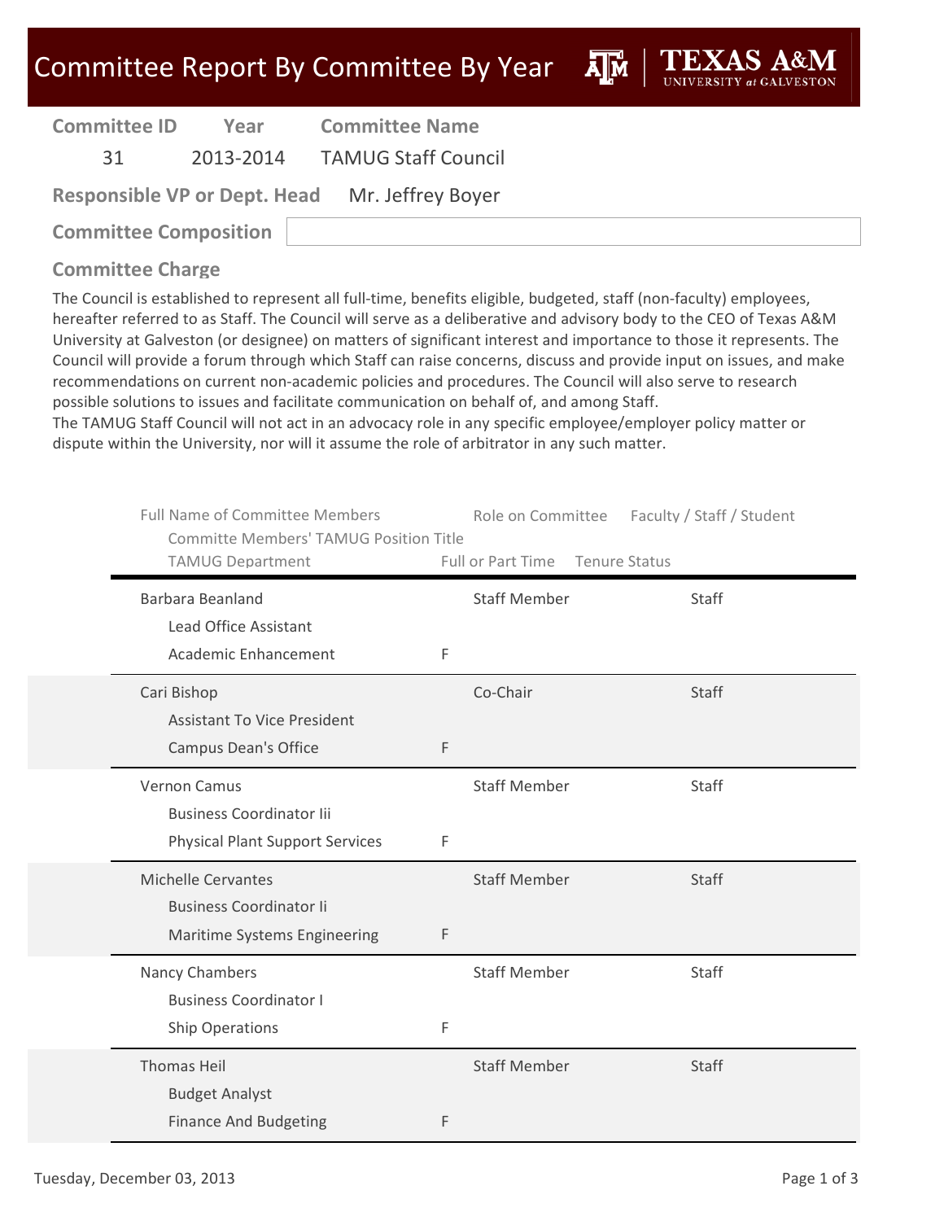# Committee Report By Committee By Year

| Committee ID | Year | Committee Name |
|---|---|---|
| 31 | 2013-2014 | TAMUG Staff Council |

**Responsible VP or Dept. Head** Mr. Jeffrey Boyer

**Committee Composition**

## Committee Charge

The Council is established to represent all full-time, benefits eligible, budgeted, staff (non-faculty) employees, hereafter referred to as Staff. The Council will serve as a deliberative and advisory body to the CEO of Texas A&M University at Galveston (or designee) on matters of significant interest and importance to those it represents. The Council will provide a forum through which Staff can raise concerns, discuss and provide input on issues, and make recommendations on current non-academic policies and procedures. The Council will also serve to research possible solutions to issues and facilitate communication on behalf of, and among Staff.
The TAMUG Staff Council will not act in an advocacy role in any specific employee/employer policy matter or dispute within the University, nor will it assume the role of arbitrator in any such matter.

| Full Name of Committee Members / Committe Members' TAMUG Position Title / TAMUG Department | Full or Part Time | Role on Committee | Tenure Status | Faculty / Staff / Student |
|---|---|---|---|---|
| Barbara Beanland / Lead Office Assistant / Academic Enhancement | F | Staff Member | | Staff |
| Cari Bishop / Assistant To Vice President / Campus Dean's Office | F | Co-Chair | | Staff |
| Vernon Camus / Business Coordinator Iii / Physical Plant Support Services | F | Staff Member | | Staff |
| Michelle Cervantes / Business Coordinator Ii / Maritime Systems Engineering | F | Staff Member | | Staff |
| Nancy Chambers / Business Coordinator I / Ship Operations | F | Staff Member | | Staff |
| Thomas Heil / Budget Analyst / Finance And Budgeting | F | Staff Member | | Staff |

Tuesday, December 03, 2013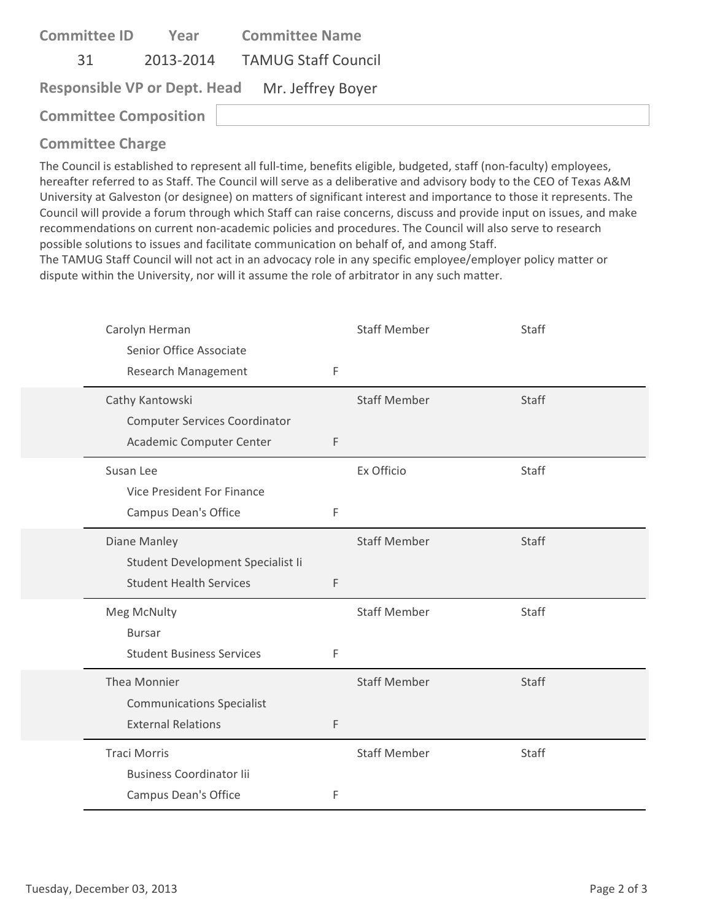| Committee ID | Year | Committee Name |
|---|---|---|
| 31 | 2013-2014 | TAMUG Staff Council |

**Responsible VP or Dept. Head** Mr. Jeffrey Boyer

**Committee Composition**

## Committee Charge

The Council is established to represent all full-time, benefits eligible, budgeted, staff (non-faculty) employees, hereafter referred to as Staff. The Council will serve as a deliberative and advisory body to the CEO of Texas A&M University at Galveston (or designee) on matters of significant interest and importance to those it represents. The Council will provide a forum through which Staff can raise concerns, discuss and provide input on issues, and make recommendations on current non-academic policies and procedures. The Council will also serve to research possible solutions to issues and facilitate communication on behalf of, and among Staff.
The TAMUG Staff Council will not act in an advocacy role in any specific employee/employer policy matter or dispute within the University, nor will it assume the role of arbitrator in any such matter.

| Name / Title / Department | | Role | Type |
|---|---|---|---|
| Carolyn Herman<br>Senior Office Associate<br>Research Management | F | Staff Member | Staff |
| Cathy Kantowski<br>Computer Services Coordinator<br>Academic Computer Center | F | Staff Member | Staff |
| Susan Lee<br>Vice President For Finance<br>Campus Dean's Office | F | Ex Officio | Staff |
| Diane Manley<br>Student Development Specialist Ii<br>Student Health Services | F | Staff Member | Staff |
| Meg McNulty<br>Bursar<br>Student Business Services | F | Staff Member | Staff |
| Thea Monnier<br>Communications Specialist<br>External Relations | F | Staff Member | Staff |
| Traci Morris<br>Business Coordinator Iii<br>Campus Dean's Office | F | Staff Member | Staff |

Tuesday, December 03, 2013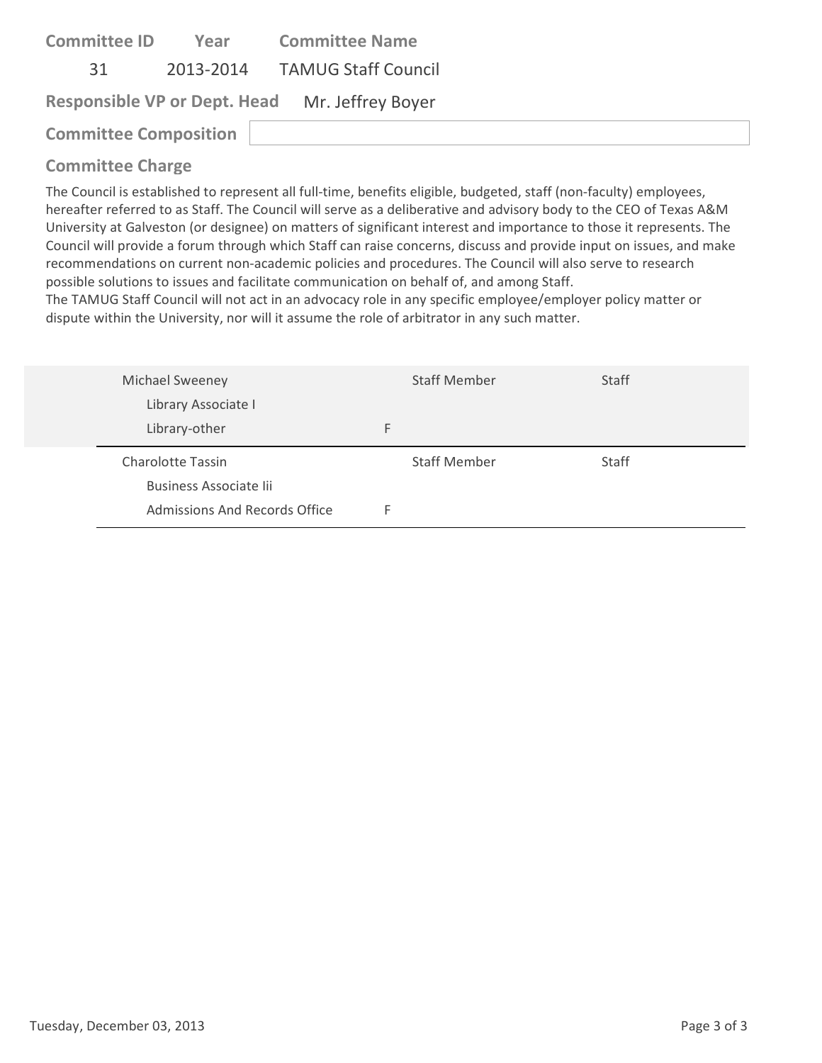**Committee ID** 31 | **Year** 2013-2014 | **Committee Name** TAMUG Staff Council

**Responsible VP or Dept. Head** Mr. Jeffrey Boyer

**Committee Composition**

**Committee Charge**

The Council is established to represent all full-time, benefits eligible, budgeted, staff (non-faculty) employees, hereafter referred to as Staff. The Council will serve as a deliberative and advisory body to the CEO of Texas A&M University at Galveston (or designee) on matters of significant interest and importance to those it represents. The Council will provide a forum through which Staff can raise concerns, discuss and provide input on issues, and make recommendations on current non-academic policies and procedures. The Council will also serve to research possible solutions to issues and facilitate communication on behalf of, and among Staff.
The TAMUG Staff Council will not act in an advocacy role in any specific employee/employer policy matter or dispute within the University, nor will it assume the role of arbitrator in any such matter.

| Name | | Role | Type |
|---|---|---|---|
| Michael Sweeney<br>Library Associate I<br>Library-other | F | Staff Member | Staff |
| Charolotte Tassin<br>Business Associate Iii<br>Admissions And Records Office | F | Staff Member | Staff |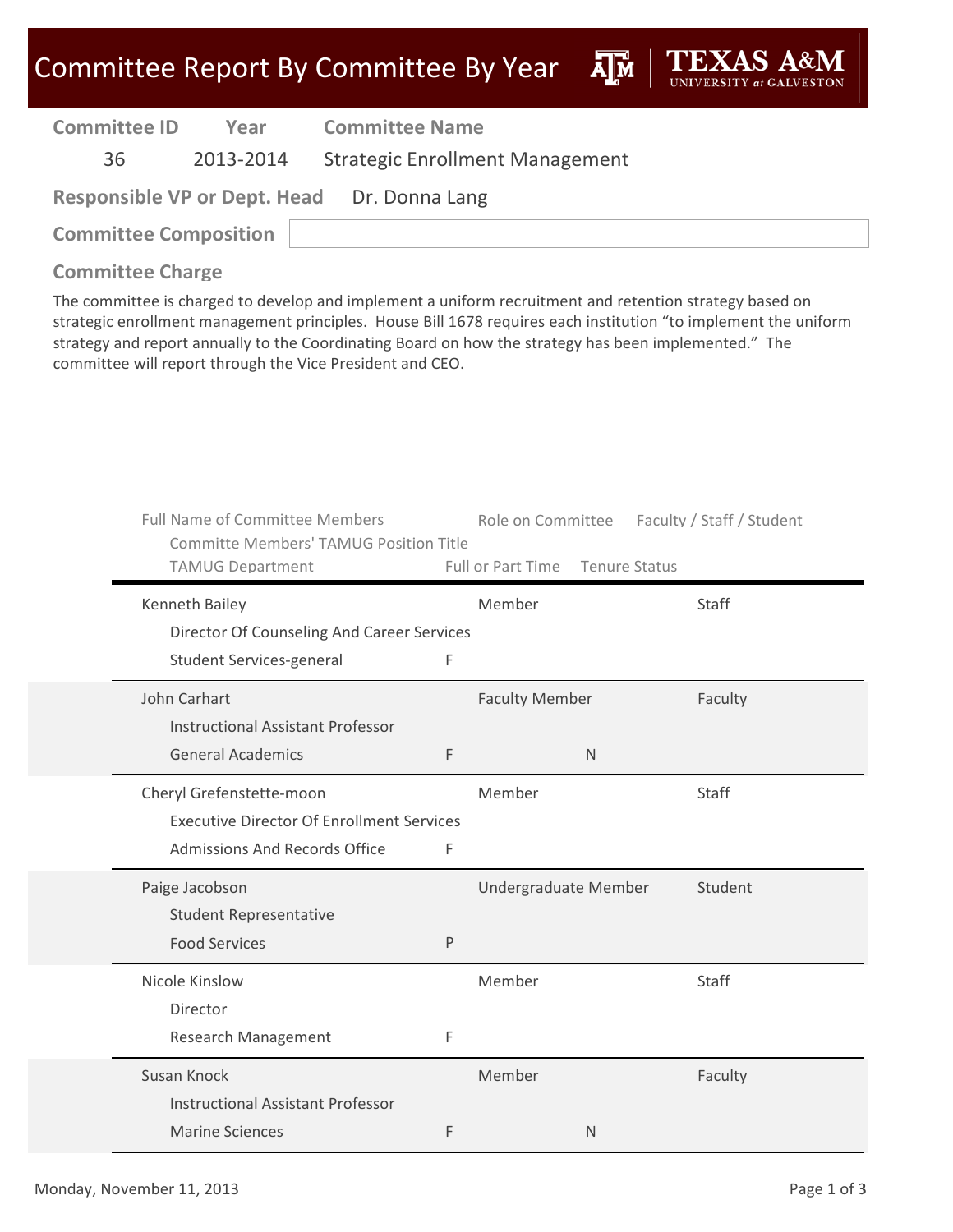# Committee Report By Committee By Year

| Committee ID | Year | Committee Name |
|---|---|---|
| 36 | 2013-2014 | Strategic Enrollment Management |

**Responsible VP or Dept. Head** Dr. Donna Lang

**Committee Composition**

**Committee Charge**

The committee is charged to develop and implement a uniform recruitment and retention strategy based on strategic enrollment management principles. House Bill 1678 requires each institution "to implement the uniform strategy and report annually to the Coordinating Board on how the strategy has been implemented." The committee will report through the Vice President and CEO.

| Full Name of Committee Members / Committe Members' TAMUG Position Title / TAMUG Department | Full or Part Time | Role on Committee | Tenure Status | Faculty / Staff / Student |
|---|---|---|---|---|
| Kenneth Bailey / Director Of Counseling And Career Services / Student Services-general | F | Member | | Staff |
| John Carhart / Instructional Assistant Professor / General Academics | F | Faculty Member | N | Faculty |
| Cheryl Grefenstette-moon / Executive Director Of Enrollment Services / Admissions And Records Office | F | Member | | Staff |
| Paige Jacobson / Student Representative / Food Services | P | Undergraduate Member | | Student |
| Nicole Kinslow / Director / Research Management | F | Member | | Staff |
| Susan Knock / Instructional Assistant Professor / Marine Sciences | F | Member | N | Faculty |

Monday, November 11, 2013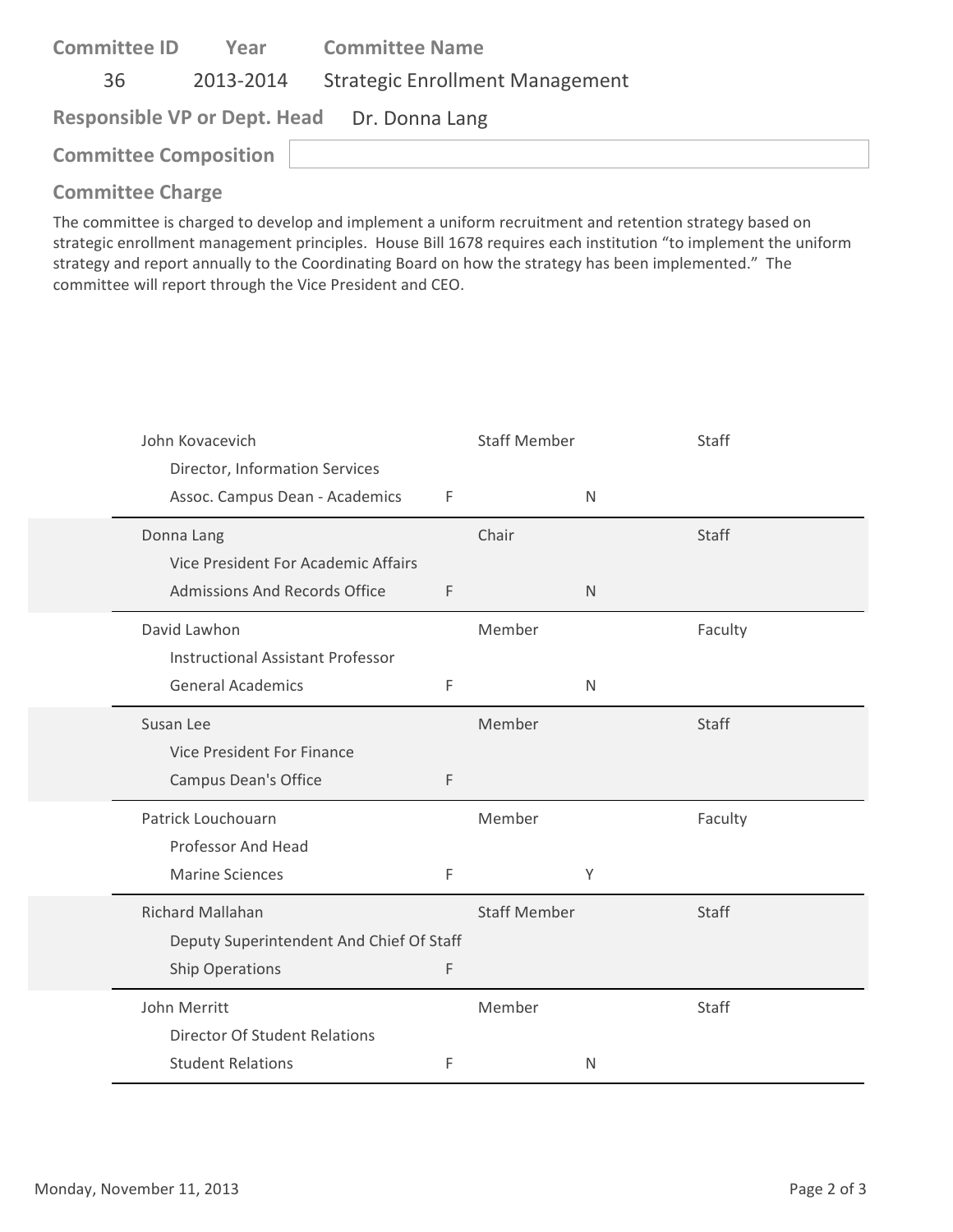**Committee ID** 36 | **Year** 2013-2014 | **Committee Name** Strategic Enrollment Management

**Responsible VP or Dept. Head** Dr. Donna Lang

**Committee Composition**

**Committee Charge**

The committee is charged to develop and implement a uniform recruitment and retention strategy based on strategic enrollment management principles. House Bill 1678 requires each institution "to implement the uniform strategy and report annually to the Coordinating Board on how the strategy has been implemented." The committee will report through the Vice President and CEO.

| Name / Title / Department | | Role | | Type |
|---|---|---|---|---|
| John Kovacevich<br>Director, Information Services<br>Assoc. Campus Dean - Academics | F | Staff Member | N | Staff |
| Donna Lang<br>Vice President For Academic Affairs<br>Admissions And Records Office | F | Chair | N | Staff |
| David Lawhon<br>Instructional Assistant Professor<br>General Academics | F | Member | N | Faculty |
| Susan Lee<br>Vice President For Finance<br>Campus Dean's Office | F | Member | | Staff |
| Patrick Louchouarn<br>Professor And Head<br>Marine Sciences | F | Member | Y | Faculty |
| Richard Mallahan<br>Deputy Superintendent And Chief Of Staff<br>Ship Operations | F | Staff Member | | Staff |
| John Merritt<br>Director Of Student Relations<br>Student Relations | F | Member | N | Staff |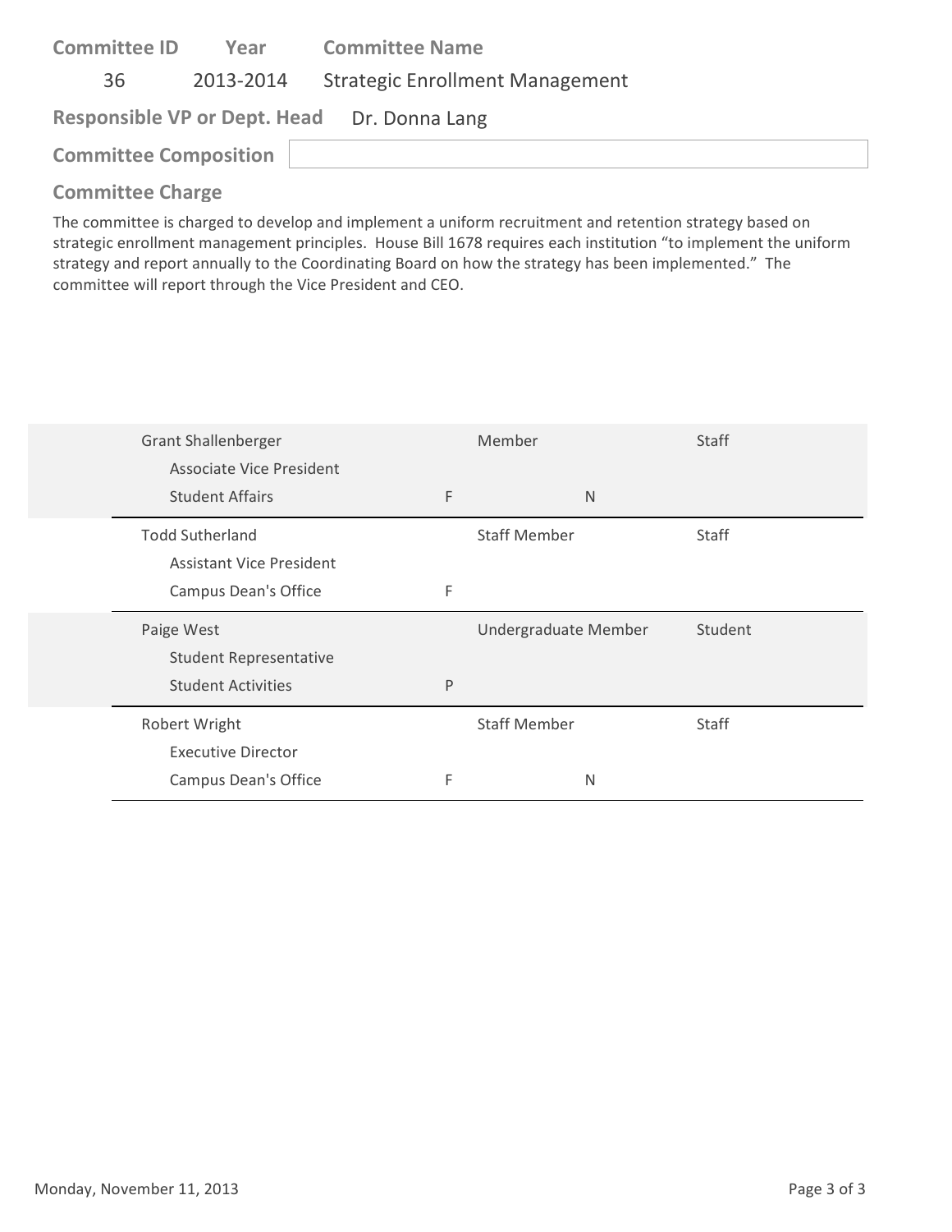**Committee ID** 36 **Year** 2013-2014 **Committee Name** Strategic Enrollment Management

**Responsible VP or Dept. Head** Dr. Donna Lang

**Committee Composition**

**Committee Charge**

The committee is charged to develop and implement a uniform recruitment and retention strategy based on strategic enrollment management principles. House Bill 1678 requires each institution "to implement the uniform strategy and report annually to the Coordinating Board on how the strategy has been implemented." The committee will report through the Vice President and CEO.

| Name / Title / Department | | Role | | Category |
|---|---|---|---|---|
| Grant Shallenberger<br>Associate Vice President<br>Student Affairs | F | Member | N | Staff |
| Todd Sutherland<br>Assistant Vice President<br>Campus Dean's Office | F | Staff Member | | Staff |
| Paige West<br>Student Representative<br>Student Activities | P | Undergraduate Member | | Student |
| Robert Wright<br>Executive Director<br>Campus Dean's Office | F | Staff Member | N | Staff |

Monday, November 11, 2013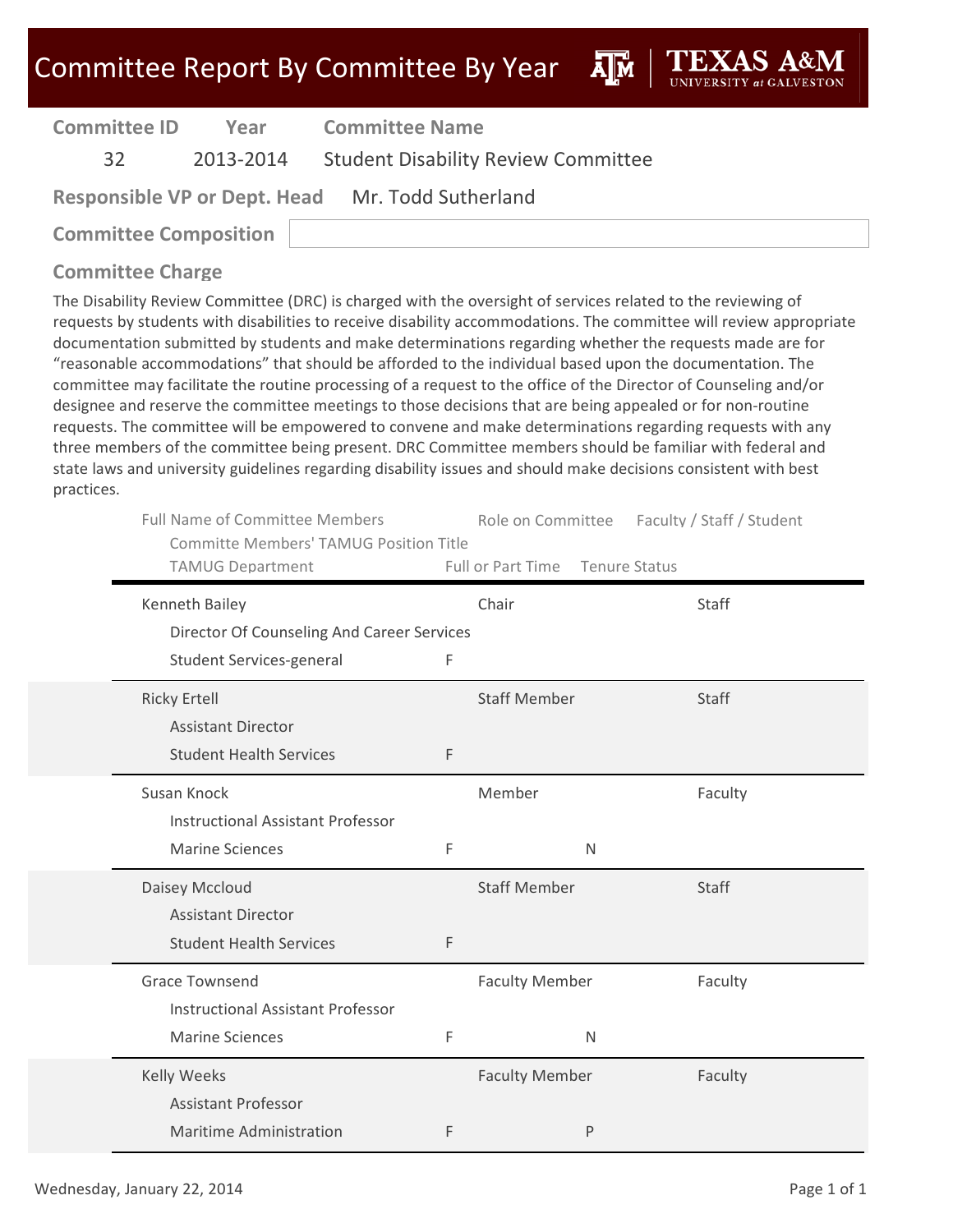# Committee Report By Committee By Year

| Committee ID | Year | Committee Name |
|---|---|---|
| 32 | 2013-2014 | Student Disability Review Committee |

**Responsible VP or Dept. Head** Mr. Todd Sutherland

**Committee Composition**

## Committee Charge

The Disability Review Committee (DRC) is charged with the oversight of services related to the reviewing of requests by students with disabilities to receive disability accommodations. The committee will review appropriate documentation submitted by students and make determinations regarding whether the requests made are for "reasonable accommodations" that should be afforded to the individual based upon the documentation. The committee may facilitate the routine processing of a request to the office of the Director of Counseling and/or designee and reserve the committee meetings to those decisions that are being appealed or for non-routine requests. The committee will be empowered to convene and make determinations regarding requests with any three members of the committee being present. DRC Committee members should be familiar with federal and state laws and university guidelines regarding disability issues and should make decisions consistent with best practices.

| Full Name of Committee Members / Committe Members' TAMUG Position Title / TAMUG Department | Full or Part Time | Role on Committee | Tenure Status | Faculty / Staff / Student |
|---|---|---|---|---|
| Kenneth Bailey<br>Director Of Counseling And Career Services<br>Student Services-general | F | Chair | | Staff |
| Ricky Ertell<br>Assistant Director<br>Student Health Services | F | Staff Member | | Staff |
| Susan Knock<br>Instructional Assistant Professor<br>Marine Sciences | F | Member | N | Faculty |
| Daisey Mccloud<br>Assistant Director<br>Student Health Services | F | Staff Member | | Staff |
| Grace Townsend<br>Instructional Assistant Professor<br>Marine Sciences | F | Faculty Member | N | Faculty |
| Kelly Weeks<br>Assistant Professor<br>Maritime Administration | F | Faculty Member | P | Faculty |

Wednesday, January 22, 2014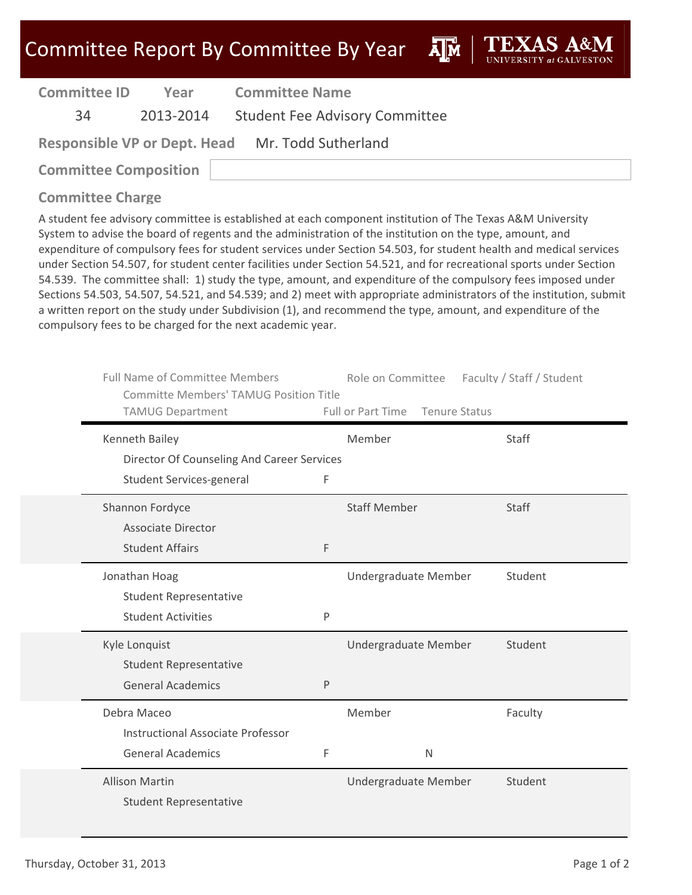# Committee Report By Committee By Year

| Committee ID | Year | Committee Name |
|---|---|---|
| 34 | 2013-2014 | Student Fee Advisory Committee |

**Responsible VP or Dept. Head** Mr. Todd Sutherland

**Committee Composition**

**Committee Charge**

A student fee advisory committee is established at each component institution of The Texas A&M University System to advise the board of regents and the administration of the institution on the type, amount, and expenditure of compulsory fees for student services under Section 54.503, for student health and medical services under Section 54.507, for student center facilities under Section 54.521, and for recreational sports under Section 54.539. The committee shall: 1) study the type, amount, and expenditure of the compulsory fees imposed under Sections 54.503, 54.507, 54.521, and 54.539; and 2) meet with appropriate administrators of the institution, submit a written report on the study under Subdivision (1), and recommend the type, amount, and expenditure of the compulsory fees to be charged for the next academic year.

| Full Name of Committee Members | Committe Members' TAMUG Position Title | TAMUG Department | Full or Part Time | Tenure Status | Role on Committee | Faculty / Staff / Student |
|---|---|---|---|---|---|---|
| Kenneth Bailey | Director Of Counseling And Career Services | Student Services-general | F | | Member | Staff |
| Shannon Fordyce | Associate Director | Student Affairs | F | | Staff Member | Staff |
| Jonathan Hoag | Student Representative | Student Activities | P | | Undergraduate Member | Student |
| Kyle Lonquist | Student Representative | General Academics | P | | Undergraduate Member | Student |
| Debra Maceo | Instructional Associate Professor | General Academics | F | N | Member | Faculty |
| Allison Martin | Student Representative | | | | Undergraduate Member | Student |

Thursday, October 31, 2013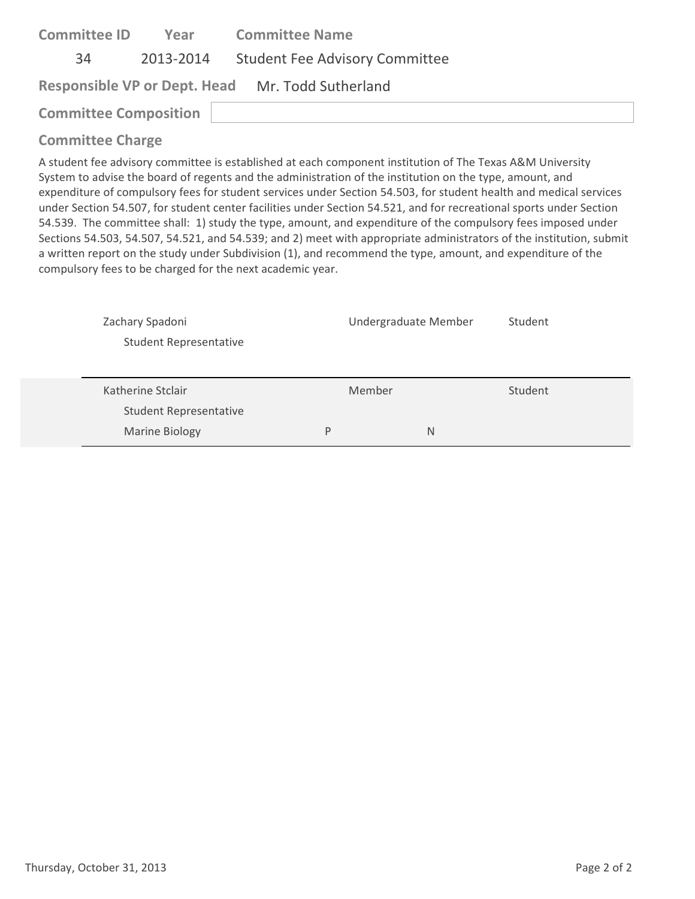| Committee ID | Year | Committee Name |
|---|---|---|
| 34 | 2013-2014 | Student Fee Advisory Committee |

**Responsible VP or Dept. Head** Mr. Todd Sutherland

**Committee Composition**

## Committee Charge

A student fee advisory committee is established at each component institution of The Texas A&M University System to advise the board of regents and the administration of the institution on the type, amount, and expenditure of compulsory fees for student services under Section 54.503, for student health and medical services under Section 54.507, for student center facilities under Section 54.521, and for recreational sports under Section 54.539. The committee shall: 1) study the type, amount, and expenditure of the compulsory fees imposed under Sections 54.503, 54.507, 54.521, and 54.539; and 2) meet with appropriate administrators of the institution, submit a written report on the study under Subdivision (1), and recommend the type, amount, and expenditure of the compulsory fees to be charged for the next academic year.

| Name | | | Role | Type |
|---|---|---|---|---|
| Zachary Spadoni<br>Student Representative | | | Undergraduate Member | Student |
| Katherine Stclair<br>Student Representative<br>Marine Biology | P | N | Member | Student |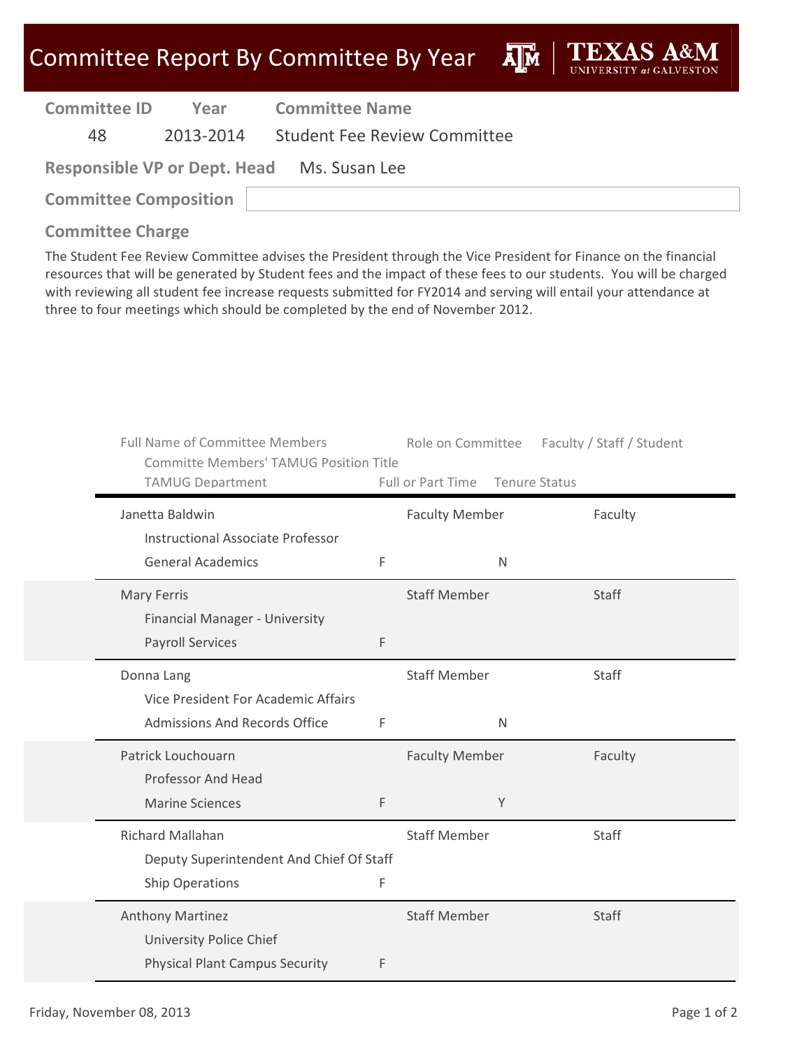# Committee Report By Committee By Year

**TEXAS A&M UNIVERSITY at GALVESTON**

| Committee ID | Year | Committee Name |
|---|---|---|
| 48 | 2013-2014 | Student Fee Review Committee |

**Responsible VP or Dept. Head** Ms. Susan Lee

**Committee Composition**

## Committee Charge

The Student Fee Review Committee advises the President through the Vice President for Finance on the financial resources that will be generated by Student fees and the impact of these fees to our students. You will be charged with reviewing all student fee increase requests submitted for FY2014 and serving will entail your attendance at three to four meetings which should be completed by the end of November 2012.

| Full Name of Committee Members / Committe Members' TAMUG Position Title / TAMUG Department | Full or Part Time | Tenure Status | Role on Committee | Faculty / Staff / Student |
|---|---|---|---|---|
| Janetta Baldwin<br>Instructional Associate Professor<br>General Academics | F | N | Faculty Member | Faculty |
| Mary Ferris<br>Financial Manager - University<br>Payroll Services | F | | Staff Member | Staff |
| Donna Lang<br>Vice President For Academic Affairs<br>Admissions And Records Office | F | N | Staff Member | Staff |
| Patrick Louchouarn<br>Professor And Head<br>Marine Sciences | F | Y | Faculty Member | Faculty |
| Richard Mallahan<br>Deputy Superintendent And Chief Of Staff<br>Ship Operations | F | | Staff Member | Staff |
| Anthony Martinez<br>University Police Chief<br>Physical Plant Campus Security | F | | Staff Member | Staff |

Friday, November 08, 2013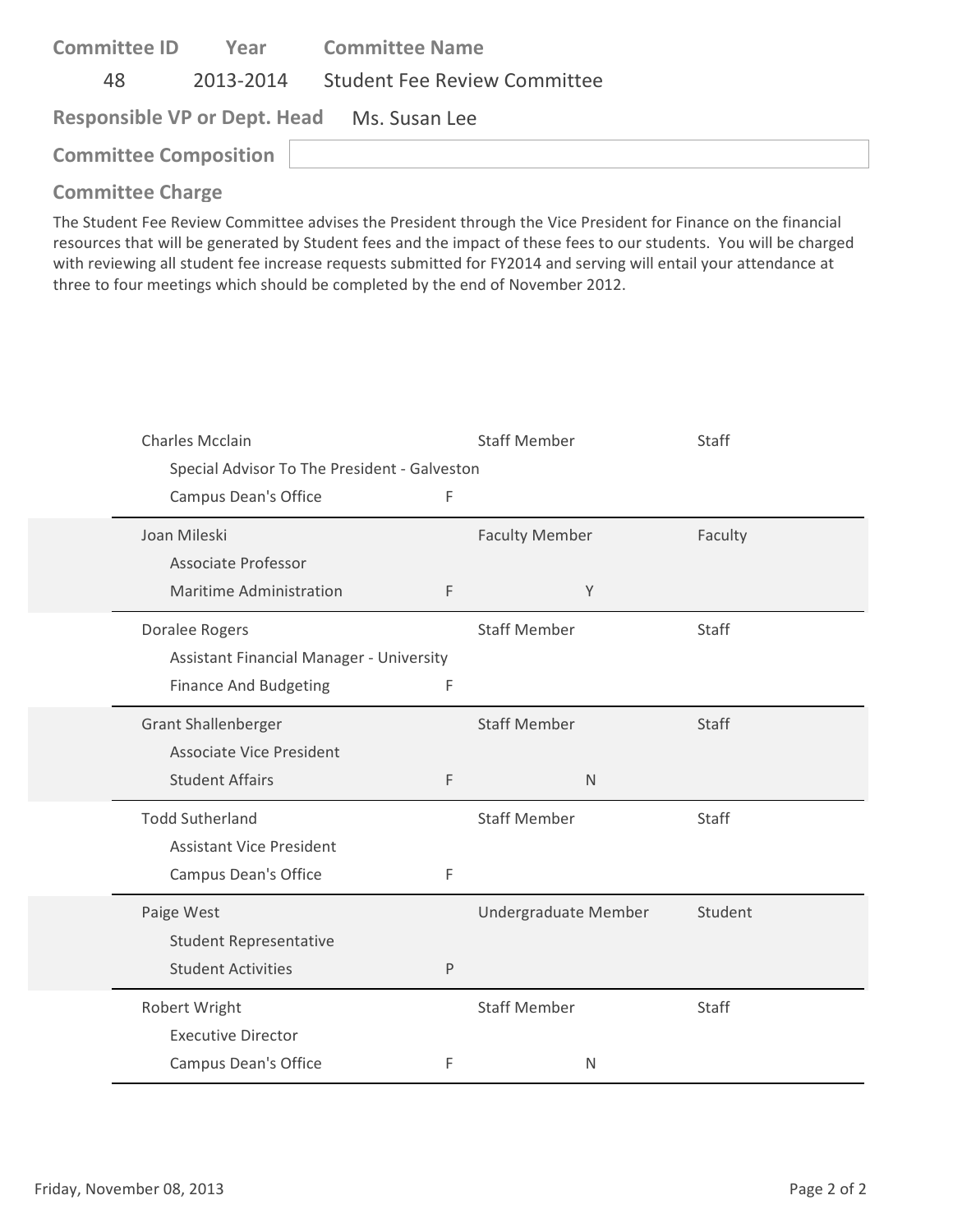| Committee ID | Year | Committee Name |
|---|---|---|
| 48 | 2013-2014 | Student Fee Review Committee |

**Responsible VP or Dept. Head** Ms. Susan Lee

**Committee Composition**

**Committee Charge**

The Student Fee Review Committee advises the President through the Vice President for Finance on the financial resources that will be generated by Student fees and the impact of these fees to our students. You will be charged with reviewing all student fee increase requests submitted for FY2014 and serving will entail your attendance at three to four meetings which should be completed by the end of November 2012.

| Name / Title / Department | | | Role | Type |
|---|---|---|---|---|
| Charles Mcclain<br>Special Advisor To The President - Galveston<br>Campus Dean's Office | F | | Staff Member | Staff |
| Joan Mileski<br>Associate Professor<br>Maritime Administration | F | Y | Faculty Member | Faculty |
| Doralee Rogers<br>Assistant Financial Manager - University<br>Finance And Budgeting | F | | Staff Member | Staff |
| Grant Shallenberger<br>Associate Vice President<br>Student Affairs | F | N | Staff Member | Staff |
| Todd Sutherland<br>Assistant Vice President<br>Campus Dean's Office | F | | Staff Member | Staff |
| Paige West<br>Student Representative<br>Student Activities | P | | Undergraduate Member | Student |
| Robert Wright<br>Executive Director<br>Campus Dean's Office | F | N | Staff Member | Staff |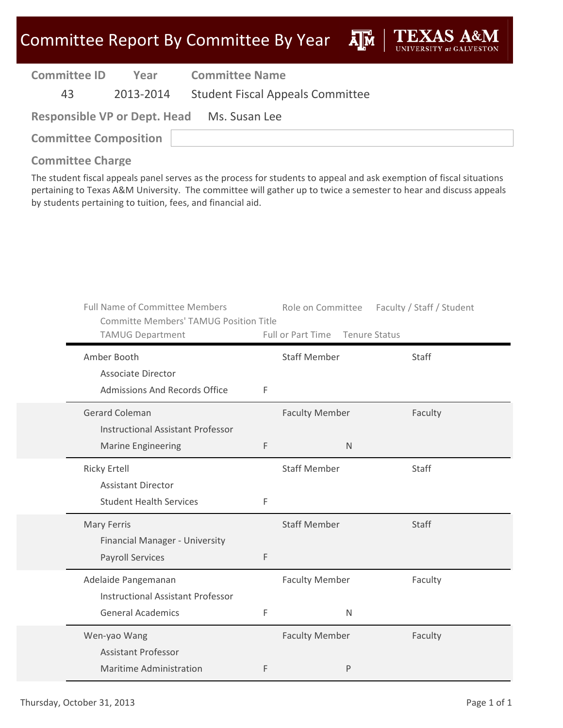# Committee Report By Committee By Year

| Committee ID | Year | Committee Name |
|---|---|---|
| 43 | 2013-2014 | Student Fiscal Appeals Committee |

**Responsible VP or Dept. Head** Ms. Susan Lee

**Committee Composition**

**Committee Charge**

The student fiscal appeals panel serves as the process for students to appeal and ask exemption of fiscal situations pertaining to Texas A&M University. The committee will gather up to twice a semester to hear and discuss appeals by students pertaining to tuition, fees, and financial aid.

| Full Name of Committee Members | Committe Members' TAMUG Position Title | TAMUG Department | Full or Part Time | Role on Committee | Tenure Status | Faculty / Staff / Student |
|---|---|---|---|---|---|---|
| Amber Booth | Associate Director | Admissions And Records Office | F | Staff Member | | Staff |
| Gerard Coleman | Instructional Assistant Professor | Marine Engineering | F | Faculty Member | N | Faculty |
| Ricky Ertell | Assistant Director | Student Health Services | F | Staff Member | | Staff |
| Mary Ferris | Financial Manager - University | Payroll Services | F | Staff Member | | Staff |
| Adelaide Pangemanan | Instructional Assistant Professor | General Academics | F | Faculty Member | N | Faculty |
| Wen-yao Wang | Assistant Professor | Maritime Administration | F | Faculty Member | P | Faculty |

Thursday, October 31, 2013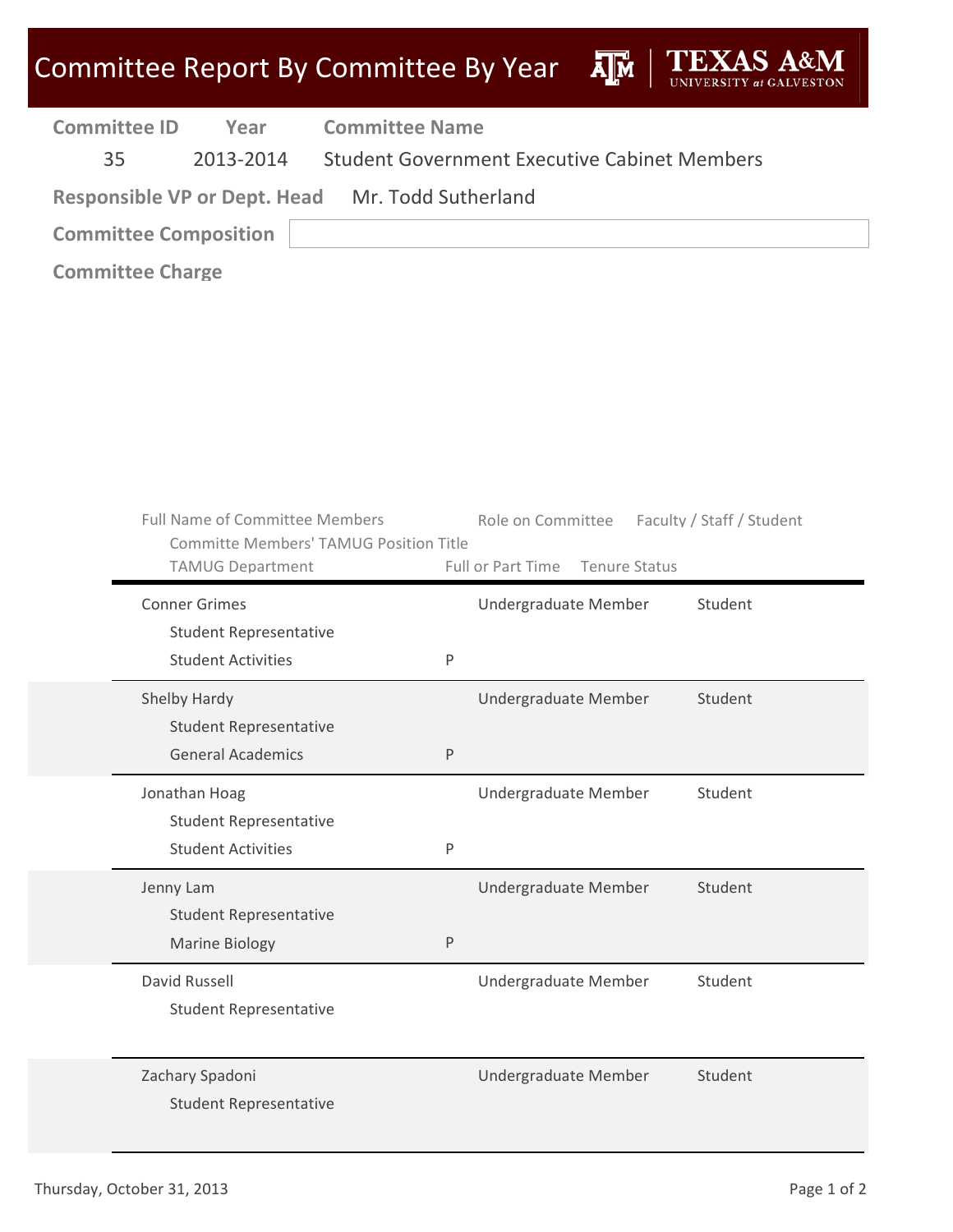# Committee Report By Committee By Year

TEXAS A&M UNIVERSITY at GALVESTON

| Committee ID | Year | Committee Name |
|---|---|---|
| 35 | 2013-2014 | Student Government Executive Cabinet Members |

**Responsible VP or Dept. Head** Mr. Todd Sutherland

**Committee Composition**

**Committee Charge**

| Full Name of Committee Members / Committe Members' TAMUG Position Title / TAMUG Department | Full or Part Time | Tenure Status | Role on Committee | Faculty / Staff / Student |
|---|---|---|---|---|
| Conner Grimes / Student Representative / Student Activities | P | | Undergraduate Member | Student |
| Shelby Hardy / Student Representative / General Academics | P | | Undergraduate Member | Student |
| Jonathan Hoag / Student Representative / Student Activities | P | | Undergraduate Member | Student |
| Jenny Lam / Student Representative / Marine Biology | P | | Undergraduate Member | Student |
| David Russell / Student Representative | | | Undergraduate Member | Student |
| Zachary Spadoni / Student Representative | | | Undergraduate Member | Student |

Thursday, October 31, 2013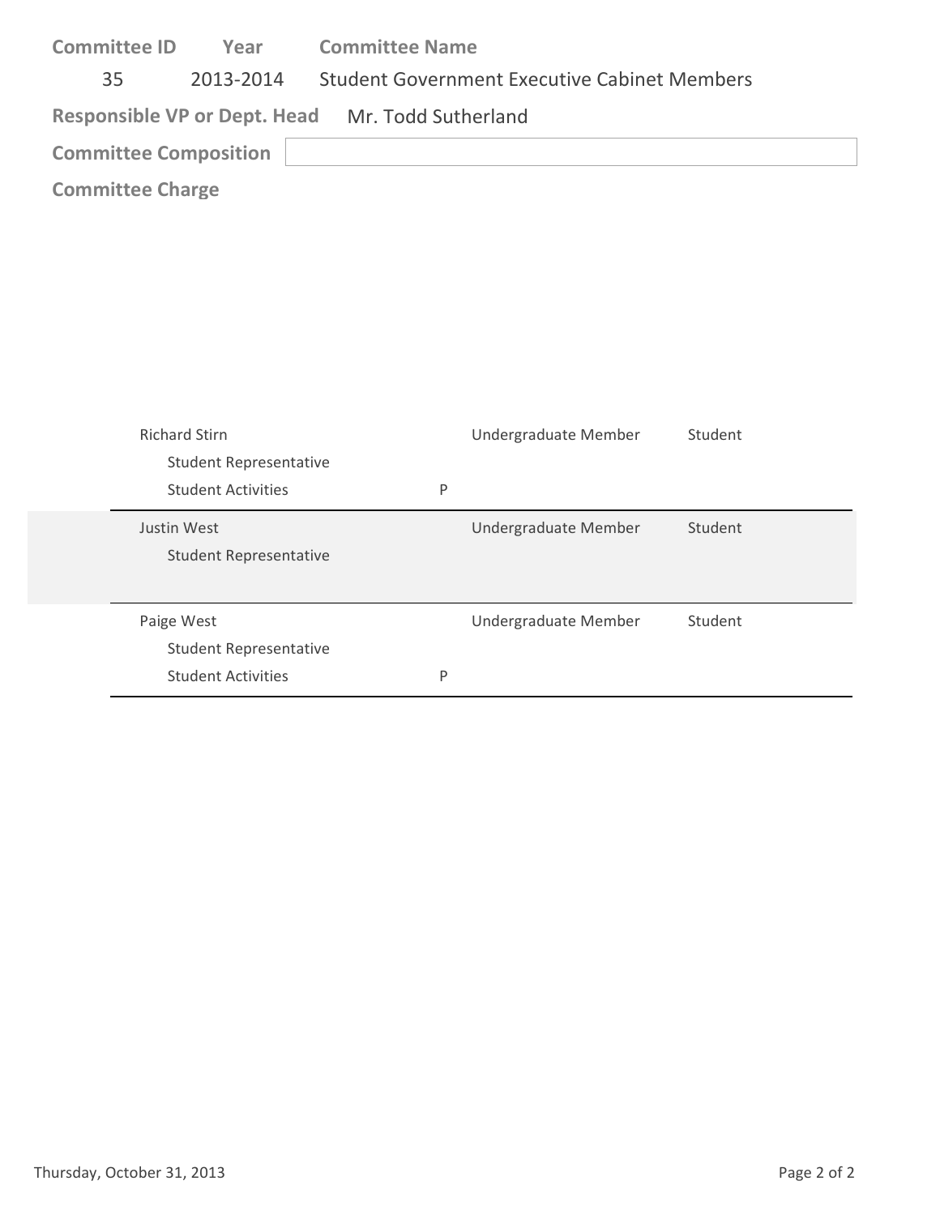**Committee ID** 35 **Year** 2013-2014 **Committee Name** Student Government Executive Cabinet Members

**Responsible VP or Dept. Head** Mr. Todd Sutherland

**Committee Composition**

**Committee Charge**

| Name / Role / Unit | | Membership | Type |
|---|---|---|---|
| Richard Stirn<br>Student Representative<br>Student Activities | P | Undergraduate Member | Student |
| Justin West<br>Student Representative | | Undergraduate Member | Student |
| Paige West<br>Student Representative<br>Student Activities | P | Undergraduate Member | Student |

Thursday, October 31, 2013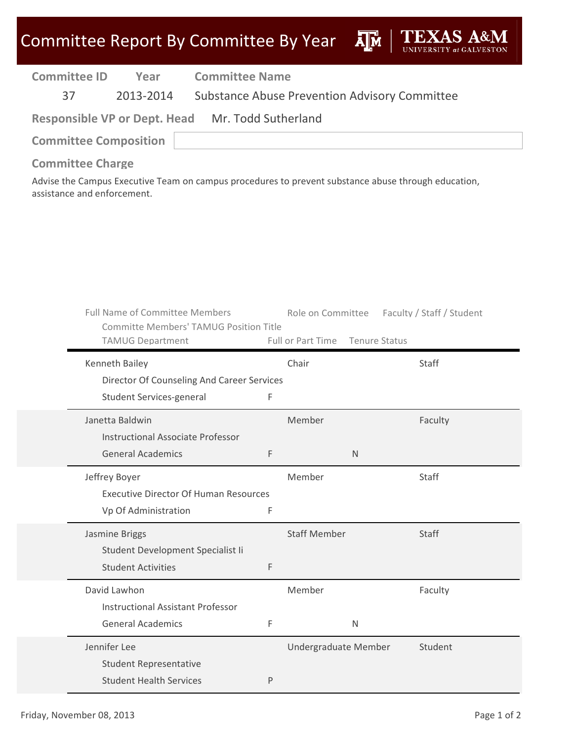# Committee Report By Committee By Year

| Committee ID | Year | Committee Name |
|---|---|---|
| 37 | 2013-2014 | Substance Abuse Prevention Advisory Committee |

**Responsible VP or Dept. Head** Mr. Todd Sutherland

**Committee Composition**

**Committee Charge**

Advise the Campus Executive Team on campus procedures to prevent substance abuse through education, assistance and enforcement.

| Full Name of Committee Members / Committe Members' TAMUG Position Title / TAMUG Department | Full or Part Time | Role on Committee | Tenure Status | Faculty / Staff / Student |
|---|---|---|---|---|
| Kenneth Bailey<br>Director Of Counseling And Career Services<br>Student Services-general | F | Chair | | Staff |
| Janetta Baldwin<br>Instructional Associate Professor<br>General Academics | F | Member | N | Faculty |
| Jeffrey Boyer<br>Executive Director Of Human Resources<br>Vp Of Administration | F | Member | | Staff |
| Jasmine Briggs<br>Student Development Specialist Ii<br>Student Activities | F | Staff Member | | Staff |
| David Lawhon<br>Instructional Assistant Professor<br>General Academics | F | Member | N | Faculty |
| Jennifer Lee<br>Student Representative<br>Student Health Services | P | Undergraduate Member | | Student |

Friday, November 08, 2013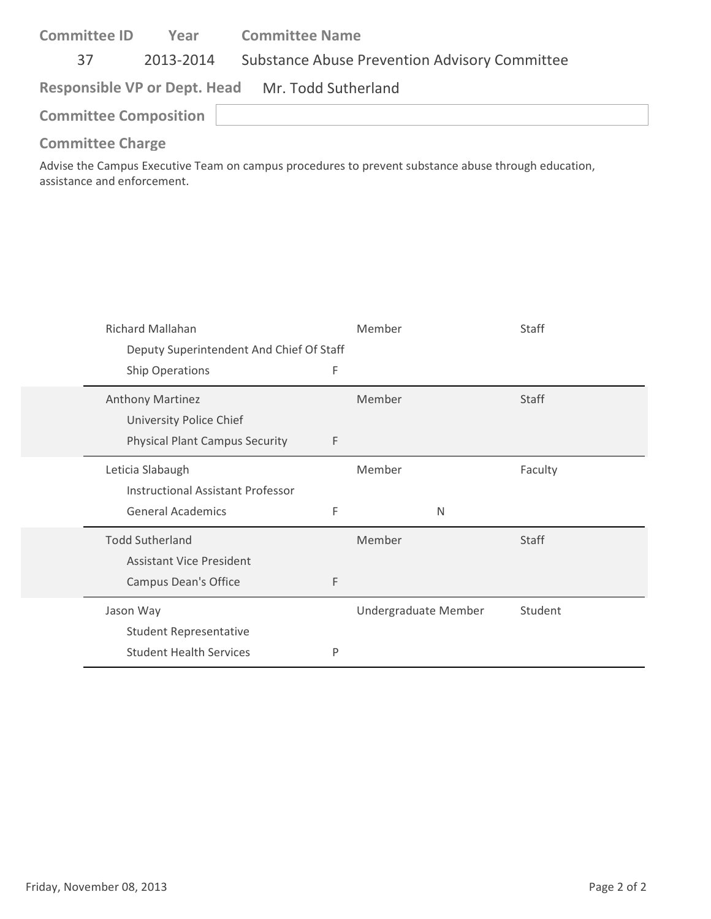**Committee ID** 37 **Year** 2013-2014 **Committee Name** Substance Abuse Prevention Advisory Committee

**Responsible VP or Dept. Head** Mr. Todd Sutherland

**Committee Composition**

**Committee Charge**

Advise the Campus Executive Team on campus procedures to prevent substance abuse through education, assistance and enforcement.

| Name / Title / Department | | | Role | Type |
|---|---|---|---|---|
| Richard Mallahan<br>Deputy Superintendent And Chief Of Staff<br>Ship Operations | F | | Member | Staff |
| Anthony Martinez<br>University Police Chief<br>Physical Plant Campus Security | F | | Member | Staff |
| Leticia Slabaugh<br>Instructional Assistant Professor<br>General Academics | F | N | Member | Faculty |
| Todd Sutherland<br>Assistant Vice President<br>Campus Dean's Office | F | | Member | Staff |
| Jason Way<br>Student Representative<br>Student Health Services | P | | Undergraduate Member | Student |

Friday, November 08, 2013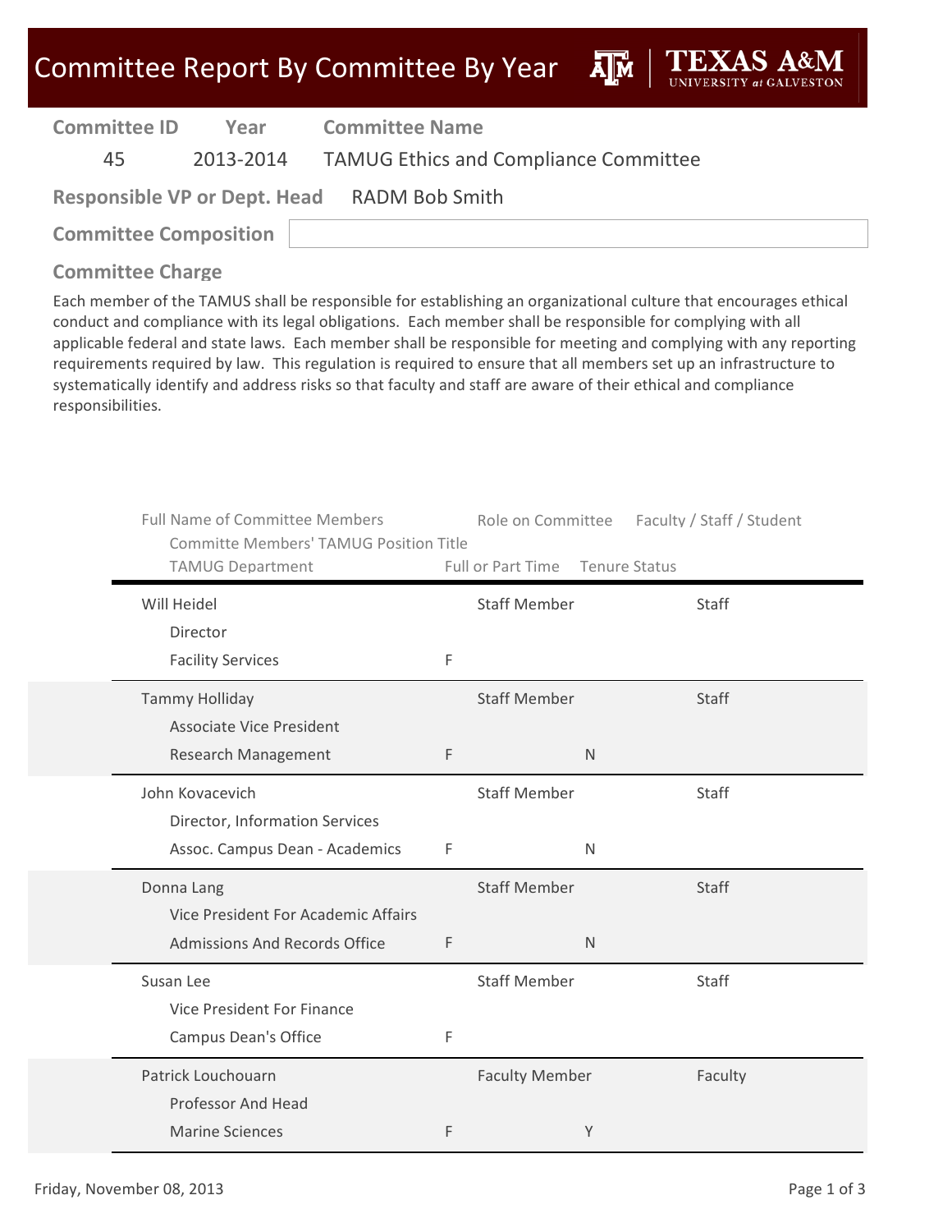# Committee Report By Committee By Year

| Committee ID | Year | Committee Name |
|---|---|---|
| 45 | 2013-2014 | TAMUG Ethics and Compliance Committee |

**Responsible VP or Dept. Head** RADM Bob Smith

**Committee Composition**

**Committee Charge**

Each member of the TAMUS shall be responsible for establishing an organizational culture that encourages ethical conduct and compliance with its legal obligations. Each member shall be responsible for complying with all applicable federal and state laws. Each member shall be responsible for meeting and complying with any reporting requirements required by law. This regulation is required to ensure that all members set up an infrastructure to systematically identify and address risks so that faculty and staff are aware of their ethical and compliance responsibilities.

| Full Name of Committee Members / Committe Members' TAMUG Position Title / TAMUG Department | Full or Part Time | Role on Committee | Tenure Status | Faculty / Staff / Student |
|---|---|---|---|---|
| Will Heidel / Director / Facility Services | F | Staff Member | | Staff |
| Tammy Holliday / Associate Vice President / Research Management | F | Staff Member | N | Staff |
| John Kovacevich / Director, Information Services / Assoc. Campus Dean - Academics | F | Staff Member | N | Staff |
| Donna Lang / Vice President For Academic Affairs / Admissions And Records Office | F | Staff Member | N | Staff |
| Susan Lee / Vice President For Finance / Campus Dean's Office | F | Staff Member | | Staff |
| Patrick Louchouarn / Professor And Head / Marine Sciences | F | Faculty Member | Y | Faculty |

Friday, November 08, 2013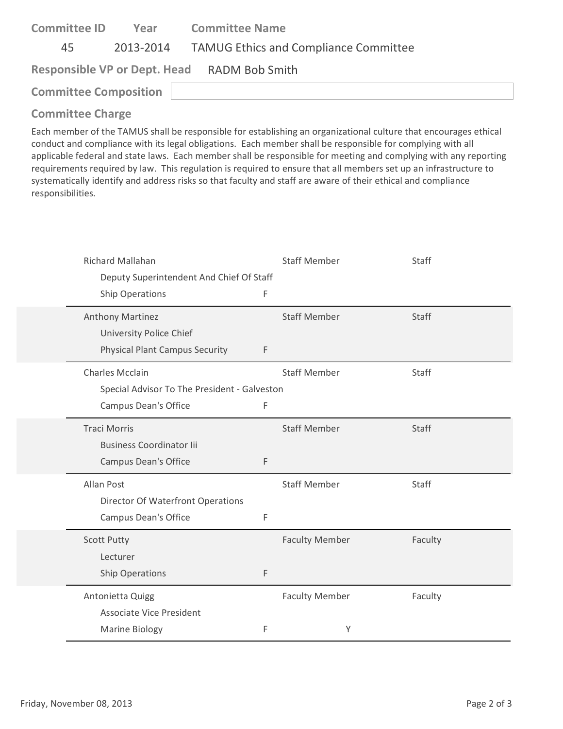**Committee ID** 45 **Year** 2013-2014 **Committee Name** TAMUG Ethics and Compliance Committee

**Responsible VP or Dept. Head** RADM Bob Smith

**Committee Composition**

**Committee Charge**

Each member of the TAMUS shall be responsible for establishing an organizational culture that encourages ethical conduct and compliance with its legal obligations. Each member shall be responsible for complying with all applicable federal and state laws. Each member shall be responsible for meeting and complying with any reporting requirements required by law. This regulation is required to ensure that all members set up an infrastructure to systematically identify and address risks so that faculty and staff are aware of their ethical and compliance responsibilities.

| Name / Title / Department | | | | |
|---|---|---|---|---|
| Richard Mallahan<br>Deputy Superintendent And Chief Of Staff<br>Ship Operations | F | Staff Member | | Staff |
| Anthony Martinez<br>University Police Chief<br>Physical Plant Campus Security | F | Staff Member | | Staff |
| Charles Mcclain<br>Special Advisor To The President - Galveston<br>Campus Dean's Office | F | Staff Member | | Staff |
| Traci Morris<br>Business Coordinator Iii<br>Campus Dean's Office | F | Staff Member | | Staff |
| Allan Post<br>Director Of Waterfront Operations<br>Campus Dean's Office | F | Staff Member | | Staff |
| Scott Putty<br>Lecturer<br>Ship Operations | F | Faculty Member | | Faculty |
| Antonietta Quigg<br>Associate Vice President<br>Marine Biology | F | Faculty Member | Y | Faculty |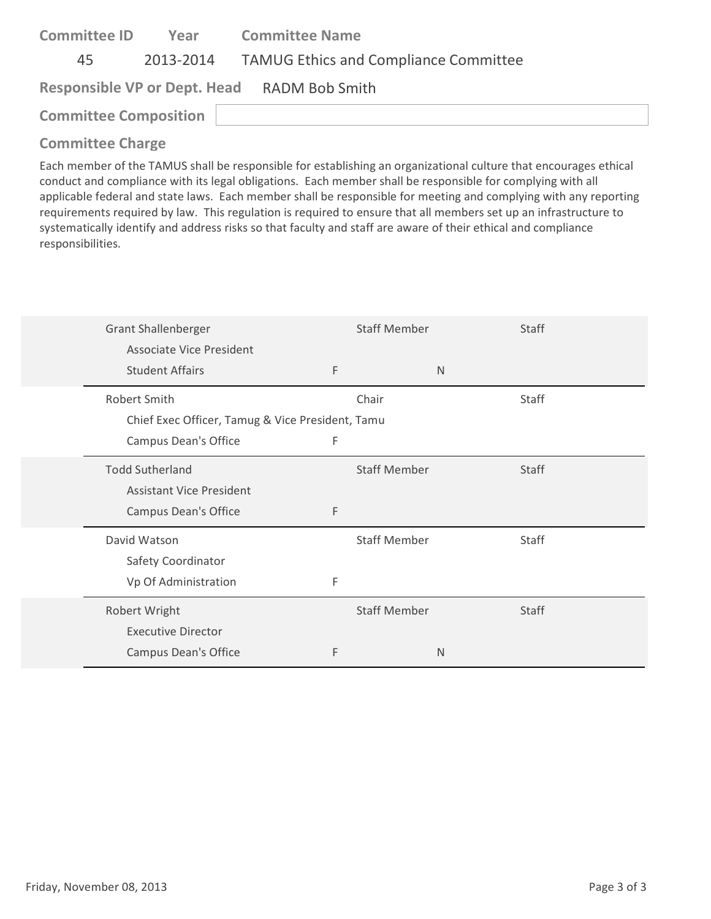| Committee ID | Year | Committee Name |
|---|---|---|
| 45 | 2013-2014 | TAMUG Ethics and Compliance Committee |

**Responsible VP or Dept. Head** RADM Bob Smith

**Committee Composition**

**Committee Charge**

Each member of the TAMUS shall be responsible for establishing an organizational culture that encourages ethical conduct and compliance with its legal obligations. Each member shall be responsible for complying with all applicable federal and state laws. Each member shall be responsible for meeting and complying with any reporting requirements required by law. This regulation is required to ensure that all members set up an infrastructure to systematically identify and address risks so that faculty and staff are aware of their ethical and compliance responsibilities.

| Name / Title / Department | | Role | | Type |
|---|---|---|---|---|
| Grant Shallenberger<br>Associate Vice President<br>Student Affairs | F | Staff Member | N | Staff |
| Robert Smith<br>Chief Exec Officer, Tamug & Vice President, Tamu<br>Campus Dean's Office | F | Chair | | Staff |
| Todd Sutherland<br>Assistant Vice President<br>Campus Dean's Office | F | Staff Member | | Staff |
| David Watson<br>Safety Coordinator<br>Vp Of Administration | F | Staff Member | | Staff |
| Robert Wright<br>Executive Director<br>Campus Dean's Office | F | Staff Member | N | Staff |

Friday, November 08, 2013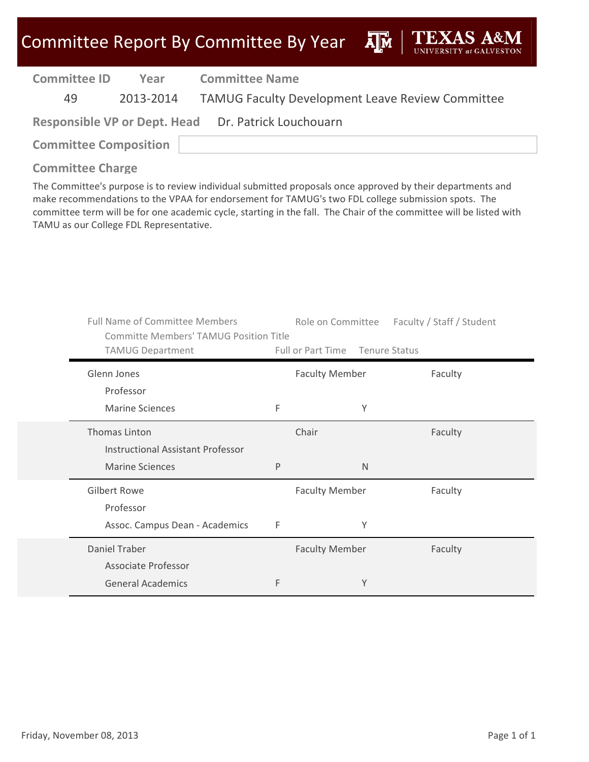# Committee Report By Committee By Year

| Committee ID | Year | Committee Name |
|---|---|---|
| 49 | 2013-2014 | TAMUG Faculty Development Leave Review Committee |

**Responsible VP or Dept. Head** Dr. Patrick Louchouarn

**Committee Composition**

**Committee Charge**

The Committee's purpose is to review individual submitted proposals once approved by their departments and make recommendations to the VPAA for endorsement for TAMUG's two FDL college submission spots. The committee term will be for one academic cycle, starting in the fall. The Chair of the committee will be listed with TAMU as our College FDL Representative.

| Full Name of Committee Members / Committe Members' TAMUG Position Title / TAMUG Department | Full or Part Time | Role on Committee | Tenure Status | Faculty / Staff / Student |
|---|---|---|---|---|
| Glenn Jones / Professor / Marine Sciences | F | Faculty Member | Y | Faculty |
| Thomas Linton / Instructional Assistant Professor / Marine Sciences | P | Chair | N | Faculty |
| Gilbert Rowe / Professor / Assoc. Campus Dean - Academics | F | Faculty Member | Y | Faculty |
| Daniel Traber / Associate Professor / General Academics | F | Faculty Member | Y | Faculty |

Friday, November 08, 2013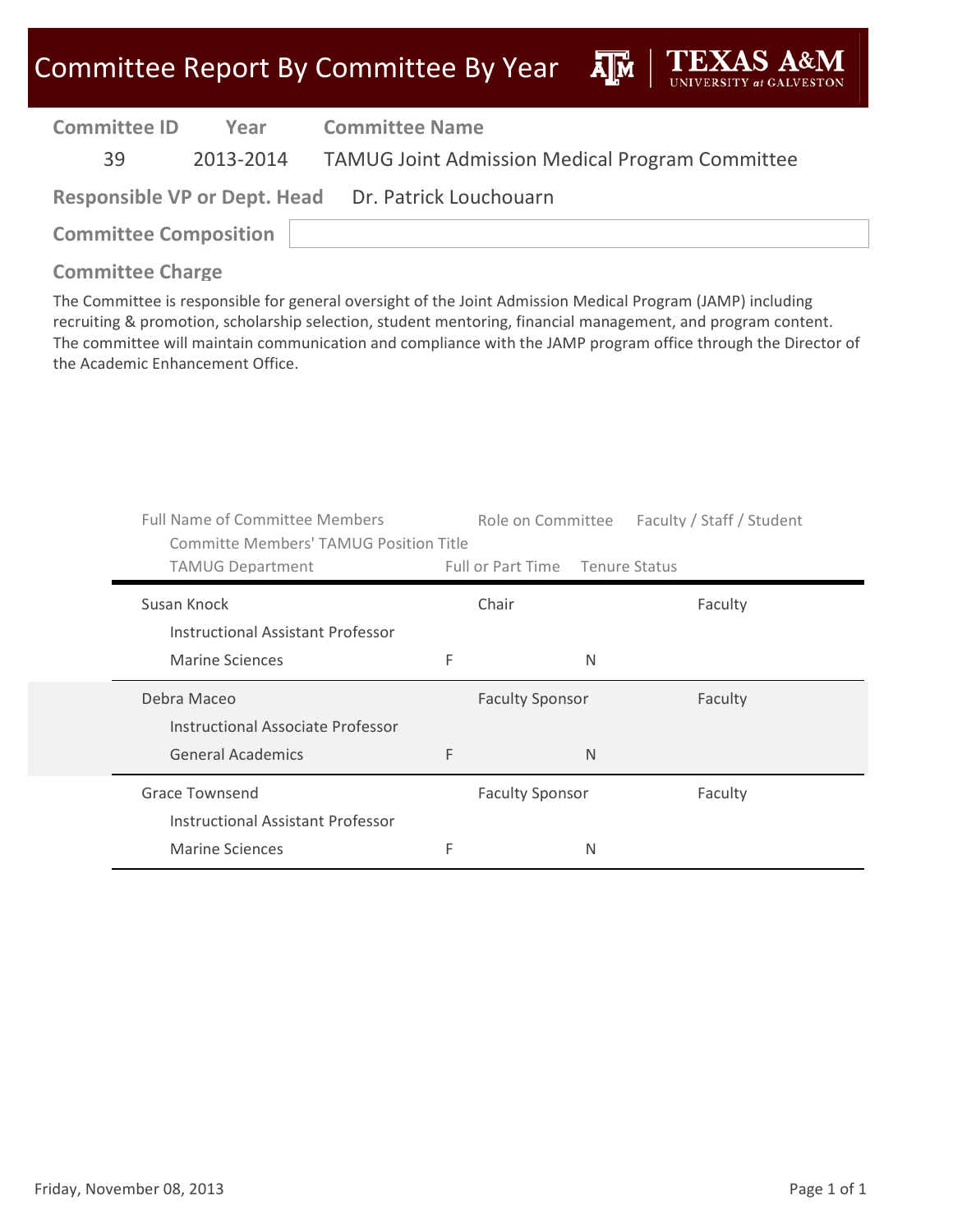# Committee Report By Committee By Year

| Committee ID | Year | Committee Name |
|---|---|---|
| 39 | 2013-2014 | TAMUG Joint Admission Medical Program Committee |

**Responsible VP or Dept. Head** Dr. Patrick Louchouarn

**Committee Composition**

## Committee Charge

The Committee is responsible for general oversight of the Joint Admission Medical Program (JAMP) including recruiting & promotion, scholarship selection, student mentoring, financial management, and program content. The committee will maintain communication and compliance with the JAMP program office through the Director of the Academic Enhancement Office.

| Full Name of Committee Members / Committe Members' TAMUG Position Title / TAMUG Department | Full or Part Time | Role on Committee / Tenure Status | Faculty / Staff / Student |
|---|---|---|---|
| Susan Knock<br>Instructional Assistant Professor<br>Marine Sciences | F | Chair<br>N | Faculty |
| Debra Maceo<br>Instructional Associate Professor<br>General Academics | F | Faculty Sponsor<br>N | Faculty |
| Grace Townsend<br>Instructional Assistant Professor<br>Marine Sciences | F | Faculty Sponsor<br>N | Faculty |

Friday, November 08, 2013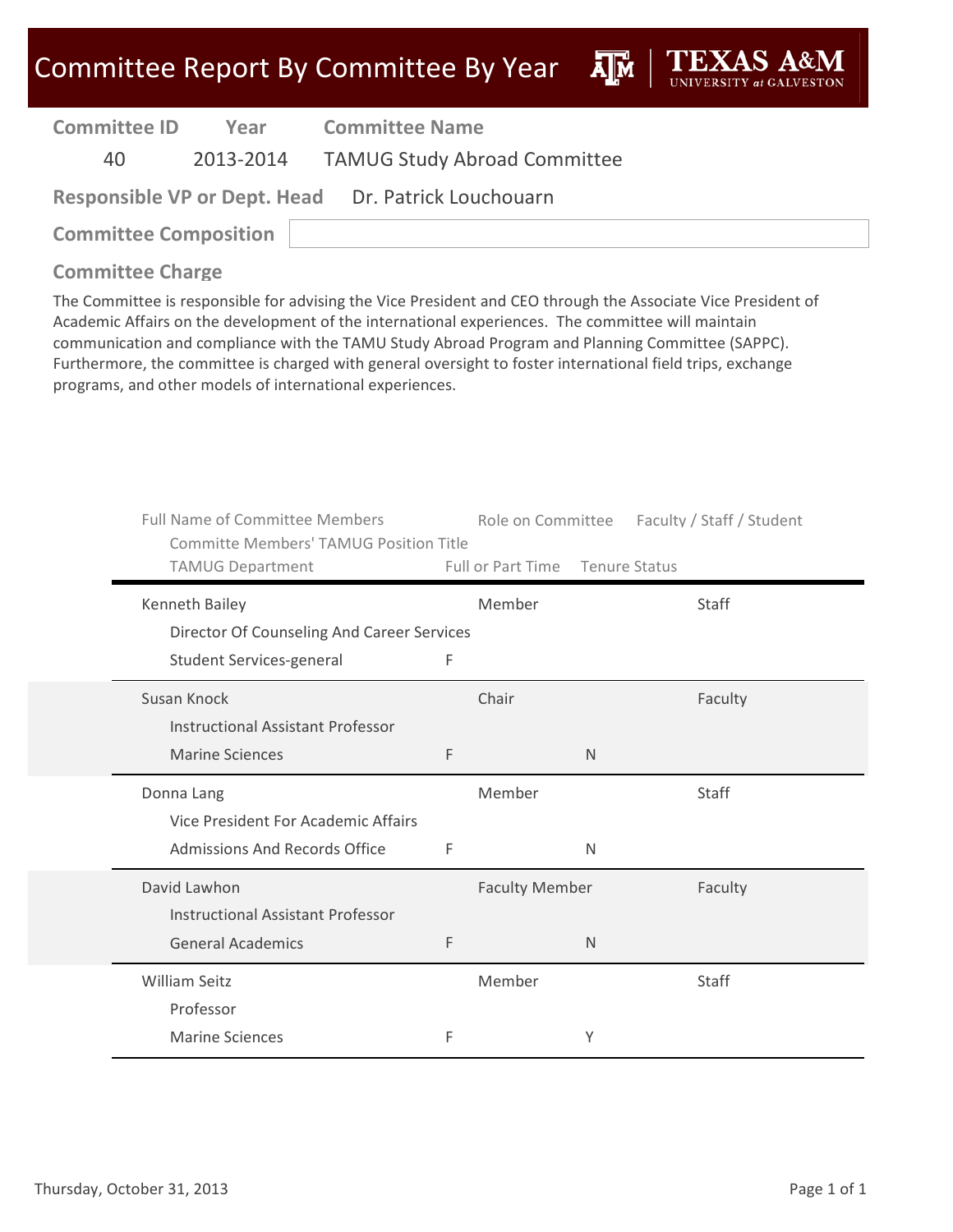# Committee Report By Committee By Year

| Committee ID | Year | Committee Name |
|---|---|---|
| 40 | 2013-2014 | TAMUG Study Abroad Committee |

**Responsible VP or Dept. Head** Dr. Patrick Louchouarn

**Committee Composition**

## Committee Charge

The Committee is responsible for advising the Vice President and CEO through the Associate Vice President of Academic Affairs on the development of the international experiences. The committee will maintain communication and compliance with the TAMU Study Abroad Program and Planning Committee (SAPPC). Furthermore, the committee is charged with general oversight to foster international field trips, exchange programs, and other models of international experiences.

| Full Name of Committee Members / Committe Members' TAMUG Position Title / TAMUG Department | Full or Part Time | Role on Committee | Tenure Status | Faculty / Staff / Student |
|---|---|---|---|---|
| Kenneth Bailey<br>Director Of Counseling And Career Services<br>Student Services-general | F | Member | | Staff |
| Susan Knock<br>Instructional Assistant Professor<br>Marine Sciences | F | Chair | N | Faculty |
| Donna Lang<br>Vice President For Academic Affairs<br>Admissions And Records Office | F | Member | N | Staff |
| David Lawhon<br>Instructional Assistant Professor<br>General Academics | F | Faculty Member | N | Faculty |
| William Seitz<br>Professor<br>Marine Sciences | F | Member | Y | Staff |

Thursday, October 31, 2013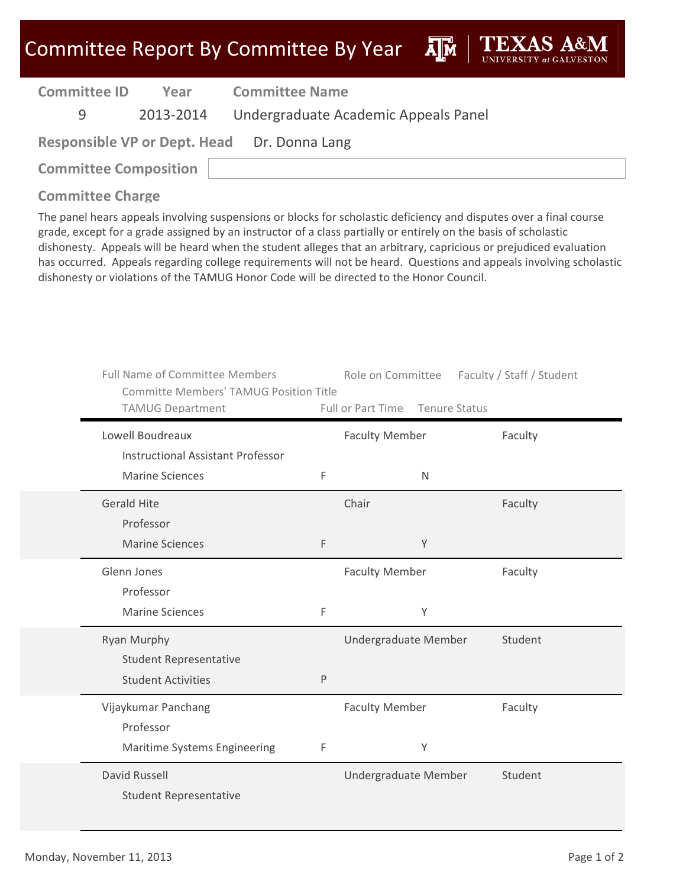# Committee Report By Committee By Year

| Committee ID | Year | Committee Name |
|---|---|---|
| 9 | 2013-2014 | Undergraduate Academic Appeals Panel |

**Responsible VP or Dept. Head** Dr. Donna Lang

**Committee Composition**

## Committee Charge

The panel hears appeals involving suspensions or blocks for scholastic deficiency and disputes over a final course grade, except for a grade assigned by an instructor of a class partially or entirely on the basis of scholastic dishonesty. Appeals will be heard when the student alleges that an arbitrary, capricious or prejudiced evaluation has occurred. Appeals regarding college requirements will not be heard. Questions and appeals involving scholastic dishonesty or violations of the TAMUG Honor Code will be directed to the Honor Council.

| Full Name of Committee Members / Committe Members' TAMUG Position Title / TAMUG Department | Role on Committee | Faculty / Staff / Student | Full or Part Time | Tenure Status |
|---|---|---|---|---|
| Lowell Boudreaux / Instructional Assistant Professor / Marine Sciences | Faculty Member | Faculty | F | N |
| Gerald Hite / Professor / Marine Sciences | Chair | Faculty | F | Y |
| Glenn Jones / Professor / Marine Sciences | Faculty Member | Faculty | F | Y |
| Ryan Murphy / Student Representative / Student Activities | Undergraduate Member | Student | P | |
| Vijaykumar Panchang / Professor / Maritime Systems Engineering | Faculty Member | Faculty | F | Y |
| David Russell / Student Representative | Undergraduate Member | Student | | |

Monday, November 11, 2013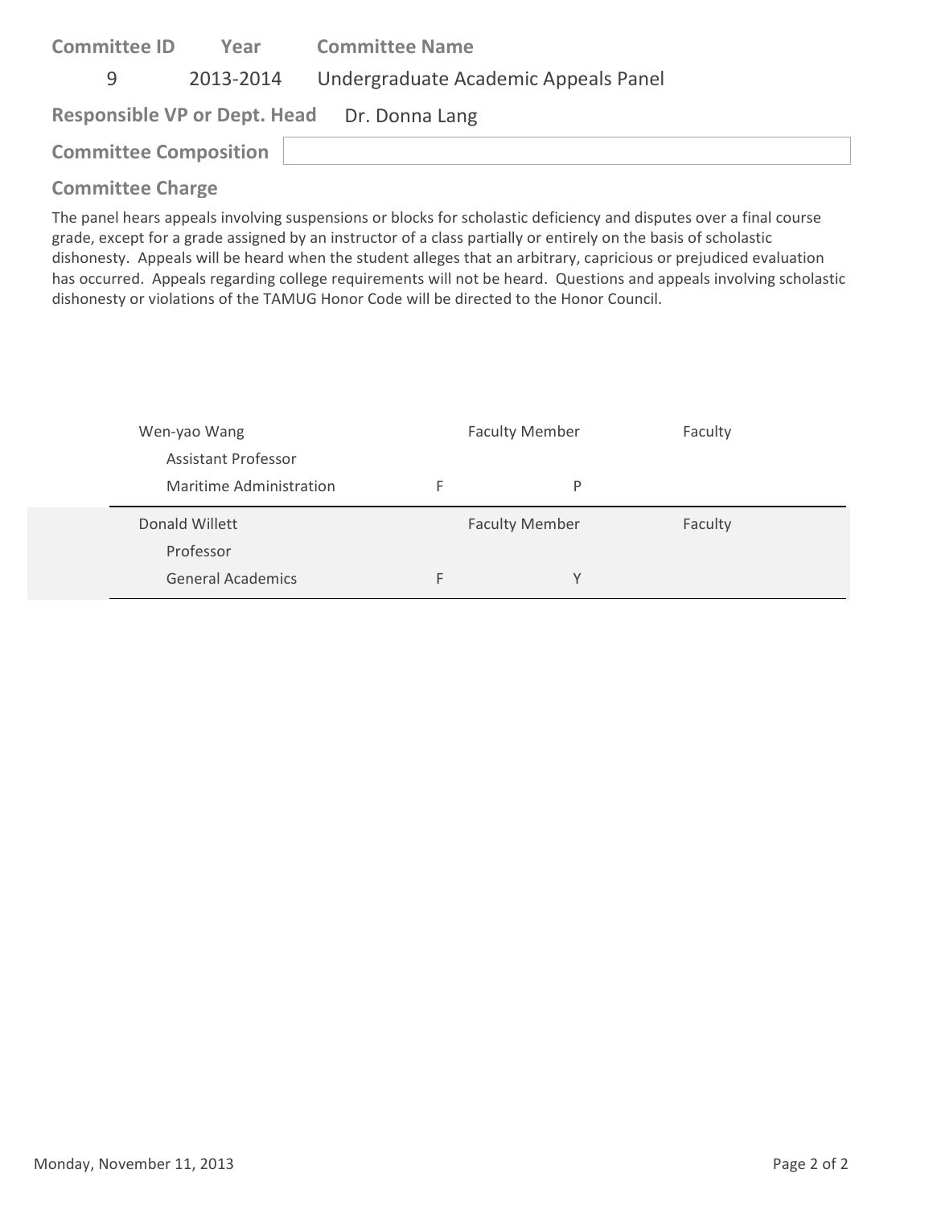| Committee ID | Year | Committee Name |
|---|---|---|
| 9 | 2013-2014 | Undergraduate Academic Appeals Panel |

**Responsible VP or Dept. Head** Dr. Donna Lang

**Committee Composition**

## Committee Charge

The panel hears appeals involving suspensions or blocks for scholastic deficiency and disputes over a final course grade, except for a grade assigned by an instructor of a class partially or entirely on the basis of scholastic dishonesty. Appeals will be heard when the student alleges that an arbitrary, capricious or prejudiced evaluation has occurred. Appeals regarding college requirements will not be heard. Questions and appeals involving scholastic dishonesty or violations of the TAMUG Honor Code will be directed to the Honor Council.

| Name / Title / Department | | | Role | Category |
|---|---|---|---|---|
| Wen-yao Wang<br>Assistant Professor<br>Maritime Administration | F | P | Faculty Member | Faculty |
| Donald Willett<br>Professor<br>General Academics | F | Y | Faculty Member | Faculty |

Monday, November 11, 2013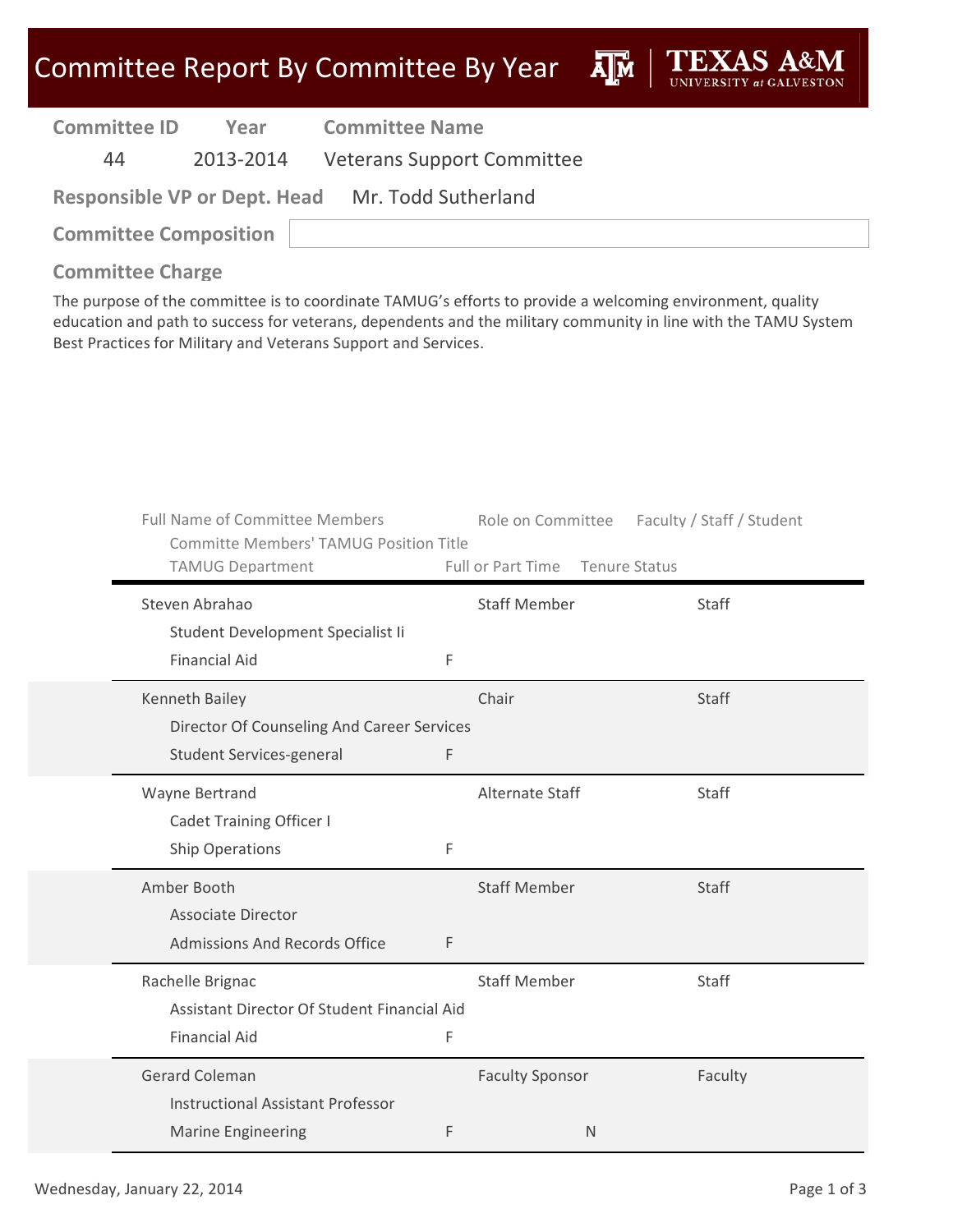# Committee Report By Committee By Year

| Committee ID | Year | Committee Name |
|---|---|---|
| 44 | 2013-2014 | Veterans Support Committee |

**Responsible VP or Dept. Head** Mr. Todd Sutherland

**Committee Composition**

**Committee Charge**

The purpose of the committee is to coordinate TAMUG's efforts to provide a welcoming environment, quality education and path to success for veterans, dependents and the military community in line with the TAMU System Best Practices for Military and Veterans Support and Services.

| Full Name of Committee Members / Committe Members' TAMUG Position Title / TAMUG Department | Full or Part Time | Role on Committee | Tenure Status | Faculty / Staff / Student |
|---|---|---|---|---|
| Steven Abrahao<br>Student Development Specialist Ii<br>Financial Aid | F | Staff Member | | Staff |
| Kenneth Bailey<br>Director Of Counseling And Career Services<br>Student Services-general | F | Chair | | Staff |
| Wayne Bertrand<br>Cadet Training Officer I<br>Ship Operations | F | Alternate Staff | | Staff |
| Amber Booth<br>Associate Director<br>Admissions And Records Office | F | Staff Member | | Staff |
| Rachelle Brignac<br>Assistant Director Of Student Financial Aid<br>Financial Aid | F | Staff Member | | Staff |
| Gerard Coleman<br>Instructional Assistant Professor<br>Marine Engineering | F | Faculty Sponsor | N | Faculty |

Wednesday, January 22, 2014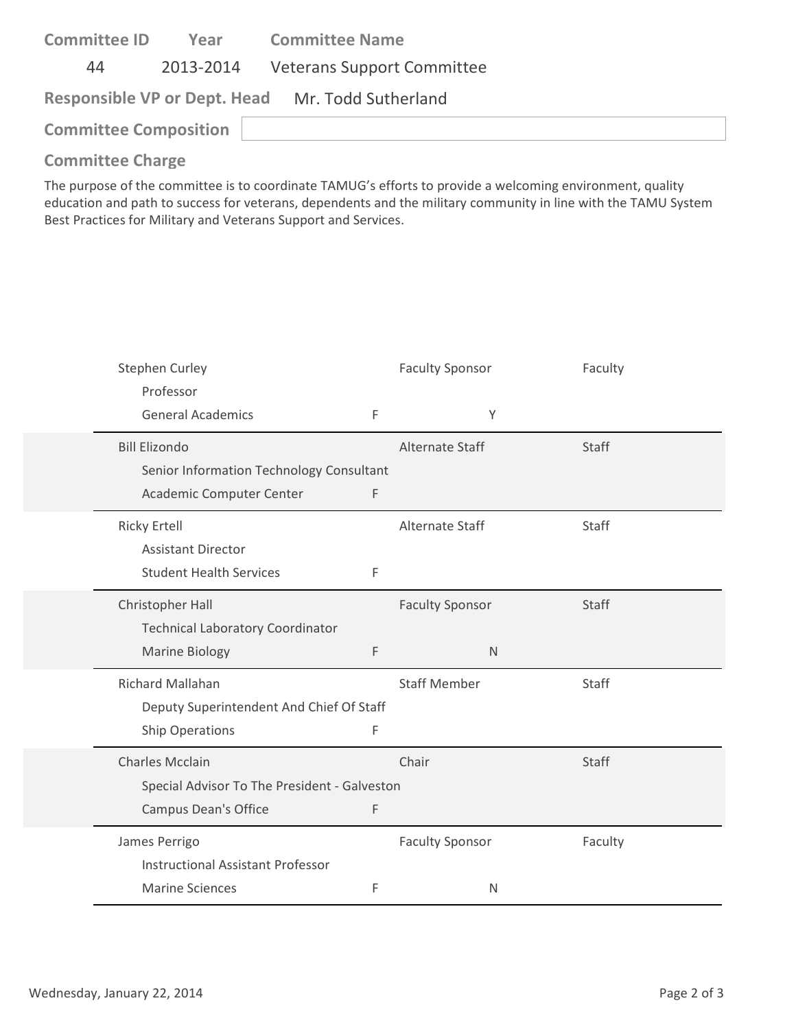| Committee ID | Year | Committee Name |
|---|---|---|
| 44 | 2013-2014 | Veterans Support Committee |

**Responsible VP or Dept. Head** Mr. Todd Sutherland

**Committee Composition**

**Committee Charge**

The purpose of the committee is to coordinate TAMUG's efforts to provide a welcoming environment, quality education and path to success for veterans, dependents and the military community in line with the TAMU System Best Practices for Military and Veterans Support and Services.

| Name / Title / Department | | Role | | Type |
|---|---|---|---|---|
| Stephen Curley<br>Professor<br>General Academics | F | Faculty Sponsor | Y | Faculty |
| Bill Elizondo<br>Senior Information Technology Consultant<br>Academic Computer Center | F | Alternate Staff | | Staff |
| Ricky Ertell<br>Assistant Director<br>Student Health Services | F | Alternate Staff | | Staff |
| Christopher Hall<br>Technical Laboratory Coordinator<br>Marine Biology | F | Faculty Sponsor | N | Staff |
| Richard Mallahan<br>Deputy Superintendent And Chief Of Staff<br>Ship Operations | F | Staff Member | | Staff |
| Charles Mcclain<br>Special Advisor To The President - Galveston<br>Campus Dean's Office | F | Chair | | Staff |
| James Perrigo<br>Instructional Assistant Professor<br>Marine Sciences | F | Faculty Sponsor | N | Faculty |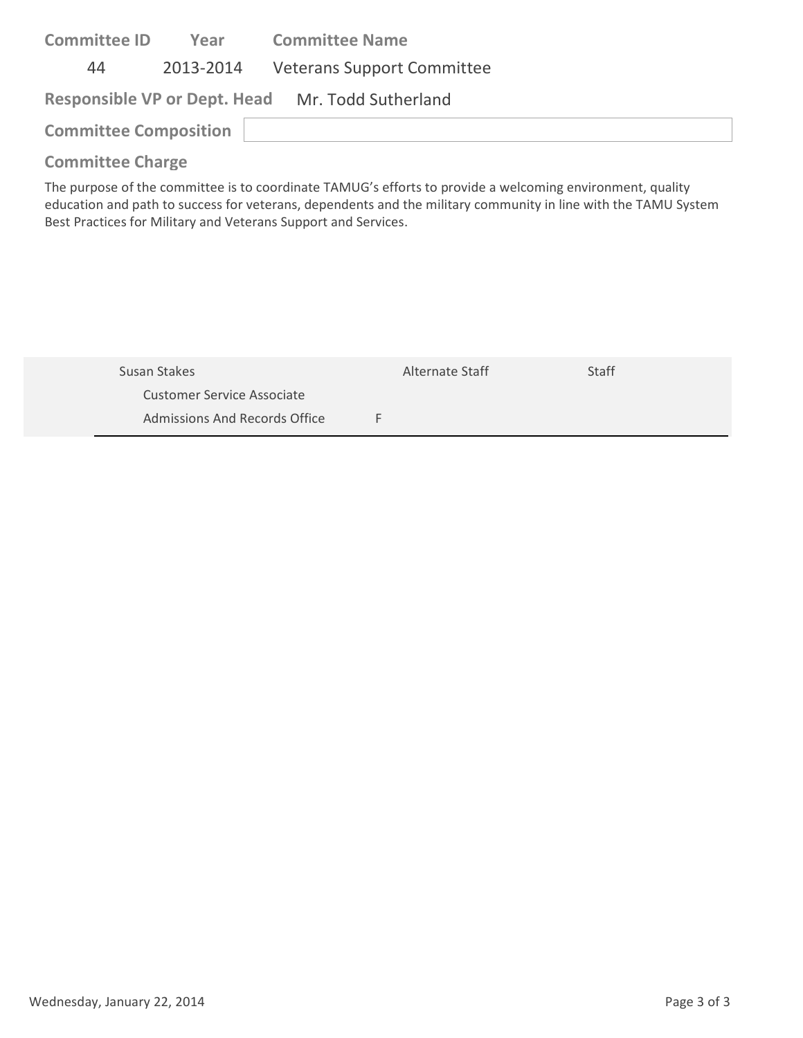| Committee ID | Year | Committee Name |
|---|---|---|
| 44 | 2013-2014 | Veterans Support Committee |

**Responsible VP or Dept. Head** Mr. Todd Sutherland

**Committee Composition**

## Committee Charge

The purpose of the committee is to coordinate TAMUG's efforts to provide a welcoming environment, quality education and path to success for veterans, dependents and the military community in line with the TAMU System Best Practices for Military and Veterans Support and Services.

| Name | | Role | Type |
|---|---|---|---|
| Susan Stakes | | Alternate Staff | Staff |
| Customer Service Associate | | | |
| Admissions And Records Office | F | | |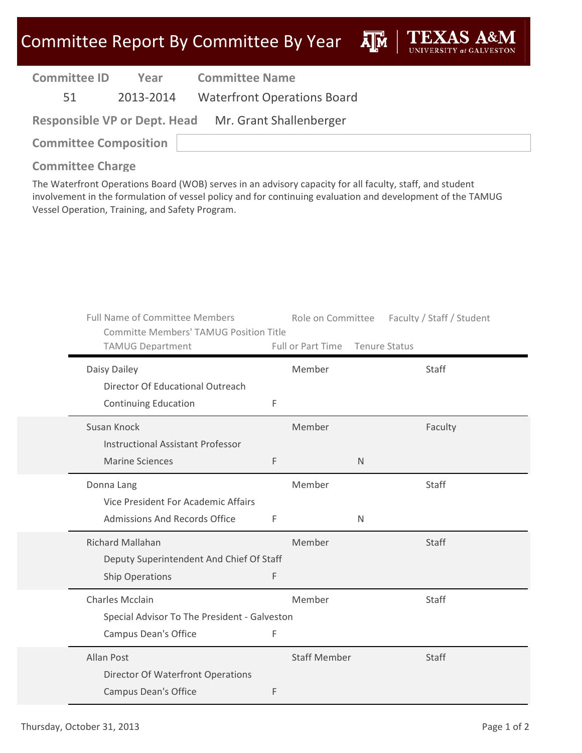# Committee Report By Committee By Year

| Committee ID | Year | Committee Name |
|---|---|---|
| 51 | 2013-2014 | Waterfront Operations Board |

**Responsible VP or Dept. Head** Mr. Grant Shallenberger

**Committee Composition**

**Committee Charge**

The Waterfront Operations Board (WOB) serves in an advisory capacity for all faculty, staff, and student involvement in the formulation of vessel policy and for continuing evaluation and development of the TAMUG Vessel Operation, Training, and Safety Program.

| Full Name of Committee Members / Committe Members' TAMUG Position Title / TAMUG Department | Full or Part Time | Role on Committee | Tenure Status | Faculty / Staff / Student |
|---|---|---|---|---|
| Daisy Dailey / Director Of Educational Outreach / Continuing Education | F | Member | | Staff |
| Susan Knock / Instructional Assistant Professor / Marine Sciences | F | Member | N | Faculty |
| Donna Lang / Vice President For Academic Affairs / Admissions And Records Office | F | Member | N | Staff |
| Richard Mallahan / Deputy Superintendent And Chief Of Staff / Ship Operations | F | Member | | Staff |
| Charles Mcclain / Special Advisor To The President - Galveston / Campus Dean's Office | F | Member | | Staff |
| Allan Post / Director Of Waterfront Operations / Campus Dean's Office | F | Staff Member | | Staff |

Thursday, October 31, 2013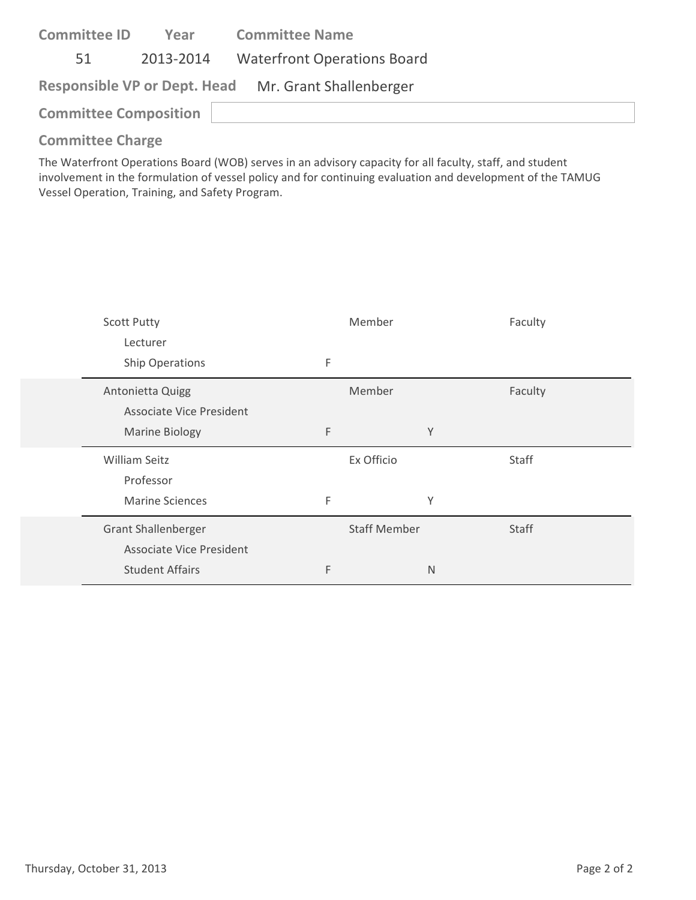| Committee ID | Year | Committee Name |
|---|---|---|
| 51 | 2013-2014 | Waterfront Operations Board |

**Responsible VP or Dept. Head** Mr. Grant Shallenberger

**Committee Composition**

## Committee Charge

The Waterfront Operations Board (WOB) serves in an advisory capacity for all faculty, staff, and student involvement in the formulation of vessel policy and for continuing evaluation and development of the TAMUG Vessel Operation, Training, and Safety Program.

| | | | | |
|---|---|---|---|---|
| Scott Putty<br>Lecturer<br>Ship Operations | F | Member | | Faculty |
| Antonietta Quigg<br>Associate Vice President<br>Marine Biology | F | Member | Y | Faculty |
| William Seitz<br>Professor<br>Marine Sciences | F | Ex Officio | Y | Staff |
| Grant Shallenberger<br>Associate Vice President<br>Student Affairs | F | Staff Member | N | Staff |